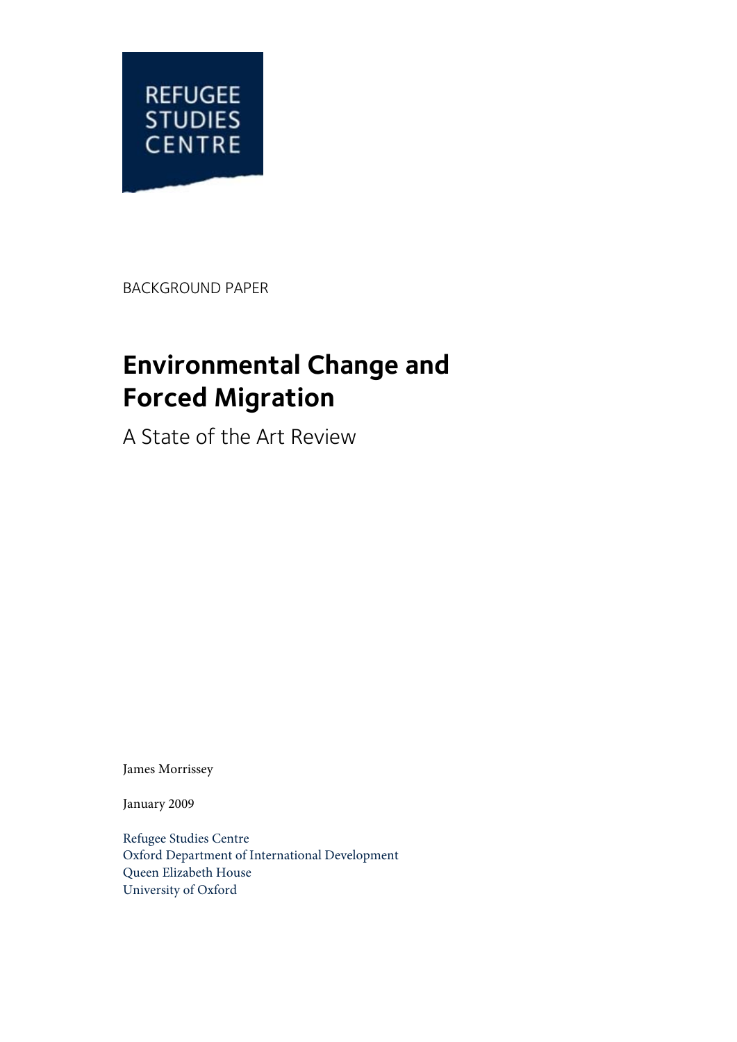REFUGEE STUDIES CENTRE

BACKGROUND PAPER

# Environmental Change and Forced Migration

## A State of the Art Review

James Morrissey

January 2009

Refugee Studies Centre
Oxford Department of International Development
Queen Elizabeth House
University of Oxford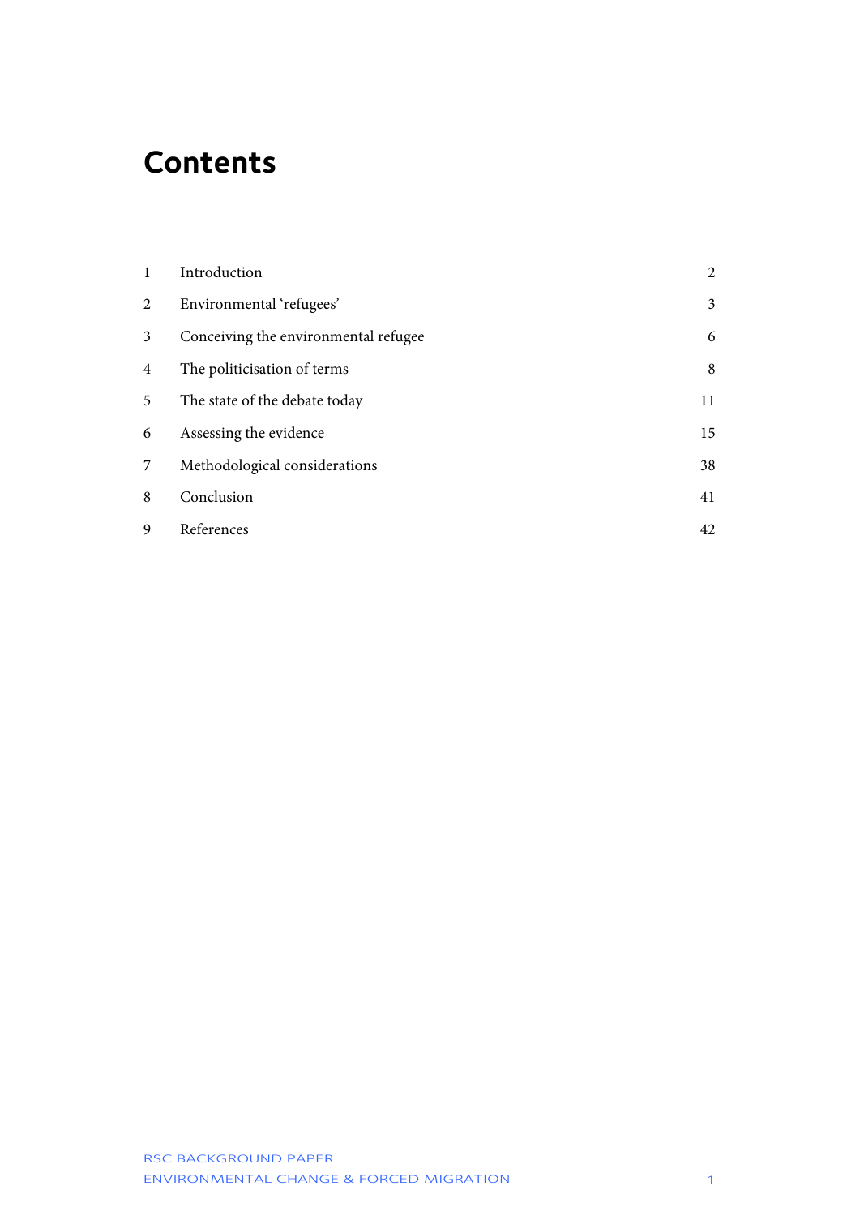# Contents

| | | |
|---|---|---|
| 1 | Introduction | 2 |
| 2 | Environmental 'refugees' | 3 |
| 3 | Conceiving the environmental refugee | 6 |
| 4 | The politicisation of terms | 8 |
| 5 | The state of the debate today | 11 |
| 6 | Assessing the evidence | 15 |
| 7 | Methodological considerations | 38 |
| 8 | Conclusion | 41 |
| 9 | References | 42 |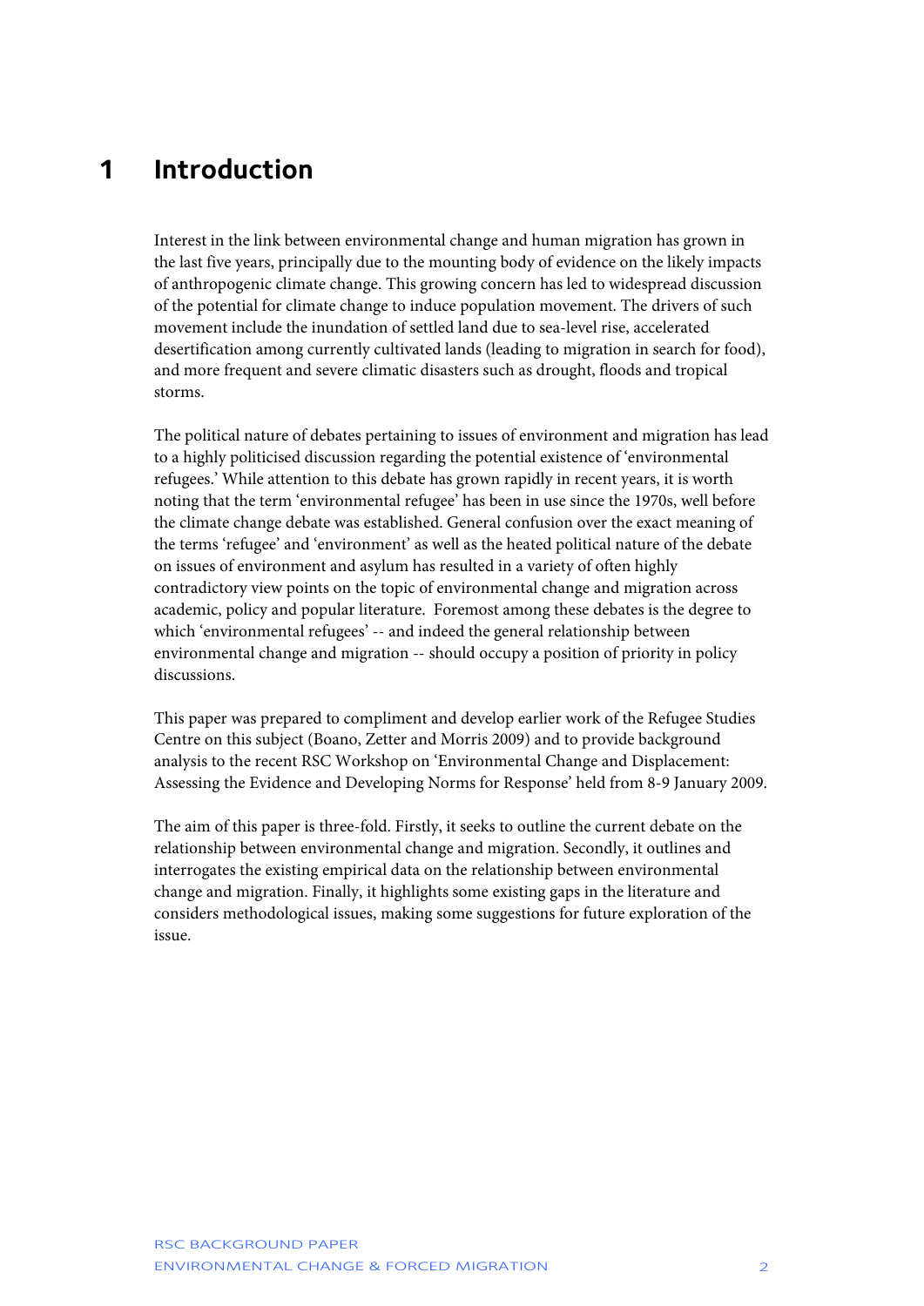# 1 Introduction

Interest in the link between environmental change and human migration has grown in the last five years, principally due to the mounting body of evidence on the likely impacts of anthropogenic climate change. This growing concern has led to widespread discussion of the potential for climate change to induce population movement. The drivers of such movement include the inundation of settled land due to sea-level rise, accelerated desertification among currently cultivated lands (leading to migration in search for food), and more frequent and severe climatic disasters such as drought, floods and tropical storms.

The political nature of debates pertaining to issues of environment and migration has lead to a highly politicised discussion regarding the potential existence of 'environmental refugees.' While attention to this debate has grown rapidly in recent years, it is worth noting that the term 'environmental refugee' has been in use since the 1970s, well before the climate change debate was established. General confusion over the exact meaning of the terms 'refugee' and 'environment' as well as the heated political nature of the debate on issues of environment and asylum has resulted in a variety of often highly contradictory view points on the topic of environmental change and migration across academic, policy and popular literature. Foremost among these debates is the degree to which 'environmental refugees' -- and indeed the general relationship between environmental change and migration -- should occupy a position of priority in policy discussions.

This paper was prepared to compliment and develop earlier work of the Refugee Studies Centre on this subject (Boano, Zetter and Morris 2009) and to provide background analysis to the recent RSC Workshop on 'Environmental Change and Displacement: Assessing the Evidence and Developing Norms for Response' held from 8-9 January 2009.

The aim of this paper is three-fold. Firstly, it seeks to outline the current debate on the relationship between environmental change and migration. Secondly, it outlines and interrogates the existing empirical data on the relationship between environmental change and migration. Finally, it highlights some existing gaps in the literature and considers methodological issues, making some suggestions for future exploration of the issue.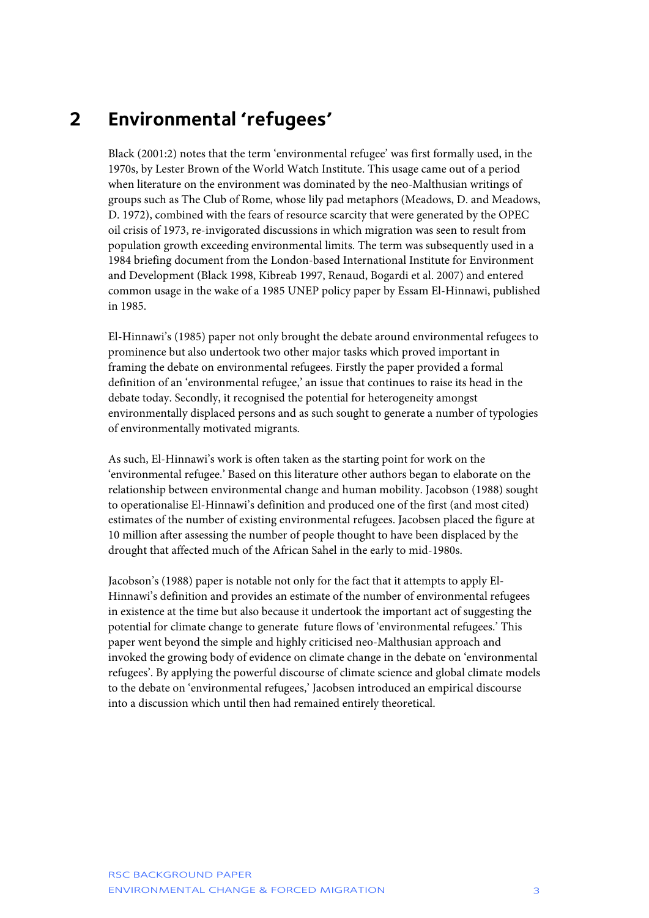## 2 Environmental 'refugees'

Black (2001:2) notes that the term 'environmental refugee' was first formally used, in the 1970s, by Lester Brown of the World Watch Institute. This usage came out of a period when literature on the environment was dominated by the neo-Malthusian writings of groups such as The Club of Rome, whose lily pad metaphors (Meadows, D. and Meadows, D. 1972), combined with the fears of resource scarcity that were generated by the OPEC oil crisis of 1973, re-invigorated discussions in which migration was seen to result from population growth exceeding environmental limits. The term was subsequently used in a 1984 briefing document from the London-based International Institute for Environment and Development (Black 1998, Kibreab 1997, Renaud, Bogardi et al. 2007) and entered common usage in the wake of a 1985 UNEP policy paper by Essam El-Hinnawi, published in 1985.

El-Hinnawi's (1985) paper not only brought the debate around environmental refugees to prominence but also undertook two other major tasks which proved important in framing the debate on environmental refugees. Firstly the paper provided a formal definition of an 'environmental refugee,' an issue that continues to raise its head in the debate today. Secondly, it recognised the potential for heterogeneity amongst environmentally displaced persons and as such sought to generate a number of typologies of environmentally motivated migrants.

As such, El-Hinnawi's work is often taken as the starting point for work on the 'environmental refugee.' Based on this literature other authors began to elaborate on the relationship between environmental change and human mobility. Jacobson (1988) sought to operationalise El-Hinnawi's definition and produced one of the first (and most cited) estimates of the number of existing environmental refugees. Jacobsen placed the figure at 10 million after assessing the number of people thought to have been displaced by the drought that affected much of the African Sahel in the early to mid-1980s.

Jacobson's (1988) paper is notable not only for the fact that it attempts to apply El-Hinnawi's definition and provides an estimate of the number of environmental refugees in existence at the time but also because it undertook the important act of suggesting the potential for climate change to generate future flows of 'environmental refugees.' This paper went beyond the simple and highly criticised neo-Malthusian approach and invoked the growing body of evidence on climate change in the debate on 'environmental refugees'. By applying the powerful discourse of climate science and global climate models to the debate on 'environmental refugees,' Jacobsen introduced an empirical discourse into a discussion which until then had remained entirely theoretical.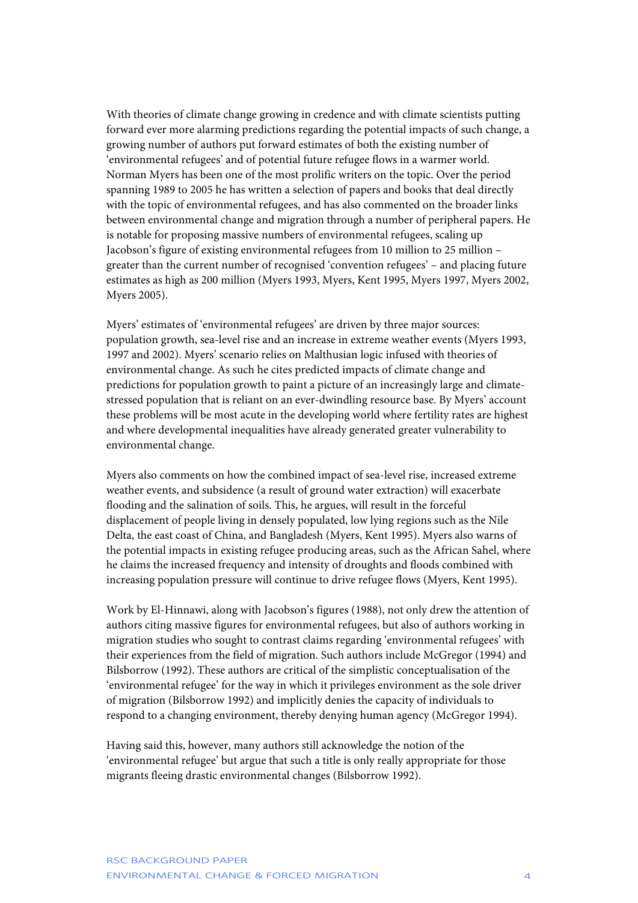With theories of climate change growing in credence and with climate scientists putting forward ever more alarming predictions regarding the potential impacts of such change, a growing number of authors put forward estimates of both the existing number of 'environmental refugees' and of potential future refugee flows in a warmer world. Norman Myers has been one of the most prolific writers on the topic. Over the period spanning 1989 to 2005 he has written a selection of papers and books that deal directly with the topic of environmental refugees, and has also commented on the broader links between environmental change and migration through a number of peripheral papers. He is notable for proposing massive numbers of environmental refugees, scaling up Jacobson's figure of existing environmental refugees from 10 million to 25 million – greater than the current number of recognised 'convention refugees' – and placing future estimates as high as 200 million (Myers 1993, Myers, Kent 1995, Myers 1997, Myers 2002, Myers 2005).

Myers' estimates of 'environmental refugees' are driven by three major sources: population growth, sea-level rise and an increase in extreme weather events (Myers 1993, 1997 and 2002). Myers' scenario relies on Malthusian logic infused with theories of environmental change. As such he cites predicted impacts of climate change and predictions for population growth to paint a picture of an increasingly large and climate-stressed population that is reliant on an ever-dwindling resource base. By Myers' account these problems will be most acute in the developing world where fertility rates are highest and where developmental inequalities have already generated greater vulnerability to environmental change.

Myers also comments on how the combined impact of sea-level rise, increased extreme weather events, and subsidence (a result of ground water extraction) will exacerbate flooding and the salination of soils. This, he argues, will result in the forceful displacement of people living in densely populated, low lying regions such as the Nile Delta, the east coast of China, and Bangladesh (Myers, Kent 1995). Myers also warns of the potential impacts in existing refugee producing areas, such as the African Sahel, where he claims the increased frequency and intensity of droughts and floods combined with increasing population pressure will continue to drive refugee flows (Myers, Kent 1995).

Work by El-Hinnawi, along with Jacobson's figures (1988), not only drew the attention of authors citing massive figures for environmental refugees, but also of authors working in migration studies who sought to contrast claims regarding 'environmental refugees' with their experiences from the field of migration. Such authors include McGregor (1994) and Bilsborrow (1992). These authors are critical of the simplistic conceptualisation of the 'environmental refugee' for the way in which it privileges environment as the sole driver of migration (Bilsborrow 1992) and implicitly denies the capacity of individuals to respond to a changing environment, thereby denying human agency (McGregor 1994).

Having said this, however, many authors still acknowledge the notion of the 'environmental refugee' but argue that such a title is only really appropriate for those migrants fleeing drastic environmental changes (Bilsborrow 1992).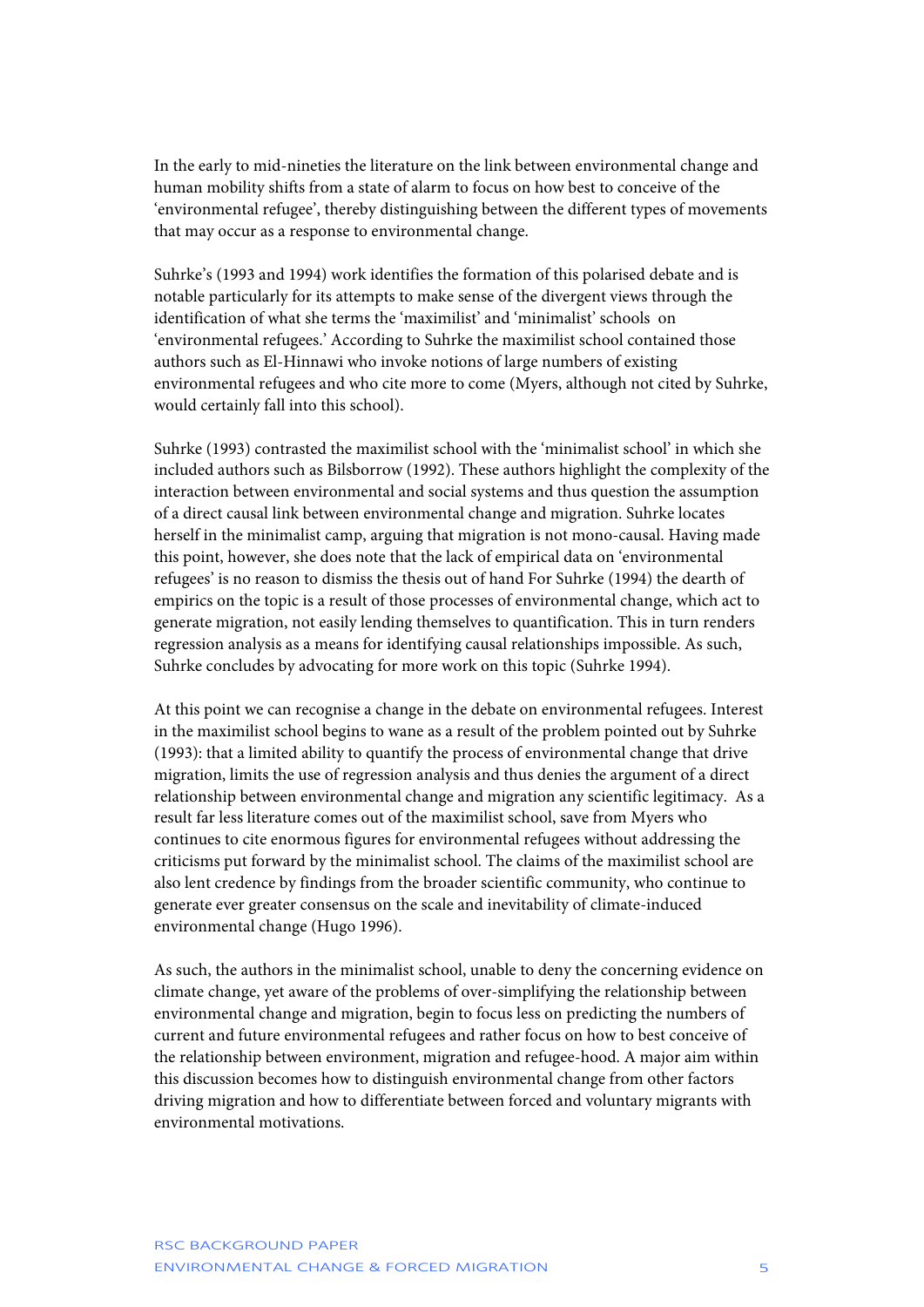In the early to mid-nineties the literature on the link between environmental change and human mobility shifts from a state of alarm to focus on how best to conceive of the 'environmental refugee', thereby distinguishing between the different types of movements that may occur as a response to environmental change.

Suhrke's (1993 and 1994) work identifies the formation of this polarised debate and is notable particularly for its attempts to make sense of the divergent views through the identification of what she terms the 'maximilist' and 'minimalist' schools on 'environmental refugees.' According to Suhrke the maximilist school contained those authors such as El-Hinnawi who invoke notions of large numbers of existing environmental refugees and who cite more to come (Myers, although not cited by Suhrke, would certainly fall into this school).

Suhrke (1993) contrasted the maximilist school with the 'minimalist school' in which she included authors such as Bilsborrow (1992). These authors highlight the complexity of the interaction between environmental and social systems and thus question the assumption of a direct causal link between environmental change and migration. Suhrke locates herself in the minimalist camp, arguing that migration is not mono-causal. Having made this point, however, she does note that the lack of empirical data on 'environmental refugees' is no reason to dismiss the thesis out of hand For Suhrke (1994) the dearth of empirics on the topic is a result of those processes of environmental change, which act to generate migration, not easily lending themselves to quantification. This in turn renders regression analysis as a means for identifying causal relationships impossible. As such, Suhrke concludes by advocating for more work on this topic (Suhrke 1994).

At this point we can recognise a change in the debate on environmental refugees. Interest in the maximilist school begins to wane as a result of the problem pointed out by Suhrke (1993): that a limited ability to quantify the process of environmental change that drive migration, limits the use of regression analysis and thus denies the argument of a direct relationship between environmental change and migration any scientific legitimacy. As a result far less literature comes out of the maximilist school, save from Myers who continues to cite enormous figures for environmental refugees without addressing the criticisms put forward by the minimalist school. The claims of the maximilist school are also lent credence by findings from the broader scientific community, who continue to generate ever greater consensus on the scale and inevitability of climate-induced environmental change (Hugo 1996).

As such, the authors in the minimalist school, unable to deny the concerning evidence on climate change, yet aware of the problems of over-simplifying the relationship between environmental change and migration, begin to focus less on predicting the numbers of current and future environmental refugees and rather focus on how to best conceive of the relationship between environment, migration and refugee-hood. A major aim within this discussion becomes how to distinguish environmental change from other factors driving migration and how to differentiate between forced and voluntary migrants with environmental motivations.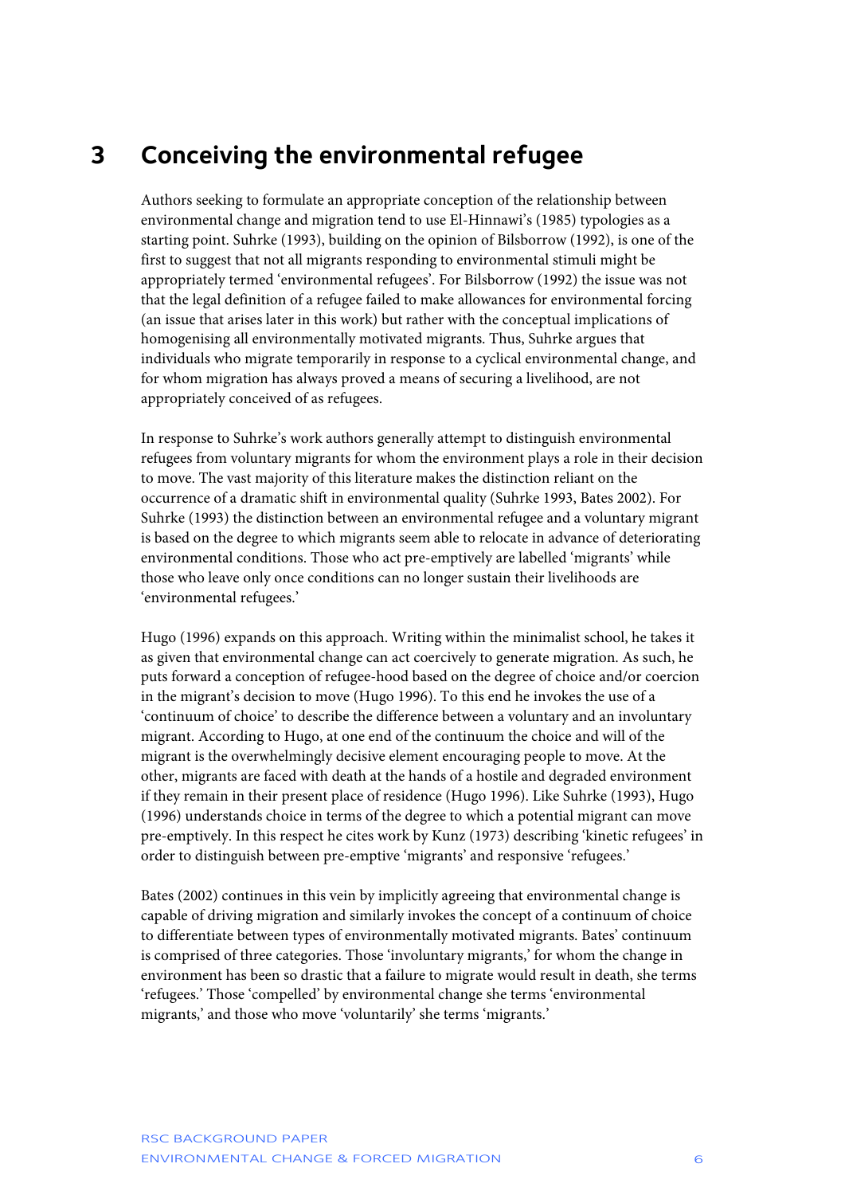# 3 Conceiving the environmental refugee

Authors seeking to formulate an appropriate conception of the relationship between environmental change and migration tend to use El-Hinnawi's (1985) typologies as a starting point. Suhrke (1993), building on the opinion of Bilsborrow (1992), is one of the first to suggest that not all migrants responding to environmental stimuli might be appropriately termed 'environmental refugees'. For Bilsborrow (1992) the issue was not that the legal definition of a refugee failed to make allowances for environmental forcing (an issue that arises later in this work) but rather with the conceptual implications of homogenising all environmentally motivated migrants. Thus, Suhrke argues that individuals who migrate temporarily in response to a cyclical environmental change, and for whom migration has always proved a means of securing a livelihood, are not appropriately conceived of as refugees.

In response to Suhrke's work authors generally attempt to distinguish environmental refugees from voluntary migrants for whom the environment plays a role in their decision to move. The vast majority of this literature makes the distinction reliant on the occurrence of a dramatic shift in environmental quality (Suhrke 1993, Bates 2002). For Suhrke (1993) the distinction between an environmental refugee and a voluntary migrant is based on the degree to which migrants seem able to relocate in advance of deteriorating environmental conditions. Those who act pre-emptively are labelled 'migrants' while those who leave only once conditions can no longer sustain their livelihoods are 'environmental refugees.'

Hugo (1996) expands on this approach. Writing within the minimalist school, he takes it as given that environmental change can act coercively to generate migration. As such, he puts forward a conception of refugee-hood based on the degree of choice and/or coercion in the migrant's decision to move (Hugo 1996). To this end he invokes the use of a 'continuum of choice' to describe the difference between a voluntary and an involuntary migrant. According to Hugo, at one end of the continuum the choice and will of the migrant is the overwhelmingly decisive element encouraging people to move. At the other, migrants are faced with death at the hands of a hostile and degraded environment if they remain in their present place of residence (Hugo 1996). Like Suhrke (1993), Hugo (1996) understands choice in terms of the degree to which a potential migrant can move pre-emptively. In this respect he cites work by Kunz (1973) describing 'kinetic refugees' in order to distinguish between pre-emptive 'migrants' and responsive 'refugees.'

Bates (2002) continues in this vein by implicitly agreeing that environmental change is capable of driving migration and similarly invokes the concept of a continuum of choice to differentiate between types of environmentally motivated migrants. Bates' continuum is comprised of three categories. Those 'involuntary migrants,' for whom the change in environment has been so drastic that a failure to migrate would result in death, she terms 'refugees.' Those 'compelled' by environmental change she terms 'environmental migrants,' and those who move 'voluntarily' she terms 'migrants.'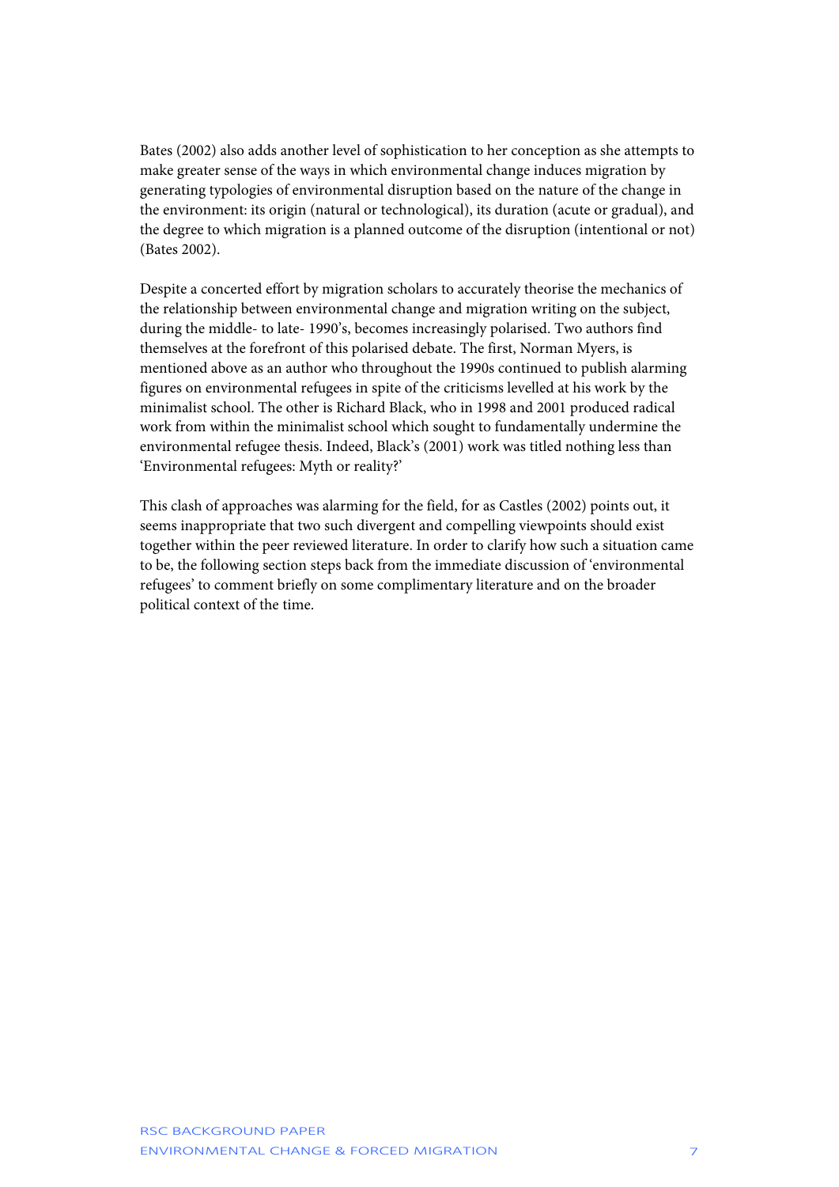Bates (2002) also adds another level of sophistication to her conception as she attempts to make greater sense of the ways in which environmental change induces migration by generating typologies of environmental disruption based on the nature of the change in the environment: its origin (natural or technological), its duration (acute or gradual), and the degree to which migration is a planned outcome of the disruption (intentional or not) (Bates 2002).

Despite a concerted effort by migration scholars to accurately theorise the mechanics of the relationship between environmental change and migration writing on the subject, during the middle- to late- 1990's, becomes increasingly polarised. Two authors find themselves at the forefront of this polarised debate. The first, Norman Myers, is mentioned above as an author who throughout the 1990s continued to publish alarming figures on environmental refugees in spite of the criticisms levelled at his work by the minimalist school. The other is Richard Black, who in 1998 and 2001 produced radical work from within the minimalist school which sought to fundamentally undermine the environmental refugee thesis. Indeed, Black's (2001) work was titled nothing less than 'Environmental refugees: Myth or reality?'

This clash of approaches was alarming for the field, for as Castles (2002) points out, it seems inappropriate that two such divergent and compelling viewpoints should exist together within the peer reviewed literature. In order to clarify how such a situation came to be, the following section steps back from the immediate discussion of 'environmental refugees' to comment briefly on some complimentary literature and on the broader political context of the time.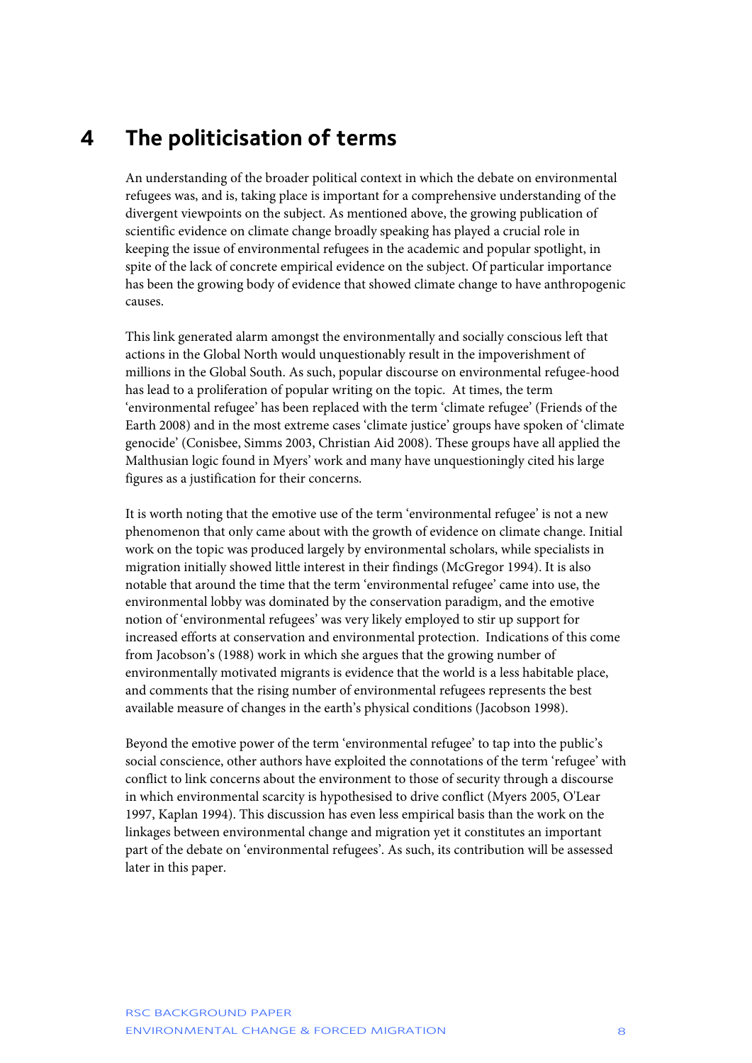# 4 The politicisation of terms

An understanding of the broader political context in which the debate on environmental refugees was, and is, taking place is important for a comprehensive understanding of the divergent viewpoints on the subject. As mentioned above, the growing publication of scientific evidence on climate change broadly speaking has played a crucial role in keeping the issue of environmental refugees in the academic and popular spotlight, in spite of the lack of concrete empirical evidence on the subject. Of particular importance has been the growing body of evidence that showed climate change to have anthropogenic causes.

This link generated alarm amongst the environmentally and socially conscious left that actions in the Global North would unquestionably result in the impoverishment of millions in the Global South. As such, popular discourse on environmental refugee-hood has lead to a proliferation of popular writing on the topic. At times, the term 'environmental refugee' has been replaced with the term 'climate refugee' (Friends of the Earth 2008) and in the most extreme cases 'climate justice' groups have spoken of 'climate genocide' (Conisbee, Simms 2003, Christian Aid 2008). These groups have all applied the Malthusian logic found in Myers' work and many have unquestioningly cited his large figures as a justification for their concerns.

It is worth noting that the emotive use of the term 'environmental refugee' is not a new phenomenon that only came about with the growth of evidence on climate change. Initial work on the topic was produced largely by environmental scholars, while specialists in migration initially showed little interest in their findings (McGregor 1994). It is also notable that around the time that the term 'environmental refugee' came into use, the environmental lobby was dominated by the conservation paradigm, and the emotive notion of 'environmental refugees' was very likely employed to stir up support for increased efforts at conservation and environmental protection. Indications of this come from Jacobson's (1988) work in which she argues that the growing number of environmentally motivated migrants is evidence that the world is a less habitable place, and comments that the rising number of environmental refugees represents the best available measure of changes in the earth's physical conditions (Jacobson 1998).

Beyond the emotive power of the term 'environmental refugee' to tap into the public's social conscience, other authors have exploited the connotations of the term 'refugee' with conflict to link concerns about the environment to those of security through a discourse in which environmental scarcity is hypothesised to drive conflict (Myers 2005, O'Lear 1997, Kaplan 1994). This discussion has even less empirical basis than the work on the linkages between environmental change and migration yet it constitutes an important part of the debate on 'environmental refugees'. As such, its contribution will be assessed later in this paper.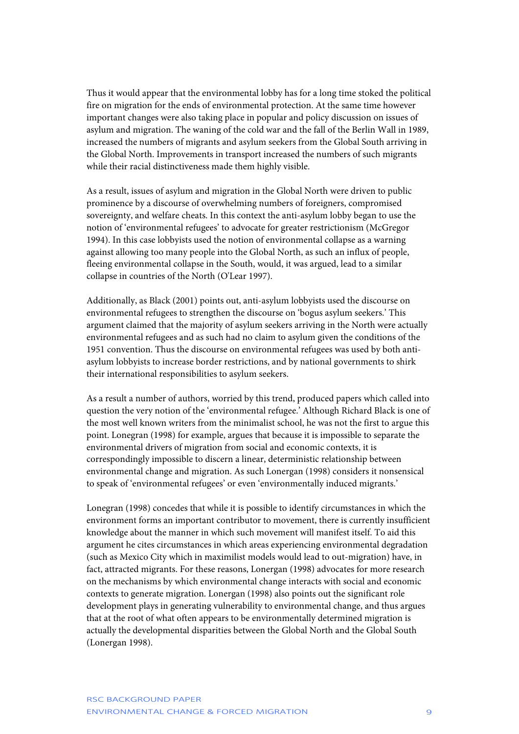Thus it would appear that the environmental lobby has for a long time stoked the political fire on migration for the ends of environmental protection. At the same time however important changes were also taking place in popular and policy discussion on issues of asylum and migration. The waning of the cold war and the fall of the Berlin Wall in 1989, increased the numbers of migrants and asylum seekers from the Global South arriving in the Global North. Improvements in transport increased the numbers of such migrants while their racial distinctiveness made them highly visible.

As a result, issues of asylum and migration in the Global North were driven to public prominence by a discourse of overwhelming numbers of foreigners, compromised sovereignty, and welfare cheats. In this context the anti-asylum lobby began to use the notion of 'environmental refugees' to advocate for greater restrictionism (McGregor 1994). In this case lobbyists used the notion of environmental collapse as a warning against allowing too many people into the Global North, as such an influx of people, fleeing environmental collapse in the South, would, it was argued, lead to a similar collapse in countries of the North (O'Lear 1997).

Additionally, as Black (2001) points out, anti-asylum lobbyists used the discourse on environmental refugees to strengthen the discourse on 'bogus asylum seekers.' This argument claimed that the majority of asylum seekers arriving in the North were actually environmental refugees and as such had no claim to asylum given the conditions of the 1951 convention. Thus the discourse on environmental refugees was used by both anti-asylum lobbyists to increase border restrictions, and by national governments to shirk their international responsibilities to asylum seekers.

As a result a number of authors, worried by this trend, produced papers which called into question the very notion of the 'environmental refugee.' Although Richard Black is one of the most well known writers from the minimalist school, he was not the first to argue this point. Lonegran (1998) for example, argues that because it is impossible to separate the environmental drivers of migration from social and economic contexts, it is correspondingly impossible to discern a linear, deterministic relationship between environmental change and migration. As such Lonergan (1998) considers it nonsensical to speak of 'environmental refugees' or even 'environmentally induced migrants.'

Lonegran (1998) concedes that while it is possible to identify circumstances in which the environment forms an important contributor to movement, there is currently insufficient knowledge about the manner in which such movement will manifest itself. To aid this argument he cites circumstances in which areas experiencing environmental degradation (such as Mexico City which in maximilist models would lead to out-migration) have, in fact, attracted migrants. For these reasons, Lonergan (1998) advocates for more research on the mechanisms by which environmental change interacts with social and economic contexts to generate migration. Lonergan (1998) also points out the significant role development plays in generating vulnerability to environmental change, and thus argues that at the root of what often appears to be environmentally determined migration is actually the developmental disparities between the Global North and the Global South (Lonergan 1998).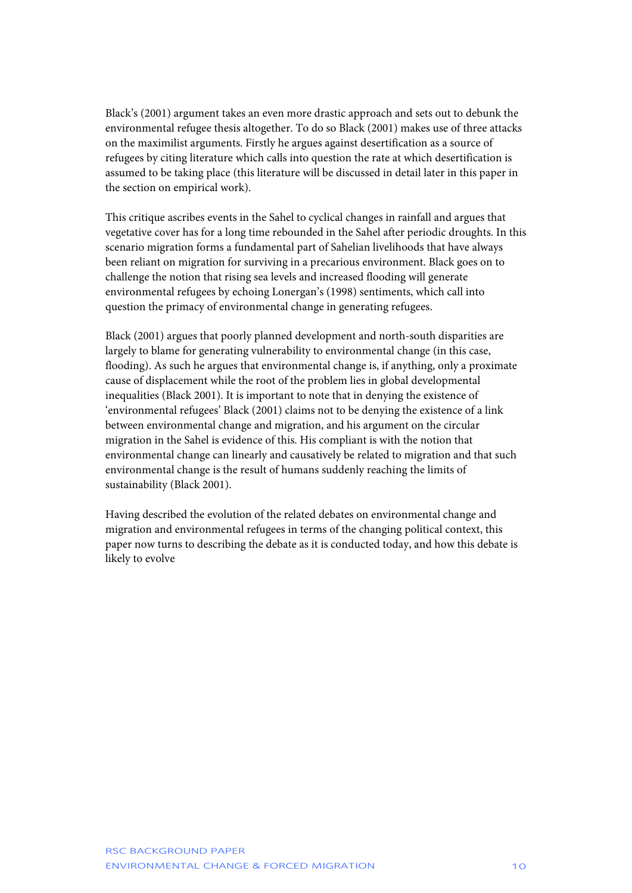Black's (2001) argument takes an even more drastic approach and sets out to debunk the environmental refugee thesis altogether. To do so Black (2001) makes use of three attacks on the maximilist arguments. Firstly he argues against desertification as a source of refugees by citing literature which calls into question the rate at which desertification is assumed to be taking place (this literature will be discussed in detail later in this paper in the section on empirical work).

This critique ascribes events in the Sahel to cyclical changes in rainfall and argues that vegetative cover has for a long time rebounded in the Sahel after periodic droughts. In this scenario migration forms a fundamental part of Sahelian livelihoods that have always been reliant on migration for surviving in a precarious environment. Black goes on to challenge the notion that rising sea levels and increased flooding will generate environmental refugees by echoing Lonergan's (1998) sentiments, which call into question the primacy of environmental change in generating refugees.

Black (2001) argues that poorly planned development and north-south disparities are largely to blame for generating vulnerability to environmental change (in this case, flooding). As such he argues that environmental change is, if anything, only a proximate cause of displacement while the root of the problem lies in global developmental inequalities (Black 2001). It is important to note that in denying the existence of 'environmental refugees' Black (2001) claims not to be denying the existence of a link between environmental change and migration, and his argument on the circular migration in the Sahel is evidence of this. His compliant is with the notion that environmental change can linearly and causatively be related to migration and that such environmental change is the result of humans suddenly reaching the limits of sustainability (Black 2001).

Having described the evolution of the related debates on environmental change and migration and environmental refugees in terms of the changing political context, this paper now turns to describing the debate as it is conducted today, and how this debate is likely to evolve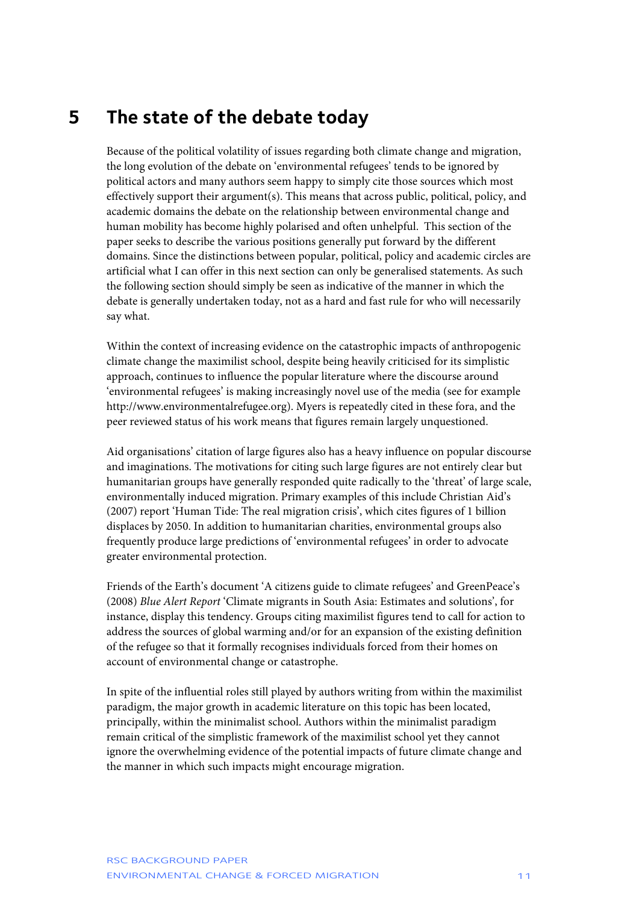# 5 The state of the debate today

Because of the political volatility of issues regarding both climate change and migration, the long evolution of the debate on 'environmental refugees' tends to be ignored by political actors and many authors seem happy to simply cite those sources which most effectively support their argument(s). This means that across public, political, policy, and academic domains the debate on the relationship between environmental change and human mobility has become highly polarised and often unhelpful. This section of the paper seeks to describe the various positions generally put forward by the different domains. Since the distinctions between popular, political, policy and academic circles are artificial what I can offer in this next section can only be generalised statements. As such the following section should simply be seen as indicative of the manner in which the debate is generally undertaken today, not as a hard and fast rule for who will necessarily say what.

Within the context of increasing evidence on the catastrophic impacts of anthropogenic climate change the maximilist school, despite being heavily criticised for its simplistic approach, continues to influence the popular literature where the discourse around 'environmental refugees' is making increasingly novel use of the media (see for example http://www.environmentalrefugee.org). Myers is repeatedly cited in these fora, and the peer reviewed status of his work means that figures remain largely unquestioned.

Aid organisations' citation of large figures also has a heavy influence on popular discourse and imaginations. The motivations for citing such large figures are not entirely clear but humanitarian groups have generally responded quite radically to the 'threat' of large scale, environmentally induced migration. Primary examples of this include Christian Aid's (2007) report 'Human Tide: The real migration crisis', which cites figures of 1 billion displaces by 2050. In addition to humanitarian charities, environmental groups also frequently produce large predictions of 'environmental refugees' in order to advocate greater environmental protection.

Friends of the Earth's document 'A citizens guide to climate refugees' and GreenPeace's (2008) *Blue Alert Report* 'Climate migrants in South Asia: Estimates and solutions', for instance, display this tendency. Groups citing maximilist figures tend to call for action to address the sources of global warming and/or for an expansion of the existing definition of the refugee so that it formally recognises individuals forced from their homes on account of environmental change or catastrophe.

In spite of the influential roles still played by authors writing from within the maximilist paradigm, the major growth in academic literature on this topic has been located, principally, within the minimalist school. Authors within the minimalist paradigm remain critical of the simplistic framework of the maximilist school yet they cannot ignore the overwhelming evidence of the potential impacts of future climate change and the manner in which such impacts might encourage migration.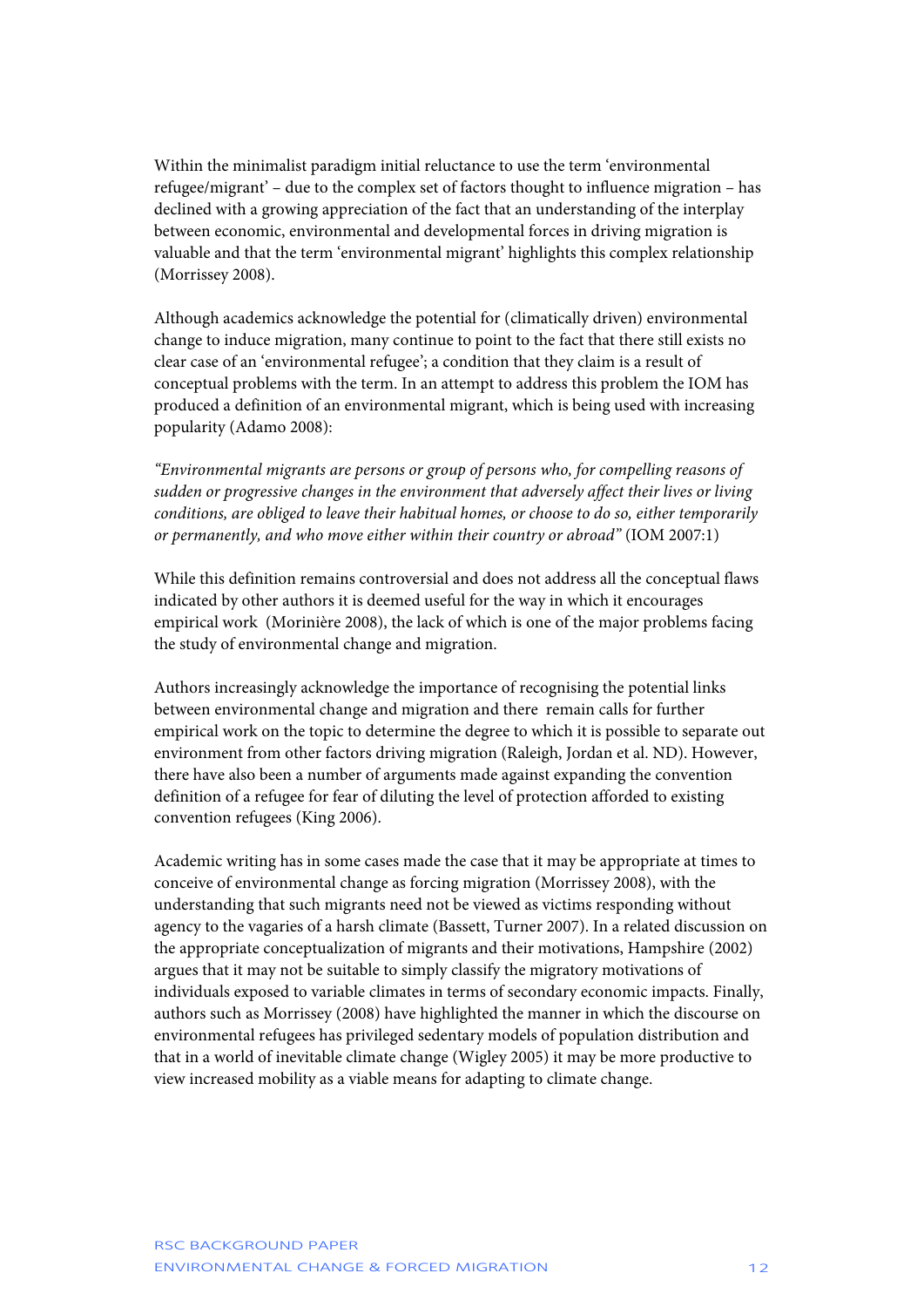Within the minimalist paradigm initial reluctance to use the term 'environmental refugee/migrant' – due to the complex set of factors thought to influence migration – has declined with a growing appreciation of the fact that an understanding of the interplay between economic, environmental and developmental forces in driving migration is valuable and that the term 'environmental migrant' highlights this complex relationship (Morrissey 2008).

Although academics acknowledge the potential for (climatically driven) environmental change to induce migration, many continue to point to the fact that there still exists no clear case of an 'environmental refugee'; a condition that they claim is a result of conceptual problems with the term. In an attempt to address this problem the IOM has produced a definition of an environmental migrant, which is being used with increasing popularity (Adamo 2008):

*"Environmental migrants are persons or group of persons who, for compelling reasons of sudden or progressive changes in the environment that adversely affect their lives or living conditions, are obliged to leave their habitual homes, or choose to do so, either temporarily or permanently, and who move either within their country or abroad"* (IOM 2007:1)

While this definition remains controversial and does not address all the conceptual flaws indicated by other authors it is deemed useful for the way in which it encourages empirical work (Morinière 2008), the lack of which is one of the major problems facing the study of environmental change and migration.

Authors increasingly acknowledge the importance of recognising the potential links between environmental change and migration and there remain calls for further empirical work on the topic to determine the degree to which it is possible to separate out environment from other factors driving migration (Raleigh, Jordan et al. ND). However, there have also been a number of arguments made against expanding the convention definition of a refugee for fear of diluting the level of protection afforded to existing convention refugees (King 2006).

Academic writing has in some cases made the case that it may be appropriate at times to conceive of environmental change as forcing migration (Morrissey 2008), with the understanding that such migrants need not be viewed as victims responding without agency to the vagaries of a harsh climate (Bassett, Turner 2007). In a related discussion on the appropriate conceptualization of migrants and their motivations, Hampshire (2002) argues that it may not be suitable to simply classify the migratory motivations of individuals exposed to variable climates in terms of secondary economic impacts. Finally, authors such as Morrissey (2008) have highlighted the manner in which the discourse on environmental refugees has privileged sedentary models of population distribution and that in a world of inevitable climate change (Wigley 2005) it may be more productive to view increased mobility as a viable means for adapting to climate change.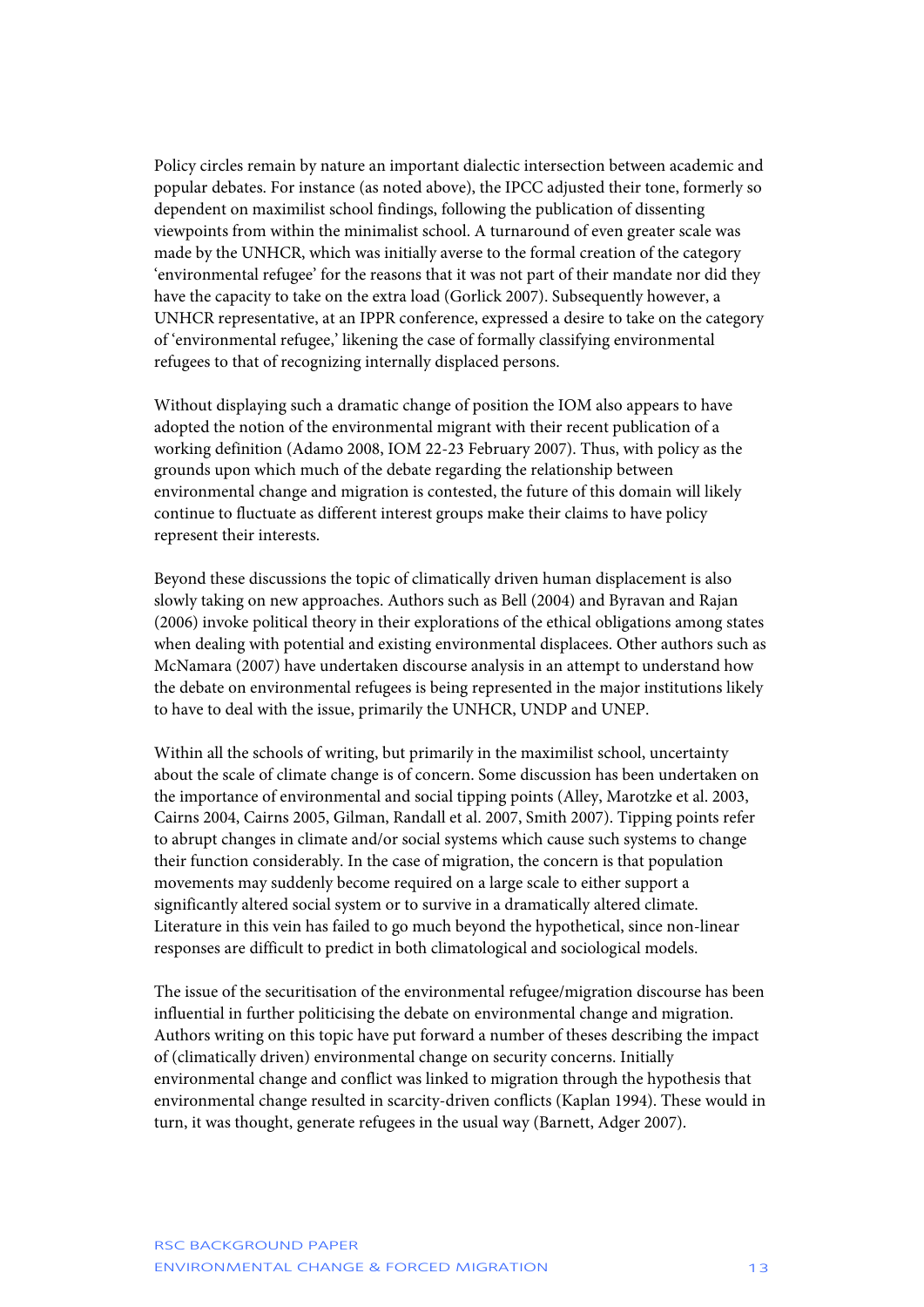Policy circles remain by nature an important dialectic intersection between academic and popular debates. For instance (as noted above), the IPCC adjusted their tone, formerly so dependent on maximilist school findings, following the publication of dissenting viewpoints from within the minimalist school. A turnaround of even greater scale was made by the UNHCR, which was initially averse to the formal creation of the category 'environmental refugee' for the reasons that it was not part of their mandate nor did they have the capacity to take on the extra load (Gorlick 2007). Subsequently however, a UNHCR representative, at an IPPR conference, expressed a desire to take on the category of 'environmental refugee,' likening the case of formally classifying environmental refugees to that of recognizing internally displaced persons.

Without displaying such a dramatic change of position the IOM also appears to have adopted the notion of the environmental migrant with their recent publication of a working definition (Adamo 2008, IOM 22-23 February 2007). Thus, with policy as the grounds upon which much of the debate regarding the relationship between environmental change and migration is contested, the future of this domain will likely continue to fluctuate as different interest groups make their claims to have policy represent their interests.

Beyond these discussions the topic of climatically driven human displacement is also slowly taking on new approaches. Authors such as Bell (2004) and Byravan and Rajan (2006) invoke political theory in their explorations of the ethical obligations among states when dealing with potential and existing environmental displacees. Other authors such as McNamara (2007) have undertaken discourse analysis in an attempt to understand how the debate on environmental refugees is being represented in the major institutions likely to have to deal with the issue, primarily the UNHCR, UNDP and UNEP.

Within all the schools of writing, but primarily in the maximilist school, uncertainty about the scale of climate change is of concern. Some discussion has been undertaken on the importance of environmental and social tipping points (Alley, Marotzke et al. 2003, Cairns 2004, Cairns 2005, Gilman, Randall et al. 2007, Smith 2007). Tipping points refer to abrupt changes in climate and/or social systems which cause such systems to change their function considerably. In the case of migration, the concern is that population movements may suddenly become required on a large scale to either support a significantly altered social system or to survive in a dramatically altered climate. Literature in this vein has failed to go much beyond the hypothetical, since non-linear responses are difficult to predict in both climatological and sociological models.

The issue of the securitisation of the environmental refugee/migration discourse has been influential in further politicising the debate on environmental change and migration. Authors writing on this topic have put forward a number of theses describing the impact of (climatically driven) environmental change on security concerns. Initially environmental change and conflict was linked to migration through the hypothesis that environmental change resulted in scarcity-driven conflicts (Kaplan 1994). These would in turn, it was thought, generate refugees in the usual way (Barnett, Adger 2007).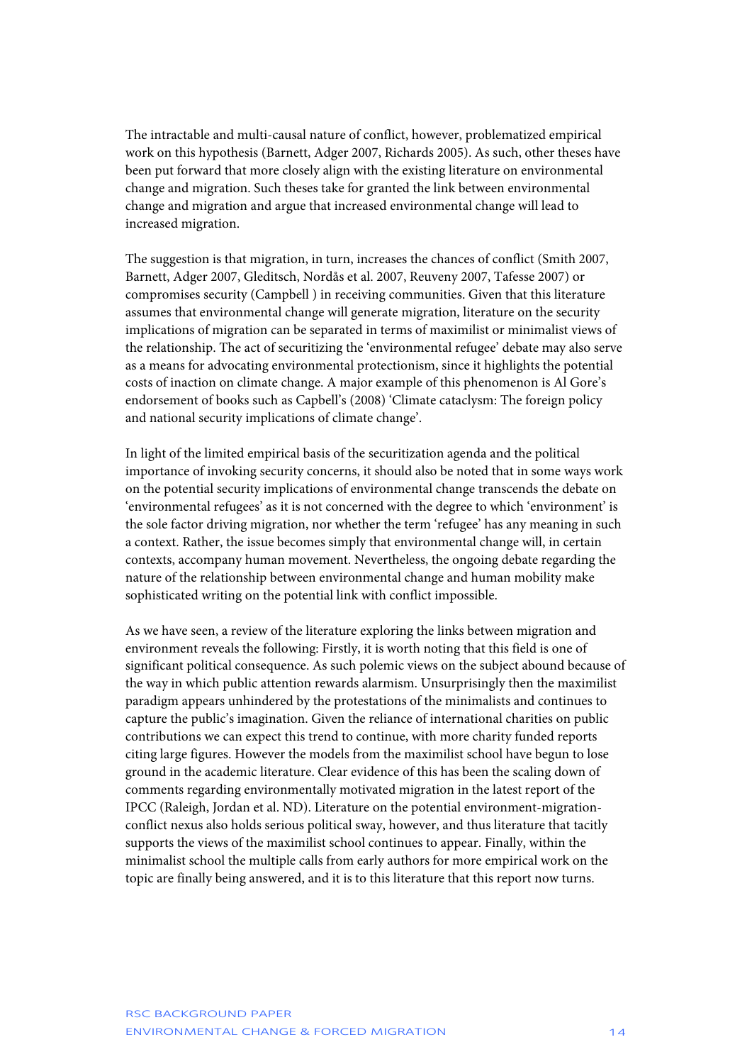The intractable and multi-causal nature of conflict, however, problematized empirical work on this hypothesis (Barnett, Adger 2007, Richards 2005). As such, other theses have been put forward that more closely align with the existing literature on environmental change and migration. Such theses take for granted the link between environmental change and migration and argue that increased environmental change will lead to increased migration.

The suggestion is that migration, in turn, increases the chances of conflict (Smith 2007, Barnett, Adger 2007, Gleditsch, Nordås et al. 2007, Reuveny 2007, Tafesse 2007) or compromises security (Campbell ) in receiving communities. Given that this literature assumes that environmental change will generate migration, literature on the security implications of migration can be separated in terms of maximilist or minimalist views of the relationship. The act of securitizing the 'environmental refugee' debate may also serve as a means for advocating environmental protectionism, since it highlights the potential costs of inaction on climate change. A major example of this phenomenon is Al Gore's endorsement of books such as Capbell's (2008) 'Climate cataclysm: The foreign policy and national security implications of climate change'.

In light of the limited empirical basis of the securitization agenda and the political importance of invoking security concerns, it should also be noted that in some ways work on the potential security implications of environmental change transcends the debate on 'environmental refugees' as it is not concerned with the degree to which 'environment' is the sole factor driving migration, nor whether the term 'refugee' has any meaning in such a context. Rather, the issue becomes simply that environmental change will, in certain contexts, accompany human movement. Nevertheless, the ongoing debate regarding the nature of the relationship between environmental change and human mobility make sophisticated writing on the potential link with conflict impossible.

As we have seen, a review of the literature exploring the links between migration and environment reveals the following: Firstly, it is worth noting that this field is one of significant political consequence. As such polemic views on the subject abound because of the way in which public attention rewards alarmism. Unsurprisingly then the maximilist paradigm appears unhindered by the protestations of the minimalists and continues to capture the public's imagination. Given the reliance of international charities on public contributions we can expect this trend to continue, with more charity funded reports citing large figures. However the models from the maximilist school have begun to lose ground in the academic literature. Clear evidence of this has been the scaling down of comments regarding environmentally motivated migration in the latest report of the IPCC (Raleigh, Jordan et al. ND). Literature on the potential environment-migration-conflict nexus also holds serious political sway, however, and thus literature that tacitly supports the views of the maximilist school continues to appear. Finally, within the minimalist school the multiple calls from early authors for more empirical work on the topic are finally being answered, and it is to this literature that this report now turns.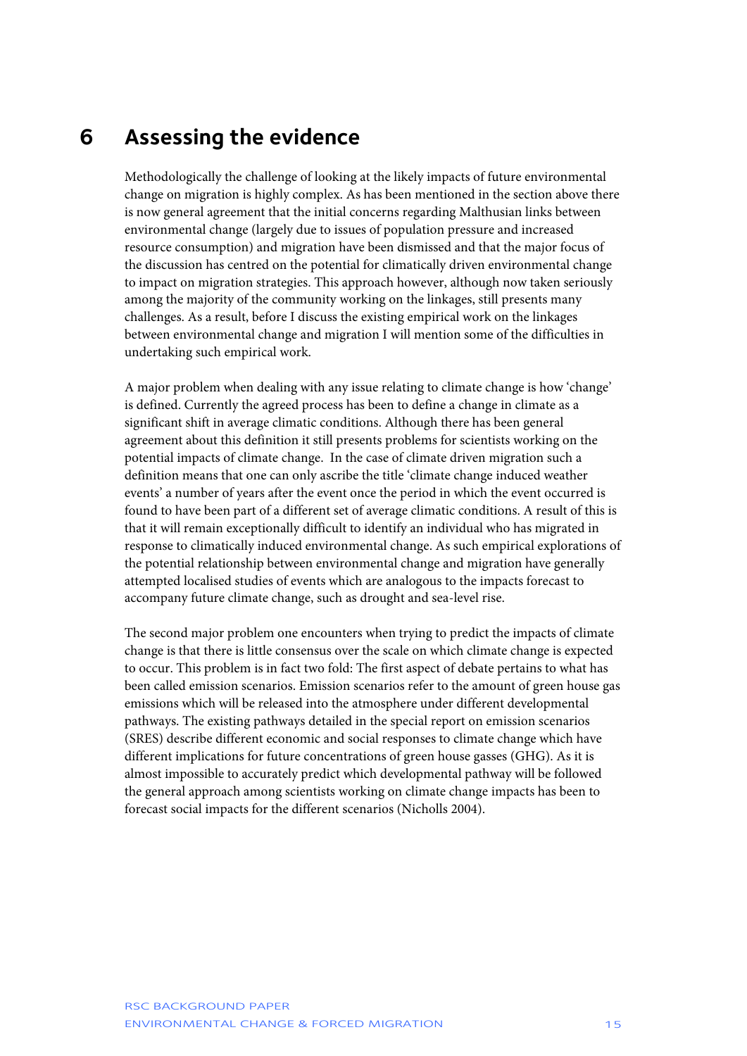# 6 Assessing the evidence

Methodologically the challenge of looking at the likely impacts of future environmental change on migration is highly complex. As has been mentioned in the section above there is now general agreement that the initial concerns regarding Malthusian links between environmental change (largely due to issues of population pressure and increased resource consumption) and migration have been dismissed and that the major focus of the discussion has centred on the potential for climatically driven environmental change to impact on migration strategies. This approach however, although now taken seriously among the majority of the community working on the linkages, still presents many challenges. As a result, before I discuss the existing empirical work on the linkages between environmental change and migration I will mention some of the difficulties in undertaking such empirical work.

A major problem when dealing with any issue relating to climate change is how 'change' is defined. Currently the agreed process has been to define a change in climate as a significant shift in average climatic conditions. Although there has been general agreement about this definition it still presents problems for scientists working on the potential impacts of climate change. In the case of climate driven migration such a definition means that one can only ascribe the title 'climate change induced weather events' a number of years after the event once the period in which the event occurred is found to have been part of a different set of average climatic conditions. A result of this is that it will remain exceptionally difficult to identify an individual who has migrated in response to climatically induced environmental change. As such empirical explorations of the potential relationship between environmental change and migration have generally attempted localised studies of events which are analogous to the impacts forecast to accompany future climate change, such as drought and sea-level rise.

The second major problem one encounters when trying to predict the impacts of climate change is that there is little consensus over the scale on which climate change is expected to occur. This problem is in fact two fold: The first aspect of debate pertains to what has been called emission scenarios. Emission scenarios refer to the amount of green house gas emissions which will be released into the atmosphere under different developmental pathways. The existing pathways detailed in the special report on emission scenarios (SRES) describe different economic and social responses to climate change which have different implications for future concentrations of green house gasses (GHG). As it is almost impossible to accurately predict which developmental pathway will be followed the general approach among scientists working on climate change impacts has been to forecast social impacts for the different scenarios (Nicholls 2004).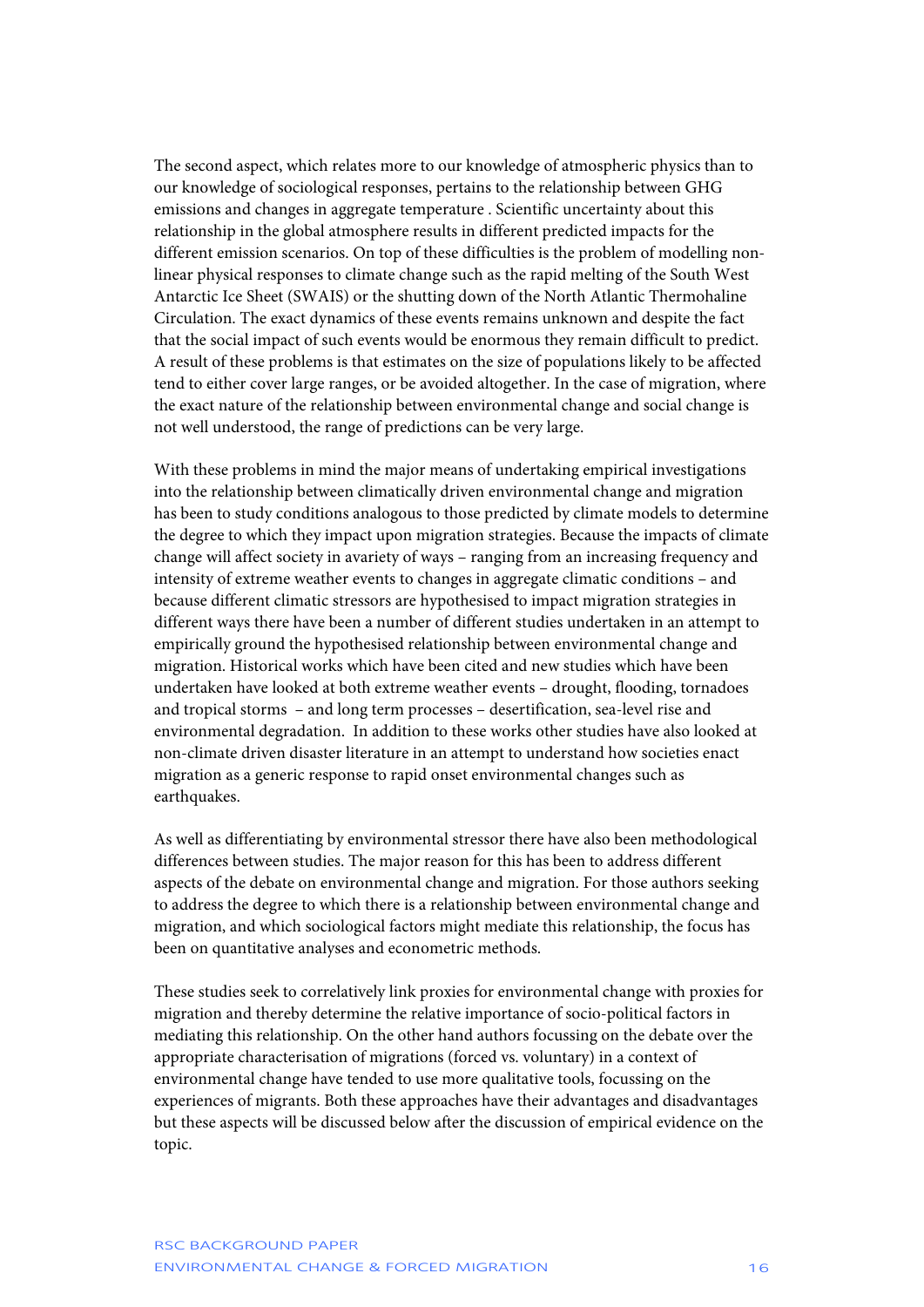The second aspect, which relates more to our knowledge of atmospheric physics than to our knowledge of sociological responses, pertains to the relationship between GHG emissions and changes in aggregate temperature . Scientific uncertainty about this relationship in the global atmosphere results in different predicted impacts for the different emission scenarios. On top of these difficulties is the problem of modelling non-linear physical responses to climate change such as the rapid melting of the South West Antarctic Ice Sheet (SWAIS) or the shutting down of the North Atlantic Thermohaline Circulation. The exact dynamics of these events remains unknown and despite the fact that the social impact of such events would be enormous they remain difficult to predict. A result of these problems is that estimates on the size of populations likely to be affected tend to either cover large ranges, or be avoided altogether. In the case of migration, where the exact nature of the relationship between environmental change and social change is not well understood, the range of predictions can be very large.

With these problems in mind the major means of undertaking empirical investigations into the relationship between climatically driven environmental change and migration has been to study conditions analogous to those predicted by climate models to determine the degree to which they impact upon migration strategies. Because the impacts of climate change will affect society in avariety of ways – ranging from an increasing frequency and intensity of extreme weather events to changes in aggregate climatic conditions – and because different climatic stressors are hypothesised to impact migration strategies in different ways there have been a number of different studies undertaken in an attempt to empirically ground the hypothesised relationship between environmental change and migration. Historical works which have been cited and new studies which have been undertaken have looked at both extreme weather events – drought, flooding, tornadoes and tropical storms – and long term processes – desertification, sea-level rise and environmental degradation. In addition to these works other studies have also looked at non-climate driven disaster literature in an attempt to understand how societies enact migration as a generic response to rapid onset environmental changes such as earthquakes.

As well as differentiating by environmental stressor there have also been methodological differences between studies. The major reason for this has been to address different aspects of the debate on environmental change and migration. For those authors seeking to address the degree to which there is a relationship between environmental change and migration, and which sociological factors might mediate this relationship, the focus has been on quantitative analyses and econometric methods.

These studies seek to correlatively link proxies for environmental change with proxies for migration and thereby determine the relative importance of socio-political factors in mediating this relationship. On the other hand authors focussing on the debate over the appropriate characterisation of migrations (forced vs. voluntary) in a context of environmental change have tended to use more qualitative tools, focussing on the experiences of migrants. Both these approaches have their advantages and disadvantages but these aspects will be discussed below after the discussion of empirical evidence on the topic.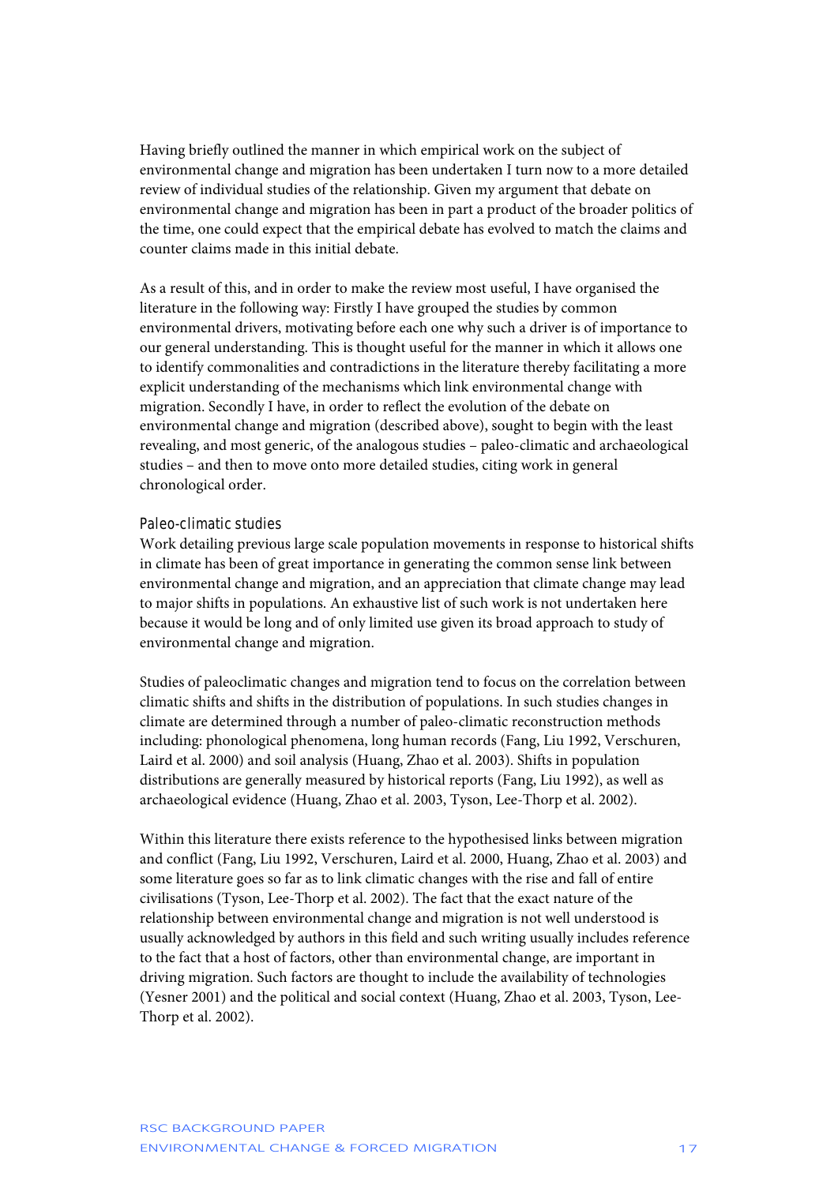Having briefly outlined the manner in which empirical work on the subject of environmental change and migration has been undertaken I turn now to a more detailed review of individual studies of the relationship. Given my argument that debate on environmental change and migration has been in part a product of the broader politics of the time, one could expect that the empirical debate has evolved to match the claims and counter claims made in this initial debate.

As a result of this, and in order to make the review most useful, I have organised the literature in the following way: Firstly I have grouped the studies by common environmental drivers, motivating before each one why such a driver is of importance to our general understanding. This is thought useful for the manner in which it allows one to identify commonalities and contradictions in the literature thereby facilitating a more explicit understanding of the mechanisms which link environmental change with migration. Secondly I have, in order to reflect the evolution of the debate on environmental change and migration (described above), sought to begin with the least revealing, and most generic, of the analogous studies – paleo-climatic and archaeological studies – and then to move onto more detailed studies, citing work in general chronological order.

### Paleo-climatic studies

Work detailing previous large scale population movements in response to historical shifts in climate has been of great importance in generating the common sense link between environmental change and migration, and an appreciation that climate change may lead to major shifts in populations. An exhaustive list of such work is not undertaken here because it would be long and of only limited use given its broad approach to study of environmental change and migration.

Studies of paleoclimatic changes and migration tend to focus on the correlation between climatic shifts and shifts in the distribution of populations. In such studies changes in climate are determined through a number of paleo-climatic reconstruction methods including: phonological phenomena, long human records (Fang, Liu 1992, Verschuren, Laird et al. 2000) and soil analysis (Huang, Zhao et al. 2003). Shifts in population distributions are generally measured by historical reports (Fang, Liu 1992), as well as archaeological evidence (Huang, Zhao et al. 2003, Tyson, Lee-Thorp et al. 2002).

Within this literature there exists reference to the hypothesised links between migration and conflict (Fang, Liu 1992, Verschuren, Laird et al. 2000, Huang, Zhao et al. 2003) and some literature goes so far as to link climatic changes with the rise and fall of entire civilisations (Tyson, Lee-Thorp et al. 2002). The fact that the exact nature of the relationship between environmental change and migration is not well understood is usually acknowledged by authors in this field and such writing usually includes reference to the fact that a host of factors, other than environmental change, are important in driving migration. Such factors are thought to include the availability of technologies (Yesner 2001) and the political and social context (Huang, Zhao et al. 2003, Tyson, Lee-Thorp et al. 2002).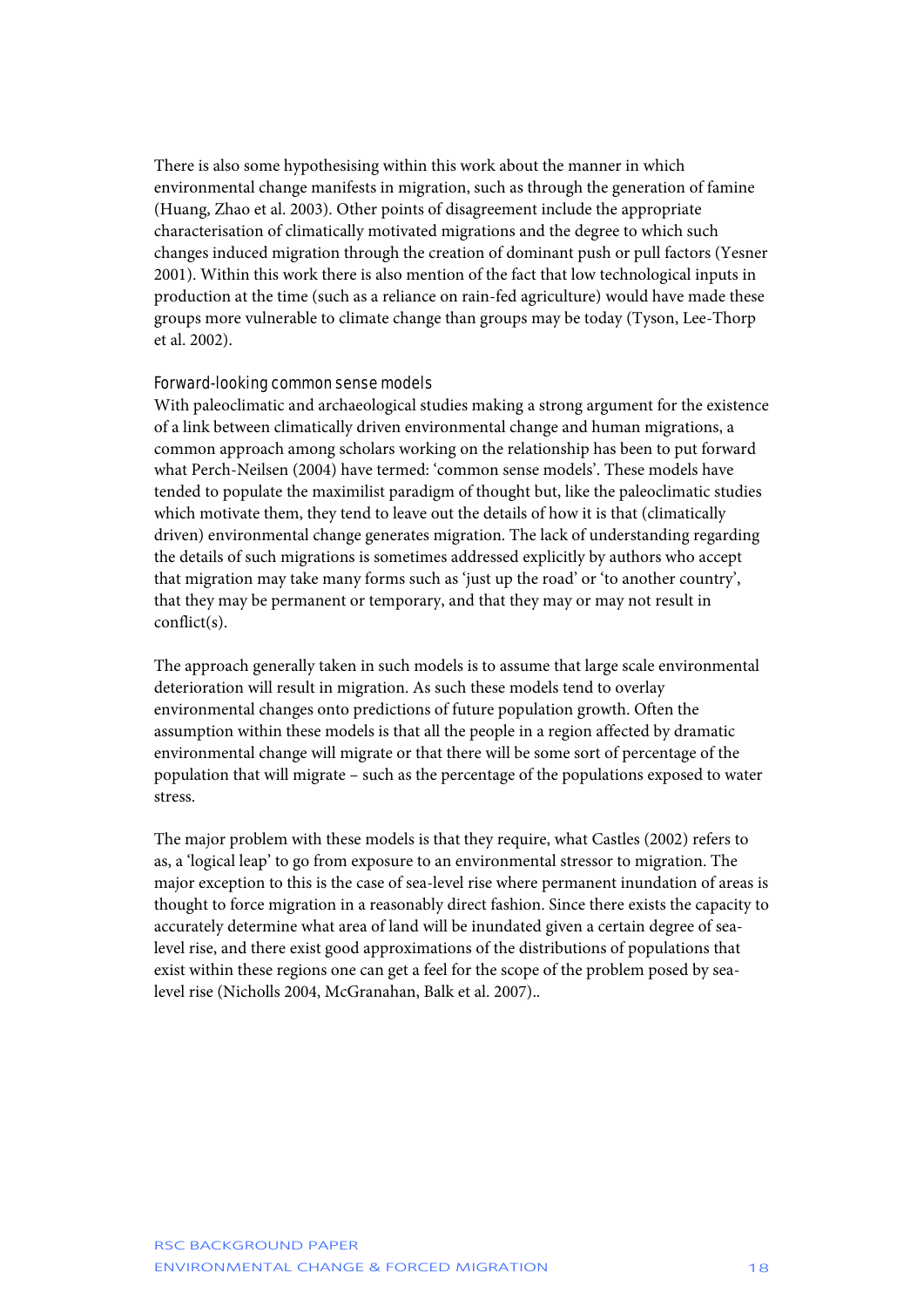There is also some hypothesising within this work about the manner in which environmental change manifests in migration, such as through the generation of famine (Huang, Zhao et al. 2003). Other points of disagreement include the appropriate characterisation of climatically motivated migrations and the degree to which such changes induced migration through the creation of dominant push or pull factors (Yesner 2001). Within this work there is also mention of the fact that low technological inputs in production at the time (such as a reliance on rain-fed agriculture) would have made these groups more vulnerable to climate change than groups may be today (Tyson, Lee-Thorp et al. 2002).

### Forward-looking common sense models

With paleoclimatic and archaeological studies making a strong argument for the existence of a link between climatically driven environmental change and human migrations, a common approach among scholars working on the relationship has been to put forward what Perch-Neilsen (2004) have termed: 'common sense models'. These models have tended to populate the maximilist paradigm of thought but, like the paleoclimatic studies which motivate them, they tend to leave out the details of how it is that (climatically driven) environmental change generates migration. The lack of understanding regarding the details of such migrations is sometimes addressed explicitly by authors who accept that migration may take many forms such as 'just up the road' or 'to another country', that they may be permanent or temporary, and that they may or may not result in conflict(s).

The approach generally taken in such models is to assume that large scale environmental deterioration will result in migration. As such these models tend to overlay environmental changes onto predictions of future population growth. Often the assumption within these models is that all the people in a region affected by dramatic environmental change will migrate or that there will be some sort of percentage of the population that will migrate – such as the percentage of the populations exposed to water stress.

The major problem with these models is that they require, what Castles (2002) refers to as, a 'logical leap' to go from exposure to an environmental stressor to migration. The major exception to this is the case of sea-level rise where permanent inundation of areas is thought to force migration in a reasonably direct fashion. Since there exists the capacity to accurately determine what area of land will be inundated given a certain degree of sea-level rise, and there exist good approximations of the distributions of populations that exist within these regions one can get a feel for the scope of the problem posed by sea-level rise (Nicholls 2004, McGranahan, Balk et al. 2007)..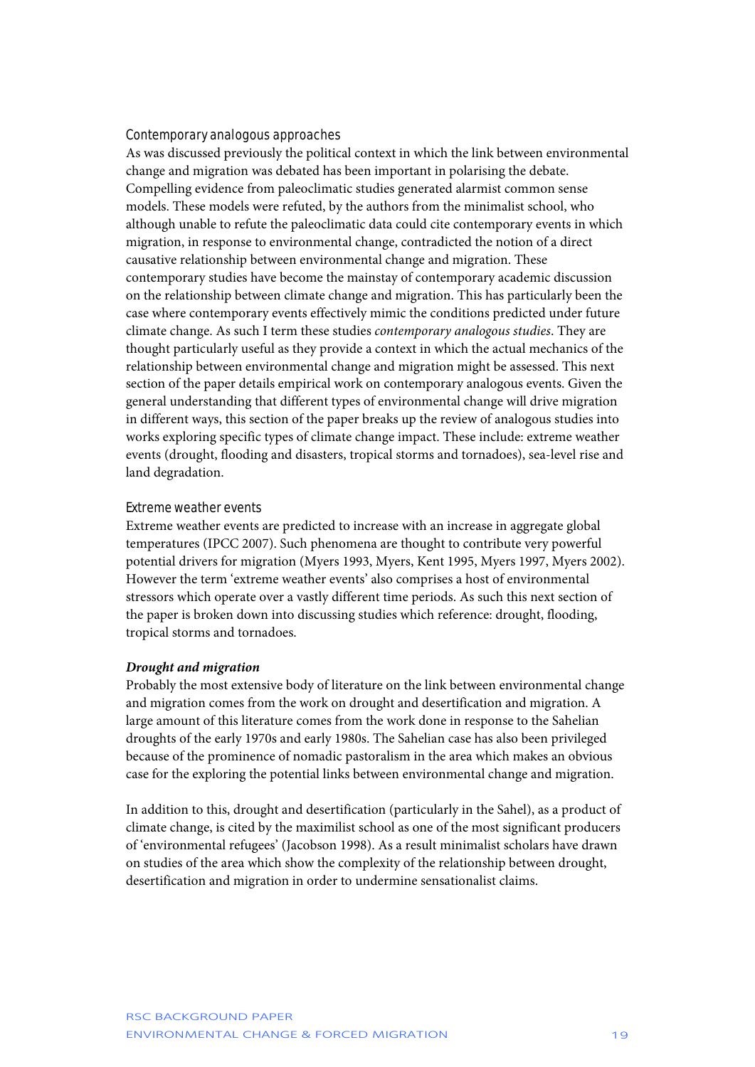## Contemporary analogous approaches

As was discussed previously the political context in which the link between environmental change and migration was debated has been important in polarising the debate. Compelling evidence from paleoclimatic studies generated alarmist common sense models. These models were refuted, by the authors from the minimalist school, who although unable to refute the paleoclimatic data could cite contemporary events in which migration, in response to environmental change, contradicted the notion of a direct causative relationship between environmental change and migration. These contemporary studies have become the mainstay of contemporary academic discussion on the relationship between climate change and migration. This has particularly been the case where contemporary events effectively mimic the conditions predicted under future climate change. As such I term these studies *contemporary analogous studies*. They are thought particularly useful as they provide a context in which the actual mechanics of the relationship between environmental change and migration might be assessed. This next section of the paper details empirical work on contemporary analogous events. Given the general understanding that different types of environmental change will drive migration in different ways, this section of the paper breaks up the review of analogous studies into works exploring specific types of climate change impact. These include: extreme weather events (drought, flooding and disasters, tropical storms and tornadoes), sea-level rise and land degradation.

## Extreme weather events

Extreme weather events are predicted to increase with an increase in aggregate global temperatures (IPCC 2007). Such phenomena are thought to contribute very powerful potential drivers for migration (Myers 1993, Myers, Kent 1995, Myers 1997, Myers 2002). However the term 'extreme weather events' also comprises a host of environmental stressors which operate over a vastly different time periods. As such this next section of the paper is broken down into discussing studies which reference: drought, flooding, tropical storms and tornadoes.

### *Drought and migration*

Probably the most extensive body of literature on the link between environmental change and migration comes from the work on drought and desertification and migration. A large amount of this literature comes from the work done in response to the Sahelian droughts of the early 1970s and early 1980s. The Sahelian case has also been privileged because of the prominence of nomadic pastoralism in the area which makes an obvious case for the exploring the potential links between environmental change and migration.

In addition to this, drought and desertification (particularly in the Sahel), as a product of climate change, is cited by the maximilist school as one of the most significant producers of 'environmental refugees' (Jacobson 1998). As a result minimalist scholars have drawn on studies of the area which show the complexity of the relationship between drought, desertification and migration in order to undermine sensationalist claims.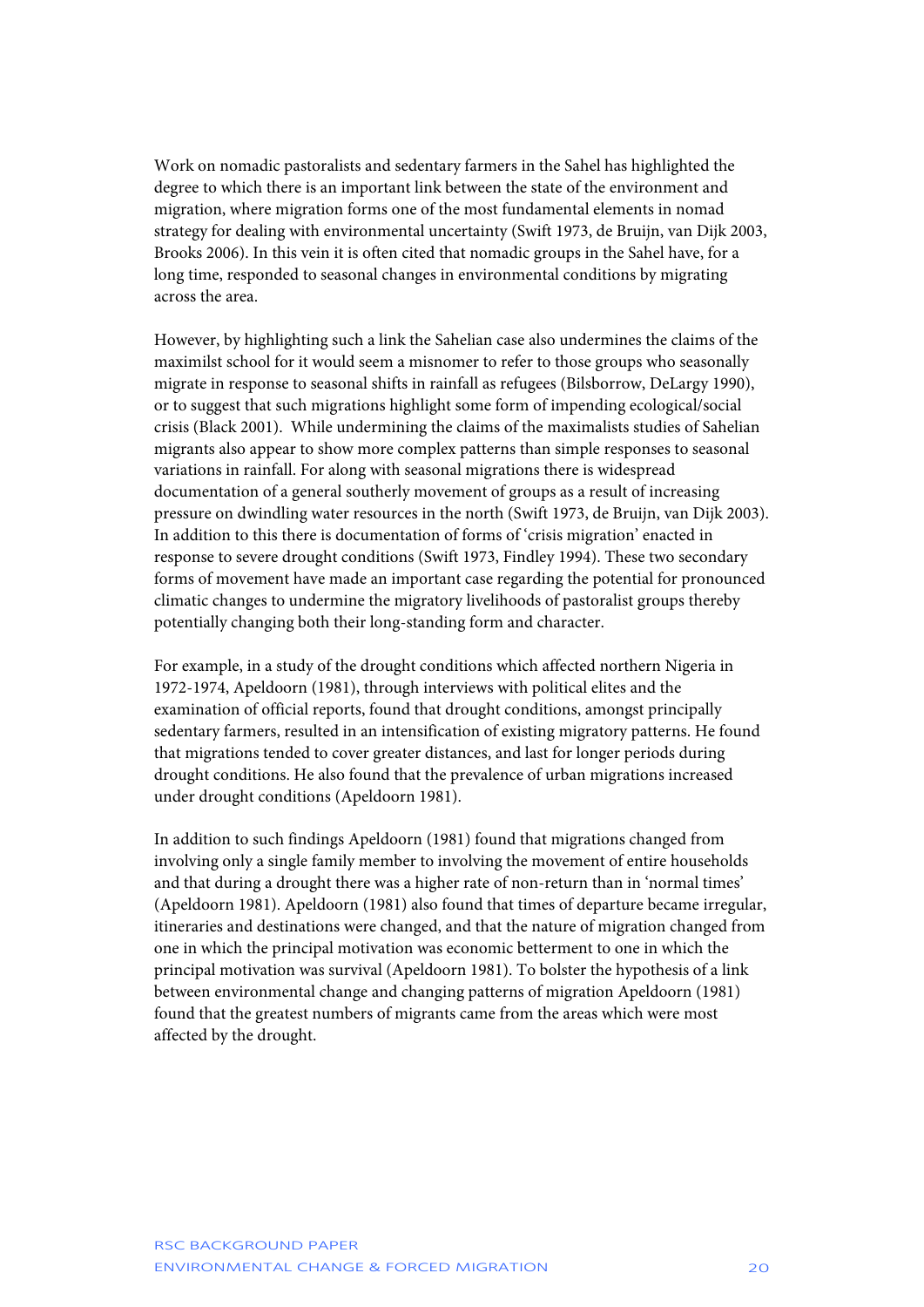Work on nomadic pastoralists and sedentary farmers in the Sahel has highlighted the degree to which there is an important link between the state of the environment and migration, where migration forms one of the most fundamental elements in nomad strategy for dealing with environmental uncertainty (Swift 1973, de Bruijn, van Dijk 2003, Brooks 2006). In this vein it is often cited that nomadic groups in the Sahel have, for a long time, responded to seasonal changes in environmental conditions by migrating across the area.

However, by highlighting such a link the Sahelian case also undermines the claims of the maximilst school for it would seem a misnomer to refer to those groups who seasonally migrate in response to seasonal shifts in rainfall as refugees (Bilsborrow, DeLargy 1990), or to suggest that such migrations highlight some form of impending ecological/social crisis (Black 2001). While undermining the claims of the maximalists studies of Sahelian migrants also appear to show more complex patterns than simple responses to seasonal variations in rainfall. For along with seasonal migrations there is widespread documentation of a general southerly movement of groups as a result of increasing pressure on dwindling water resources in the north (Swift 1973, de Bruijn, van Dijk 2003). In addition to this there is documentation of forms of 'crisis migration' enacted in response to severe drought conditions (Swift 1973, Findley 1994). These two secondary forms of movement have made an important case regarding the potential for pronounced climatic changes to undermine the migratory livelihoods of pastoralist groups thereby potentially changing both their long-standing form and character.

For example, in a study of the drought conditions which affected northern Nigeria in 1972-1974, Apeldoorn (1981), through interviews with political elites and the examination of official reports, found that drought conditions, amongst principally sedentary farmers, resulted in an intensification of existing migratory patterns. He found that migrations tended to cover greater distances, and last for longer periods during drought conditions. He also found that the prevalence of urban migrations increased under drought conditions (Apeldoorn 1981).

In addition to such findings Apeldoorn (1981) found that migrations changed from involving only a single family member to involving the movement of entire households and that during a drought there was a higher rate of non-return than in 'normal times' (Apeldoorn 1981). Apeldoorn (1981) also found that times of departure became irregular, itineraries and destinations were changed, and that the nature of migration changed from one in which the principal motivation was economic betterment to one in which the principal motivation was survival (Apeldoorn 1981). To bolster the hypothesis of a link between environmental change and changing patterns of migration Apeldoorn (1981) found that the greatest numbers of migrants came from the areas which were most affected by the drought.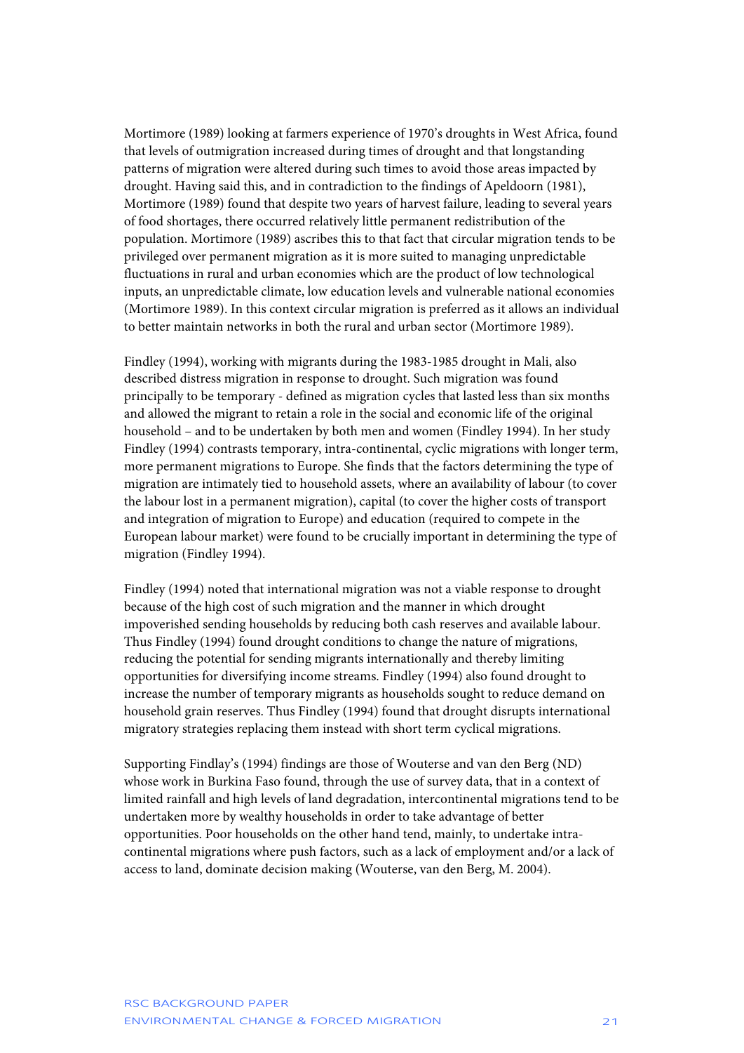Mortimore (1989) looking at farmers experience of 1970's droughts in West Africa, found that levels of outmigration increased during times of drought and that longstanding patterns of migration were altered during such times to avoid those areas impacted by drought. Having said this, and in contradiction to the findings of Apeldoorn (1981), Mortimore (1989) found that despite two years of harvest failure, leading to several years of food shortages, there occurred relatively little permanent redistribution of the population. Mortimore (1989) ascribes this to that fact that circular migration tends to be privileged over permanent migration as it is more suited to managing unpredictable fluctuations in rural and urban economies which are the product of low technological inputs, an unpredictable climate, low education levels and vulnerable national economies (Mortimore 1989). In this context circular migration is preferred as it allows an individual to better maintain networks in both the rural and urban sector (Mortimore 1989).

Findley (1994), working with migrants during the 1983-1985 drought in Mali, also described distress migration in response to drought. Such migration was found principally to be temporary - defined as migration cycles that lasted less than six months and allowed the migrant to retain a role in the social and economic life of the original household – and to be undertaken by both men and women (Findley 1994). In her study Findley (1994) contrasts temporary, intra-continental, cyclic migrations with longer term, more permanent migrations to Europe. She finds that the factors determining the type of migration are intimately tied to household assets, where an availability of labour (to cover the labour lost in a permanent migration), capital (to cover the higher costs of transport and integration of migration to Europe) and education (required to compete in the European labour market) were found to be crucially important in determining the type of migration (Findley 1994).

Findley (1994) noted that international migration was not a viable response to drought because of the high cost of such migration and the manner in which drought impoverished sending households by reducing both cash reserves and available labour. Thus Findley (1994) found drought conditions to change the nature of migrations, reducing the potential for sending migrants internationally and thereby limiting opportunities for diversifying income streams. Findley (1994) also found drought to increase the number of temporary migrants as households sought to reduce demand on household grain reserves. Thus Findley (1994) found that drought disrupts international migratory strategies replacing them instead with short term cyclical migrations.

Supporting Findlay's (1994) findings are those of Wouterse and van den Berg (ND) whose work in Burkina Faso found, through the use of survey data, that in a context of limited rainfall and high levels of land degradation, intercontinental migrations tend to be undertaken more by wealthy households in order to take advantage of better opportunities. Poor households on the other hand tend, mainly, to undertake intra-continental migrations where push factors, such as a lack of employment and/or a lack of access to land, dominate decision making (Wouterse, van den Berg, M. 2004).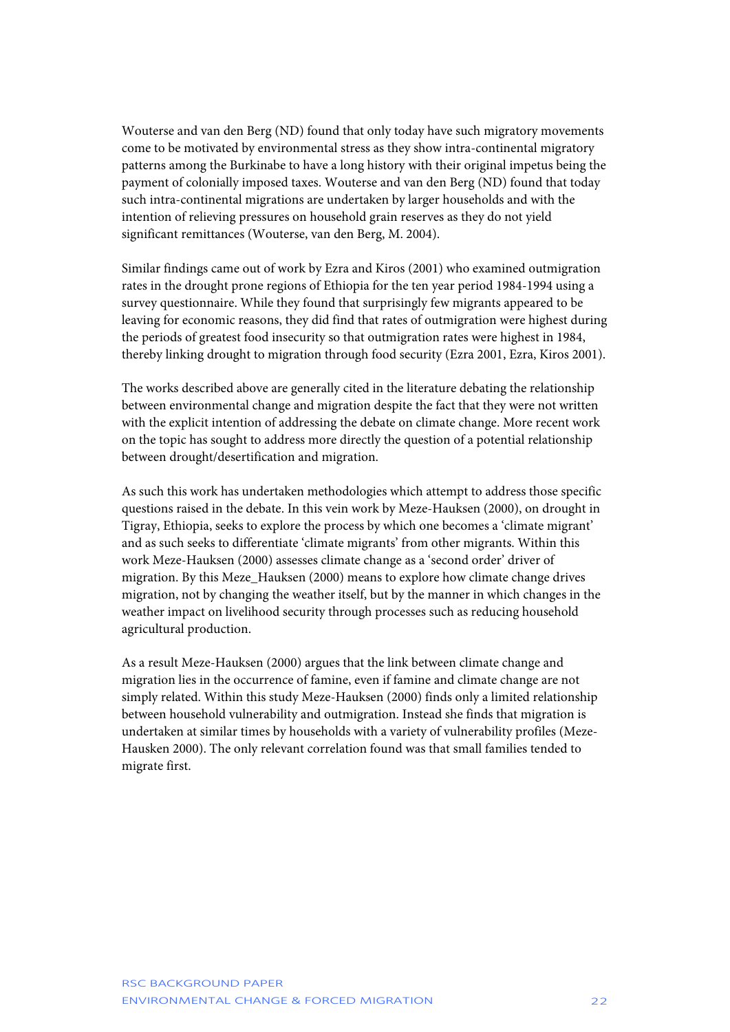Wouterse and van den Berg (ND) found that only today have such migratory movements come to be motivated by environmental stress as they show intra-continental migratory patterns among the Burkinabe to have a long history with their original impetus being the payment of colonially imposed taxes. Wouterse and van den Berg (ND) found that today such intra-continental migrations are undertaken by larger households and with the intention of relieving pressures on household grain reserves as they do not yield significant remittances (Wouterse, van den Berg, M. 2004).

Similar findings came out of work by Ezra and Kiros (2001) who examined outmigration rates in the drought prone regions of Ethiopia for the ten year period 1984-1994 using a survey questionnaire. While they found that surprisingly few migrants appeared to be leaving for economic reasons, they did find that rates of outmigration were highest during the periods of greatest food insecurity so that outmigration rates were highest in 1984, thereby linking drought to migration through food security (Ezra 2001, Ezra, Kiros 2001).

The works described above are generally cited in the literature debating the relationship between environmental change and migration despite the fact that they were not written with the explicit intention of addressing the debate on climate change. More recent work on the topic has sought to address more directly the question of a potential relationship between drought/desertification and migration.

As such this work has undertaken methodologies which attempt to address those specific questions raised in the debate. In this vein work by Meze-Hauksen (2000), on drought in Tigray, Ethiopia, seeks to explore the process by which one becomes a 'climate migrant' and as such seeks to differentiate 'climate migrants' from other migrants. Within this work Meze-Hauksen (2000) assesses climate change as a 'second order' driver of migration. By this Meze_Hauksen (2000) means to explore how climate change drives migration, not by changing the weather itself, but by the manner in which changes in the weather impact on livelihood security through processes such as reducing household agricultural production.

As a result Meze-Hauksen (2000) argues that the link between climate change and migration lies in the occurrence of famine, even if famine and climate change are not simply related. Within this study Meze-Hauksen (2000) finds only a limited relationship between household vulnerability and outmigration. Instead she finds that migration is undertaken at similar times by households with a variety of vulnerability profiles (Meze-Hausken 2000). The only relevant correlation found was that small families tended to migrate first.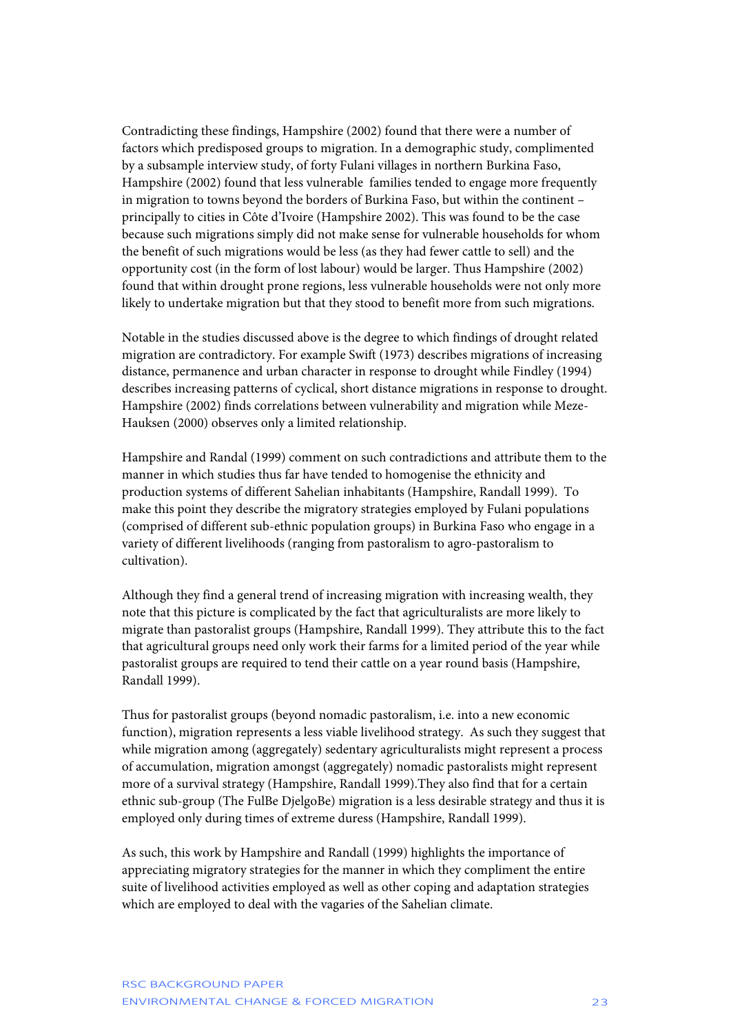Contradicting these findings, Hampshire (2002) found that there were a number of factors which predisposed groups to migration. In a demographic study, complimented by a subsample interview study, of forty Fulani villages in northern Burkina Faso, Hampshire (2002) found that less vulnerable families tended to engage more frequently in migration to towns beyond the borders of Burkina Faso, but within the continent – principally to cities in Côte d'Ivoire (Hampshire 2002). This was found to be the case because such migrations simply did not make sense for vulnerable households for whom the benefit of such migrations would be less (as they had fewer cattle to sell) and the opportunity cost (in the form of lost labour) would be larger. Thus Hampshire (2002) found that within drought prone regions, less vulnerable households were not only more likely to undertake migration but that they stood to benefit more from such migrations.

Notable in the studies discussed above is the degree to which findings of drought related migration are contradictory. For example Swift (1973) describes migrations of increasing distance, permanence and urban character in response to drought while Findley (1994) describes increasing patterns of cyclical, short distance migrations in response to drought. Hampshire (2002) finds correlations between vulnerability and migration while Meze-Hauksen (2000) observes only a limited relationship.

Hampshire and Randal (1999) comment on such contradictions and attribute them to the manner in which studies thus far have tended to homogenise the ethnicity and production systems of different Sahelian inhabitants (Hampshire, Randall 1999). To make this point they describe the migratory strategies employed by Fulani populations (comprised of different sub-ethnic population groups) in Burkina Faso who engage in a variety of different livelihoods (ranging from pastoralism to agro-pastoralism to cultivation).

Although they find a general trend of increasing migration with increasing wealth, they note that this picture is complicated by the fact that agriculturalists are more likely to migrate than pastoralist groups (Hampshire, Randall 1999). They attribute this to the fact that agricultural groups need only work their farms for a limited period of the year while pastoralist groups are required to tend their cattle on a year round basis (Hampshire, Randall 1999).

Thus for pastoralist groups (beyond nomadic pastoralism, i.e. into a new economic function), migration represents a less viable livelihood strategy. As such they suggest that while migration among (aggregately) sedentary agriculturalists might represent a process of accumulation, migration amongst (aggregately) nomadic pastoralists might represent more of a survival strategy (Hampshire, Randall 1999).They also find that for a certain ethnic sub-group (The FulBe DjelgoBe) migration is a less desirable strategy and thus it is employed only during times of extreme duress (Hampshire, Randall 1999).

As such, this work by Hampshire and Randall (1999) highlights the importance of appreciating migratory strategies for the manner in which they compliment the entire suite of livelihood activities employed as well as other coping and adaptation strategies which are employed to deal with the vagaries of the Sahelian climate.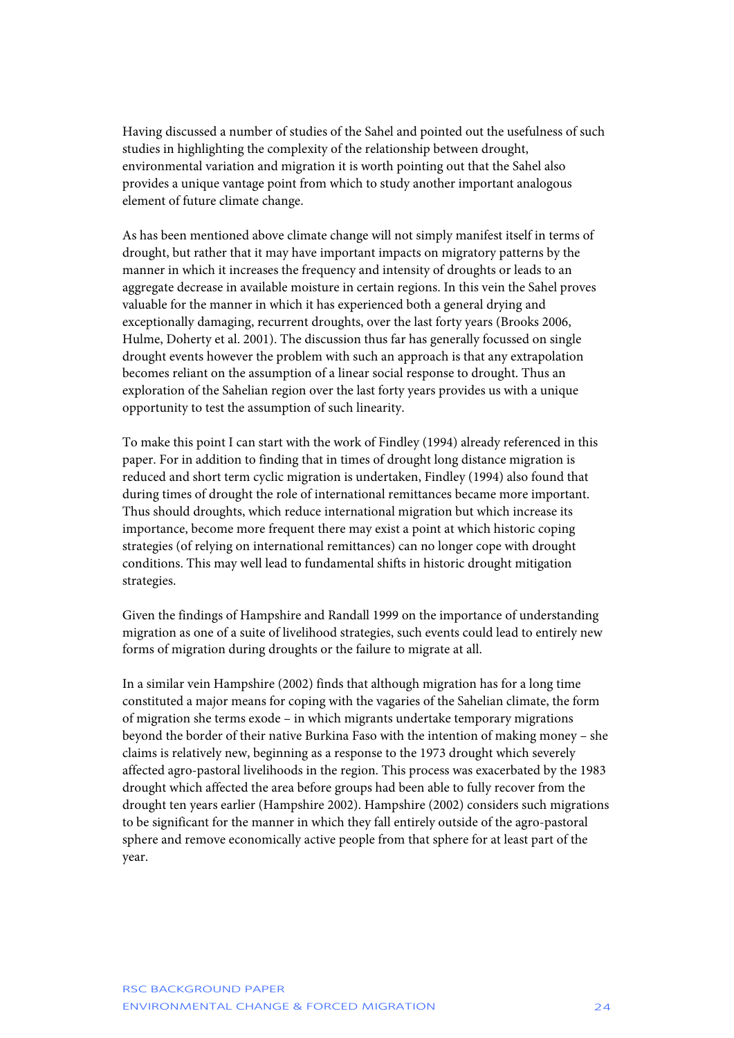Having discussed a number of studies of the Sahel and pointed out the usefulness of such studies in highlighting the complexity of the relationship between drought, environmental variation and migration it is worth pointing out that the Sahel also provides a unique vantage point from which to study another important analogous element of future climate change.

As has been mentioned above climate change will not simply manifest itself in terms of drought, but rather that it may have important impacts on migratory patterns by the manner in which it increases the frequency and intensity of droughts or leads to an aggregate decrease in available moisture in certain regions. In this vein the Sahel proves valuable for the manner in which it has experienced both a general drying and exceptionally damaging, recurrent droughts, over the last forty years (Brooks 2006, Hulme, Doherty et al. 2001). The discussion thus far has generally focussed on single drought events however the problem with such an approach is that any extrapolation becomes reliant on the assumption of a linear social response to drought. Thus an exploration of the Sahelian region over the last forty years provides us with a unique opportunity to test the assumption of such linearity.

To make this point I can start with the work of Findley (1994) already referenced in this paper. For in addition to finding that in times of drought long distance migration is reduced and short term cyclic migration is undertaken, Findley (1994) also found that during times of drought the role of international remittances became more important. Thus should droughts, which reduce international migration but which increase its importance, become more frequent there may exist a point at which historic coping strategies (of relying on international remittances) can no longer cope with drought conditions. This may well lead to fundamental shifts in historic drought mitigation strategies.

Given the findings of Hampshire and Randall 1999 on the importance of understanding migration as one of a suite of livelihood strategies, such events could lead to entirely new forms of migration during droughts or the failure to migrate at all.

In a similar vein Hampshire (2002) finds that although migration has for a long time constituted a major means for coping with the vagaries of the Sahelian climate, the form of migration she terms exode – in which migrants undertake temporary migrations beyond the border of their native Burkina Faso with the intention of making money – she claims is relatively new, beginning as a response to the 1973 drought which severely affected agro-pastoral livelihoods in the region. This process was exacerbated by the 1983 drought which affected the area before groups had been able to fully recover from the drought ten years earlier (Hampshire 2002). Hampshire (2002) considers such migrations to be significant for the manner in which they fall entirely outside of the agro-pastoral sphere and remove economically active people from that sphere for at least part of the year.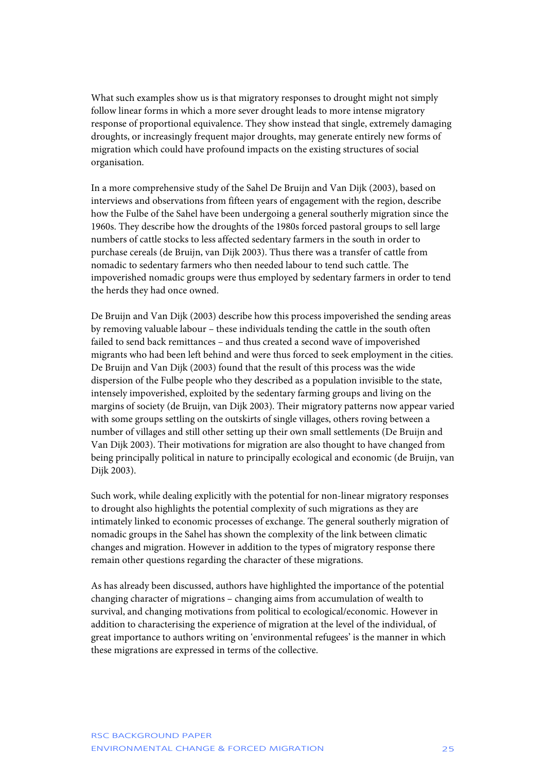What such examples show us is that migratory responses to drought might not simply follow linear forms in which a more sever drought leads to more intense migratory response of proportional equivalence. They show instead that single, extremely damaging droughts, or increasingly frequent major droughts, may generate entirely new forms of migration which could have profound impacts on the existing structures of social organisation.

In a more comprehensive study of the Sahel De Bruijn and Van Dijk (2003), based on interviews and observations from fifteen years of engagement with the region, describe how the Fulbe of the Sahel have been undergoing a general southerly migration since the 1960s. They describe how the droughts of the 1980s forced pastoral groups to sell large numbers of cattle stocks to less affected sedentary farmers in the south in order to purchase cereals (de Bruijn, van Dijk 2003). Thus there was a transfer of cattle from nomadic to sedentary farmers who then needed labour to tend such cattle. The impoverished nomadic groups were thus employed by sedentary farmers in order to tend the herds they had once owned.

De Bruijn and Van Dijk (2003) describe how this process impoverished the sending areas by removing valuable labour – these individuals tending the cattle in the south often failed to send back remittances – and thus created a second wave of impoverished migrants who had been left behind and were thus forced to seek employment in the cities. De Bruijn and Van Dijk (2003) found that the result of this process was the wide dispersion of the Fulbe people who they described as a population invisible to the state, intensely impoverished, exploited by the sedentary farming groups and living on the margins of society (de Bruijn, van Dijk 2003). Their migratory patterns now appear varied with some groups settling on the outskirts of single villages, others roving between a number of villages and still other setting up their own small settlements (De Bruijn and Van Dijk 2003). Their motivations for migration are also thought to have changed from being principally political in nature to principally ecological and economic (de Bruijn, van Dijk 2003).

Such work, while dealing explicitly with the potential for non-linear migratory responses to drought also highlights the potential complexity of such migrations as they are intimately linked to economic processes of exchange. The general southerly migration of nomadic groups in the Sahel has shown the complexity of the link between climatic changes and migration. However in addition to the types of migratory response there remain other questions regarding the character of these migrations.

As has already been discussed, authors have highlighted the importance of the potential changing character of migrations – changing aims from accumulation of wealth to survival, and changing motivations from political to ecological/economic. However in addition to characterising the experience of migration at the level of the individual, of great importance to authors writing on 'environmental refugees' is the manner in which these migrations are expressed in terms of the collective.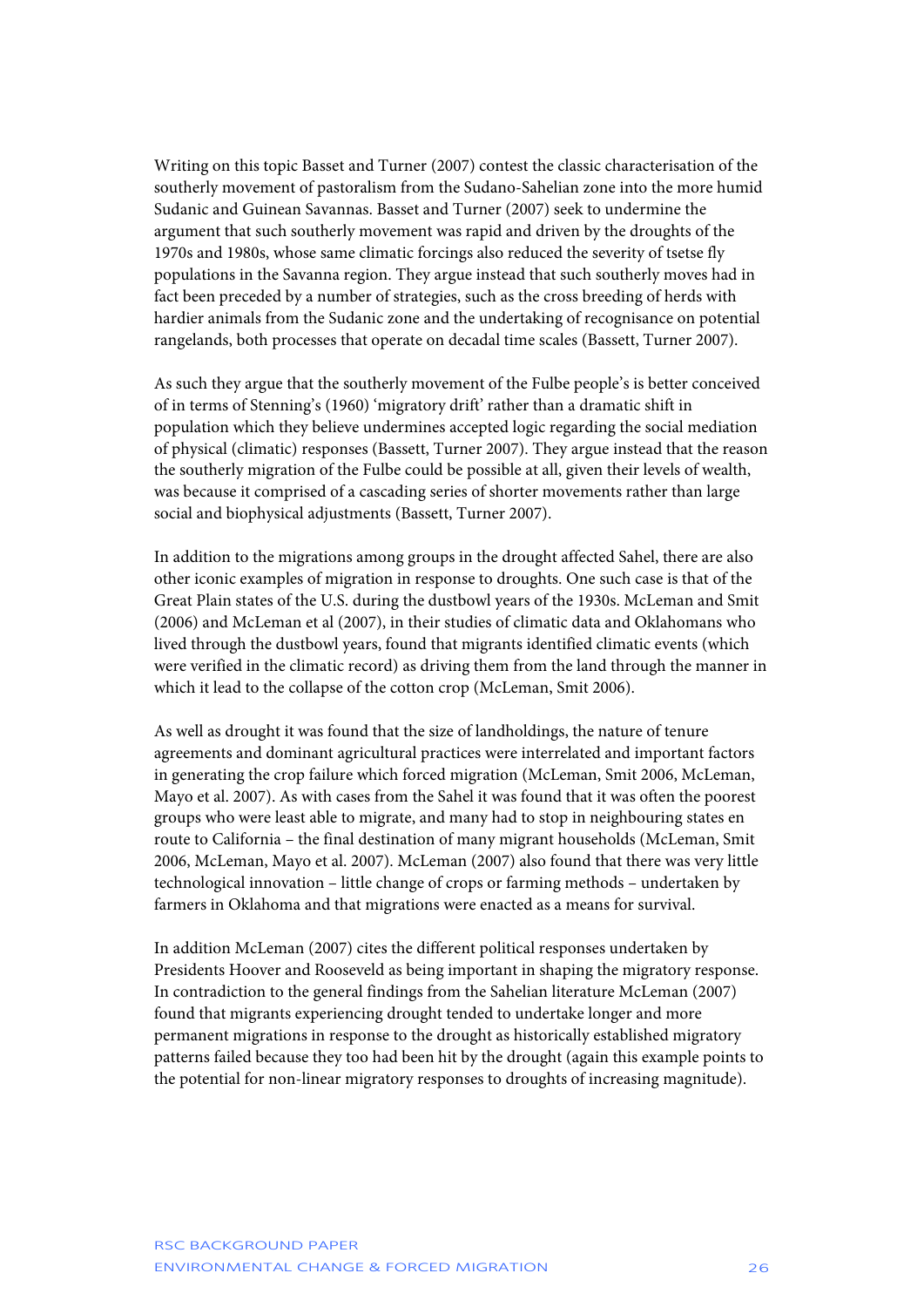Writing on this topic Basset and Turner (2007) contest the classic characterisation of the southerly movement of pastoralism from the Sudano-Sahelian zone into the more humid Sudanic and Guinean Savannas. Basset and Turner (2007) seek to undermine the argument that such southerly movement was rapid and driven by the droughts of the 1970s and 1980s, whose same climatic forcings also reduced the severity of tsetse fly populations in the Savanna region. They argue instead that such southerly moves had in fact been preceded by a number of strategies, such as the cross breeding of herds with hardier animals from the Sudanic zone and the undertaking of recognisance on potential rangelands, both processes that operate on decadal time scales (Bassett, Turner 2007).

As such they argue that the southerly movement of the Fulbe people's is better conceived of in terms of Stenning's (1960) 'migratory drift' rather than a dramatic shift in population which they believe undermines accepted logic regarding the social mediation of physical (climatic) responses (Bassett, Turner 2007). They argue instead that the reason the southerly migration of the Fulbe could be possible at all, given their levels of wealth, was because it comprised of a cascading series of shorter movements rather than large social and biophysical adjustments (Bassett, Turner 2007).

In addition to the migrations among groups in the drought affected Sahel, there are also other iconic examples of migration in response to droughts. One such case is that of the Great Plain states of the U.S. during the dustbowl years of the 1930s. McLeman and Smit (2006) and McLeman et al (2007), in their studies of climatic data and Oklahomans who lived through the dustbowl years, found that migrants identified climatic events (which were verified in the climatic record) as driving them from the land through the manner in which it lead to the collapse of the cotton crop (McLeman, Smit 2006).

As well as drought it was found that the size of landholdings, the nature of tenure agreements and dominant agricultural practices were interrelated and important factors in generating the crop failure which forced migration (McLeman, Smit 2006, McLeman, Mayo et al. 2007). As with cases from the Sahel it was found that it was often the poorest groups who were least able to migrate, and many had to stop in neighbouring states en route to California – the final destination of many migrant households (McLeman, Smit 2006, McLeman, Mayo et al. 2007). McLeman (2007) also found that there was very little technological innovation – little change of crops or farming methods – undertaken by farmers in Oklahoma and that migrations were enacted as a means for survival.

In addition McLeman (2007) cites the different political responses undertaken by Presidents Hoover and Rooseveld as being important in shaping the migratory response. In contradiction to the general findings from the Sahelian literature McLeman (2007) found that migrants experiencing drought tended to undertake longer and more permanent migrations in response to the drought as historically established migratory patterns failed because they too had been hit by the drought (again this example points to the potential for non-linear migratory responses to droughts of increasing magnitude).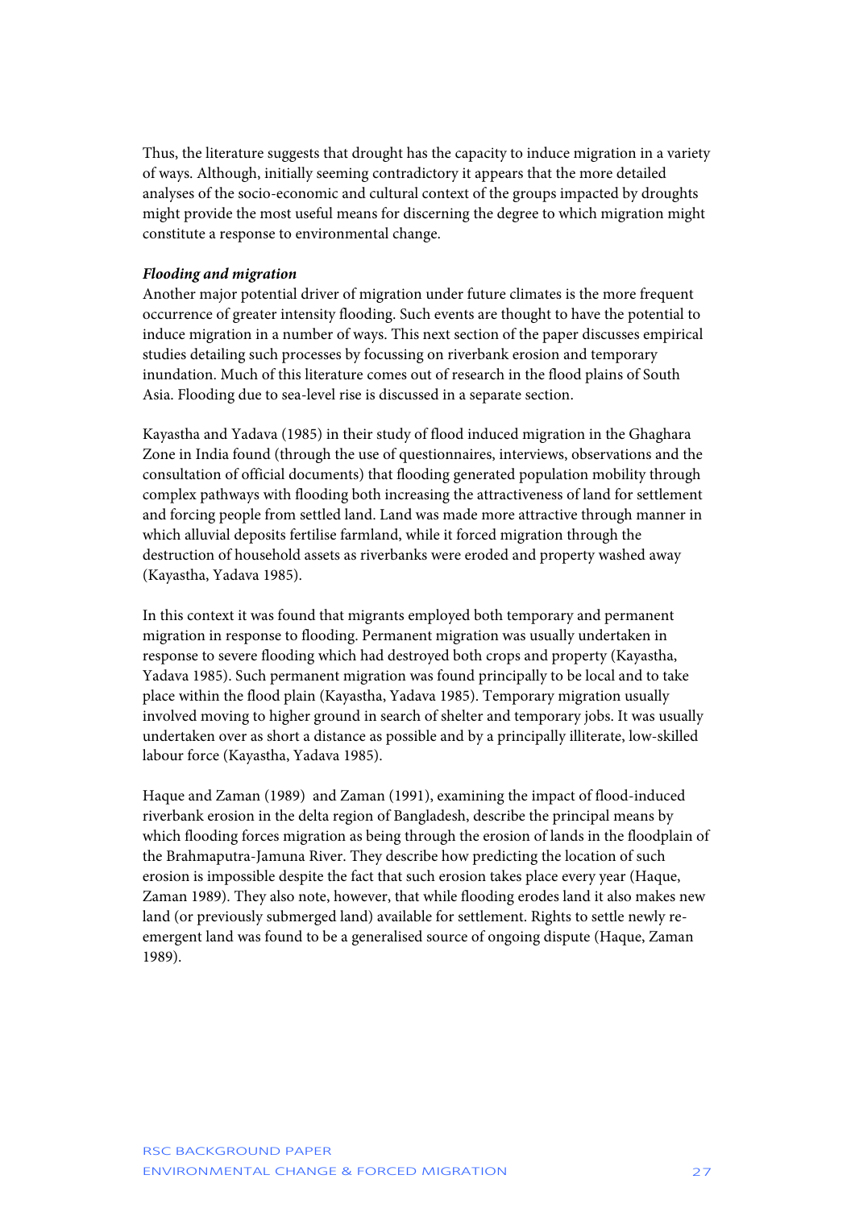Thus, the literature suggests that drought has the capacity to induce migration in a variety of ways. Although, initially seeming contradictory it appears that the more detailed analyses of the socio-economic and cultural context of the groups impacted by droughts might provide the most useful means for discerning the degree to which migration might constitute a response to environmental change.

***Flooding and migration***

Another major potential driver of migration under future climates is the more frequent occurrence of greater intensity flooding. Such events are thought to have the potential to induce migration in a number of ways. This next section of the paper discusses empirical studies detailing such processes by focussing on riverbank erosion and temporary inundation. Much of this literature comes out of research in the flood plains of South Asia. Flooding due to sea-level rise is discussed in a separate section.

Kayastha and Yadava (1985) in their study of flood induced migration in the Ghaghara Zone in India found (through the use of questionnaires, interviews, observations and the consultation of official documents) that flooding generated population mobility through complex pathways with flooding both increasing the attractiveness of land for settlement and forcing people from settled land. Land was made more attractive through manner in which alluvial deposits fertilise farmland, while it forced migration through the destruction of household assets as riverbanks were eroded and property washed away (Kayastha, Yadava 1985).

In this context it was found that migrants employed both temporary and permanent migration in response to flooding. Permanent migration was usually undertaken in response to severe flooding which had destroyed both crops and property (Kayastha, Yadava 1985). Such permanent migration was found principally to be local and to take place within the flood plain (Kayastha, Yadava 1985). Temporary migration usually involved moving to higher ground in search of shelter and temporary jobs. It was usually undertaken over as short a distance as possible and by a principally illiterate, low-skilled labour force (Kayastha, Yadava 1985).

Haque and Zaman (1989) and Zaman (1991), examining the impact of flood-induced riverbank erosion in the delta region of Bangladesh, describe the principal means by which flooding forces migration as being through the erosion of lands in the floodplain of the Brahmaputra-Jamuna River. They describe how predicting the location of such erosion is impossible despite the fact that such erosion takes place every year (Haque, Zaman 1989). They also note, however, that while flooding erodes land it also makes new land (or previously submerged land) available for settlement. Rights to settle newly re-emergent land was found to be a generalised source of ongoing dispute (Haque, Zaman 1989).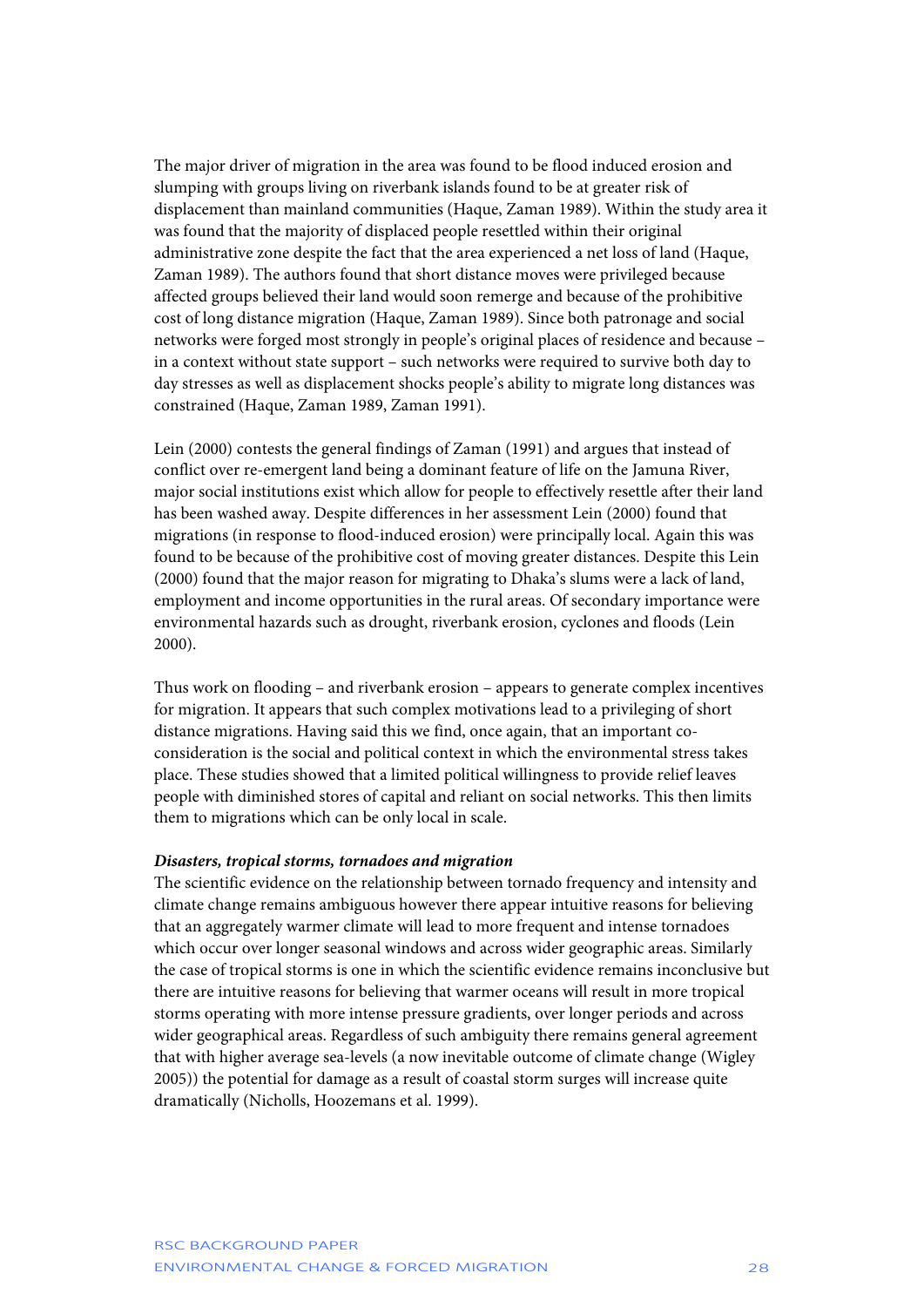The major driver of migration in the area was found to be flood induced erosion and slumping with groups living on riverbank islands found to be at greater risk of displacement than mainland communities (Haque, Zaman 1989). Within the study area it was found that the majority of displaced people resettled within their original administrative zone despite the fact that the area experienced a net loss of land (Haque, Zaman 1989). The authors found that short distance moves were privileged because affected groups believed their land would soon remerge and because of the prohibitive cost of long distance migration (Haque, Zaman 1989). Since both patronage and social networks were forged most strongly in people's original places of residence and because – in a context without state support – such networks were required to survive both day to day stresses as well as displacement shocks people's ability to migrate long distances was constrained (Haque, Zaman 1989, Zaman 1991).

Lein (2000) contests the general findings of Zaman (1991) and argues that instead of conflict over re-emergent land being a dominant feature of life on the Jamuna River, major social institutions exist which allow for people to effectively resettle after their land has been washed away. Despite differences in her assessment Lein (2000) found that migrations (in response to flood-induced erosion) were principally local. Again this was found to be because of the prohibitive cost of moving greater distances. Despite this Lein (2000) found that the major reason for migrating to Dhaka's slums were a lack of land, employment and income opportunities in the rural areas. Of secondary importance were environmental hazards such as drought, riverbank erosion, cyclones and floods (Lein 2000).

Thus work on flooding – and riverbank erosion – appears to generate complex incentives for migration. It appears that such complex motivations lead to a privileging of short distance migrations. Having said this we find, once again, that an important co-consideration is the social and political context in which the environmental stress takes place. These studies showed that a limited political willingness to provide relief leaves people with diminished stores of capital and reliant on social networks. This then limits them to migrations which can be only local in scale.

***Disasters, tropical storms, tornadoes and migration***

The scientific evidence on the relationship between tornado frequency and intensity and climate change remains ambiguous however there appear intuitive reasons for believing that an aggregately warmer climate will lead to more frequent and intense tornadoes which occur over longer seasonal windows and across wider geographic areas. Similarly the case of tropical storms is one in which the scientific evidence remains inconclusive but there are intuitive reasons for believing that warmer oceans will result in more tropical storms operating with more intense pressure gradients, over longer periods and across wider geographical areas. Regardless of such ambiguity there remains general agreement that with higher average sea-levels (a now inevitable outcome of climate change (Wigley 2005)) the potential for damage as a result of coastal storm surges will increase quite dramatically (Nicholls, Hoozemans et al. 1999).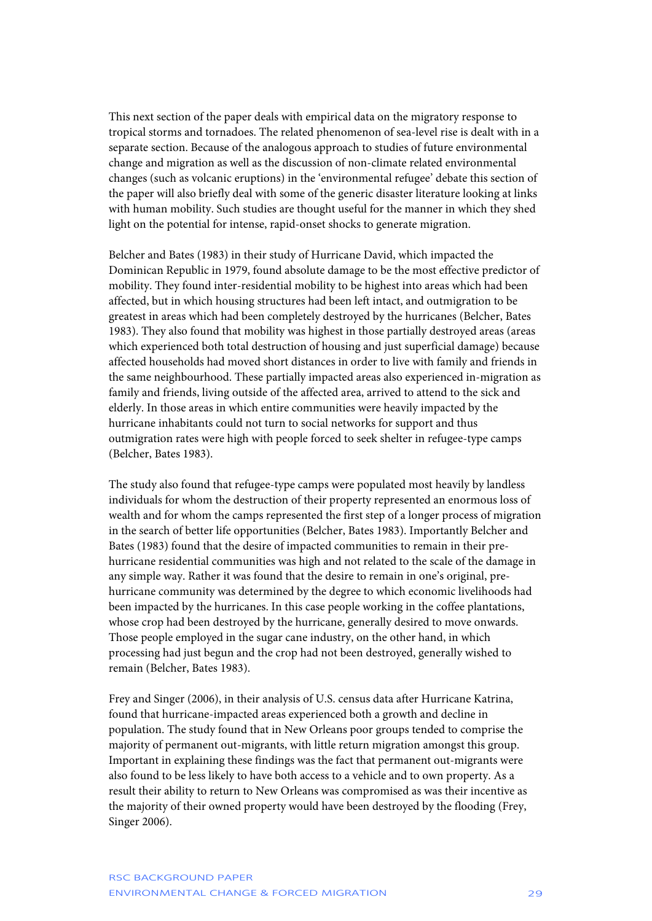This next section of the paper deals with empirical data on the migratory response to tropical storms and tornadoes. The related phenomenon of sea-level rise is dealt with in a separate section. Because of the analogous approach to studies of future environmental change and migration as well as the discussion of non-climate related environmental changes (such as volcanic eruptions) in the 'environmental refugee' debate this section of the paper will also briefly deal with some of the generic disaster literature looking at links with human mobility. Such studies are thought useful for the manner in which they shed light on the potential for intense, rapid-onset shocks to generate migration.

Belcher and Bates (1983) in their study of Hurricane David, which impacted the Dominican Republic in 1979, found absolute damage to be the most effective predictor of mobility. They found inter-residential mobility to be highest into areas which had been affected, but in which housing structures had been left intact, and outmigration to be greatest in areas which had been completely destroyed by the hurricanes (Belcher, Bates 1983). They also found that mobility was highest in those partially destroyed areas (areas which experienced both total destruction of housing and just superficial damage) because affected households had moved short distances in order to live with family and friends in the same neighbourhood. These partially impacted areas also experienced in-migration as family and friends, living outside of the affected area, arrived to attend to the sick and elderly. In those areas in which entire communities were heavily impacted by the hurricane inhabitants could not turn to social networks for support and thus outmigration rates were high with people forced to seek shelter in refugee-type camps (Belcher, Bates 1983).

The study also found that refugee-type camps were populated most heavily by landless individuals for whom the destruction of their property represented an enormous loss of wealth and for whom the camps represented the first step of a longer process of migration in the search of better life opportunities (Belcher, Bates 1983). Importantly Belcher and Bates (1983) found that the desire of impacted communities to remain in their pre-hurricane residential communities was high and not related to the scale of the damage in any simple way. Rather it was found that the desire to remain in one's original, pre-hurricane community was determined by the degree to which economic livelihoods had been impacted by the hurricanes. In this case people working in the coffee plantations, whose crop had been destroyed by the hurricane, generally desired to move onwards. Those people employed in the sugar cane industry, on the other hand, in which processing had just begun and the crop had not been destroyed, generally wished to remain (Belcher, Bates 1983).

Frey and Singer (2006), in their analysis of U.S. census data after Hurricane Katrina, found that hurricane-impacted areas experienced both a growth and decline in population. The study found that in New Orleans poor groups tended to comprise the majority of permanent out-migrants, with little return migration amongst this group. Important in explaining these findings was the fact that permanent out-migrants were also found to be less likely to have both access to a vehicle and to own property. As a result their ability to return to New Orleans was compromised as was their incentive as the majority of their owned property would have been destroyed by the flooding (Frey, Singer 2006).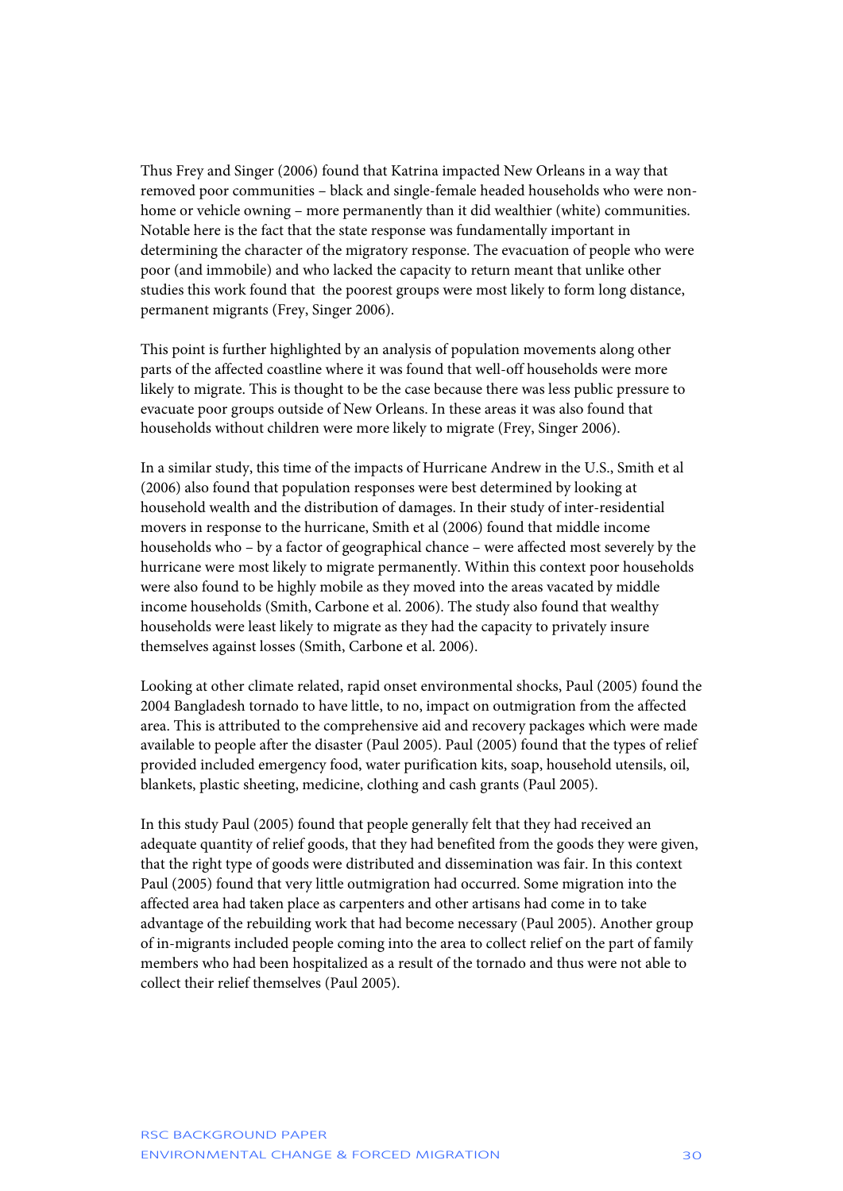Thus Frey and Singer (2006) found that Katrina impacted New Orleans in a way that removed poor communities – black and single-female headed households who were non-home or vehicle owning – more permanently than it did wealthier (white) communities. Notable here is the fact that the state response was fundamentally important in determining the character of the migratory response. The evacuation of people who were poor (and immobile) and who lacked the capacity to return meant that unlike other studies this work found that the poorest groups were most likely to form long distance, permanent migrants (Frey, Singer 2006).

This point is further highlighted by an analysis of population movements along other parts of the affected coastline where it was found that well-off households were more likely to migrate. This is thought to be the case because there was less public pressure to evacuate poor groups outside of New Orleans. In these areas it was also found that households without children were more likely to migrate (Frey, Singer 2006).

In a similar study, this time of the impacts of Hurricane Andrew in the U.S., Smith et al (2006) also found that population responses were best determined by looking at household wealth and the distribution of damages. In their study of inter-residential movers in response to the hurricane, Smith et al (2006) found that middle income households who – by a factor of geographical chance – were affected most severely by the hurricane were most likely to migrate permanently. Within this context poor households were also found to be highly mobile as they moved into the areas vacated by middle income households (Smith, Carbone et al. 2006). The study also found that wealthy households were least likely to migrate as they had the capacity to privately insure themselves against losses (Smith, Carbone et al. 2006).

Looking at other climate related, rapid onset environmental shocks, Paul (2005) found the 2004 Bangladesh tornado to have little, to no, impact on outmigration from the affected area. This is attributed to the comprehensive aid and recovery packages which were made available to people after the disaster (Paul 2005). Paul (2005) found that the types of relief provided included emergency food, water purification kits, soap, household utensils, oil, blankets, plastic sheeting, medicine, clothing and cash grants (Paul 2005).

In this study Paul (2005) found that people generally felt that they had received an adequate quantity of relief goods, that they had benefited from the goods they were given, that the right type of goods were distributed and dissemination was fair. In this context Paul (2005) found that very little outmigration had occurred. Some migration into the affected area had taken place as carpenters and other artisans had come in to take advantage of the rebuilding work that had become necessary (Paul 2005). Another group of in-migrants included people coming into the area to collect relief on the part of family members who had been hospitalized as a result of the tornado and thus were not able to collect their relief themselves (Paul 2005).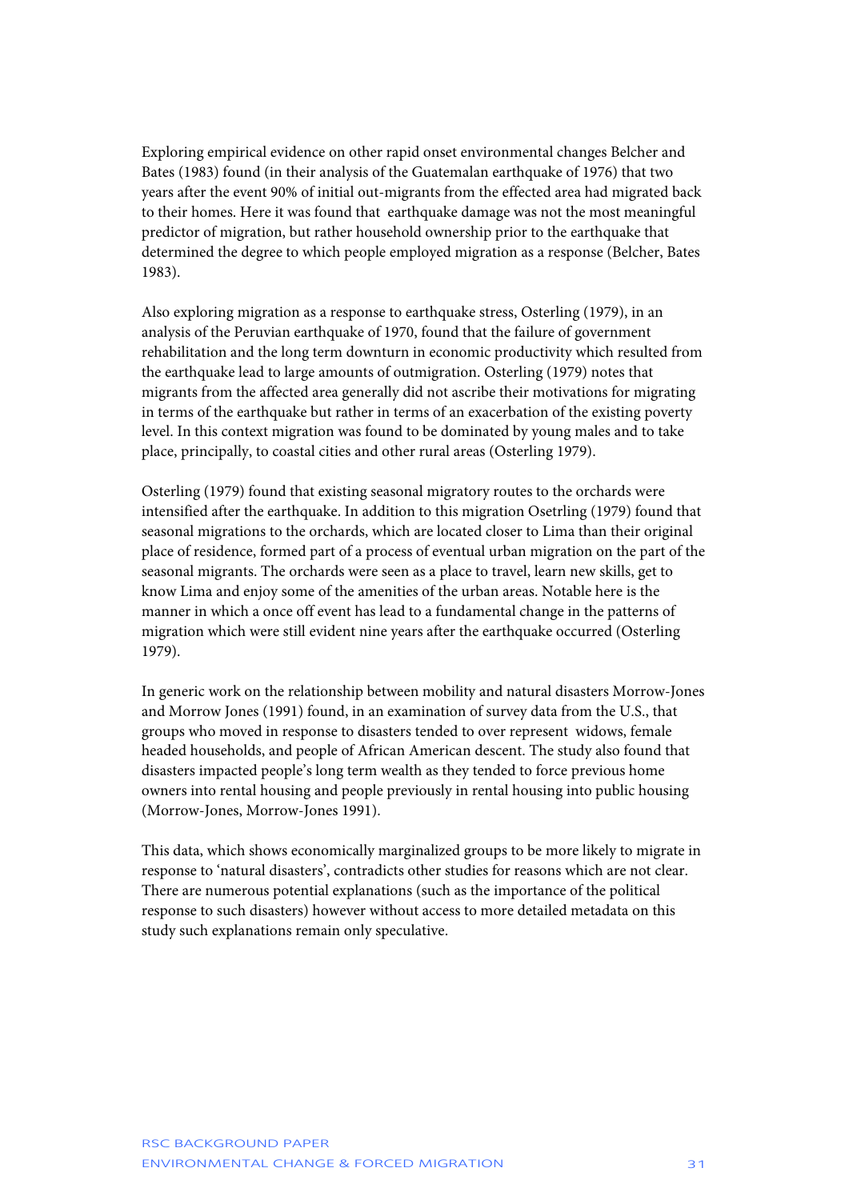Exploring empirical evidence on other rapid onset environmental changes Belcher and Bates (1983) found (in their analysis of the Guatemalan earthquake of 1976) that two years after the event 90% of initial out-migrants from the effected area had migrated back to their homes. Here it was found that earthquake damage was not the most meaningful predictor of migration, but rather household ownership prior to the earthquake that determined the degree to which people employed migration as a response (Belcher, Bates 1983).

Also exploring migration as a response to earthquake stress, Osterling (1979), in an analysis of the Peruvian earthquake of 1970, found that the failure of government rehabilitation and the long term downturn in economic productivity which resulted from the earthquake lead to large amounts of outmigration. Osterling (1979) notes that migrants from the affected area generally did not ascribe their motivations for migrating in terms of the earthquake but rather in terms of an exacerbation of the existing poverty level. In this context migration was found to be dominated by young males and to take place, principally, to coastal cities and other rural areas (Osterling 1979).

Osterling (1979) found that existing seasonal migratory routes to the orchards were intensified after the earthquake. In addition to this migration Osetrling (1979) found that seasonal migrations to the orchards, which are located closer to Lima than their original place of residence, formed part of a process of eventual urban migration on the part of the seasonal migrants. The orchards were seen as a place to travel, learn new skills, get to know Lima and enjoy some of the amenities of the urban areas. Notable here is the manner in which a once off event has lead to a fundamental change in the patterns of migration which were still evident nine years after the earthquake occurred (Osterling 1979).

In generic work on the relationship between mobility and natural disasters Morrow-Jones and Morrow Jones (1991) found, in an examination of survey data from the U.S., that groups who moved in response to disasters tended to over represent widows, female headed households, and people of African American descent. The study also found that disasters impacted people's long term wealth as they tended to force previous home owners into rental housing and people previously in rental housing into public housing (Morrow-Jones, Morrow-Jones 1991).

This data, which shows economically marginalized groups to be more likely to migrate in response to 'natural disasters', contradicts other studies for reasons which are not clear. There are numerous potential explanations (such as the importance of the political response to such disasters) however without access to more detailed metadata on this study such explanations remain only speculative.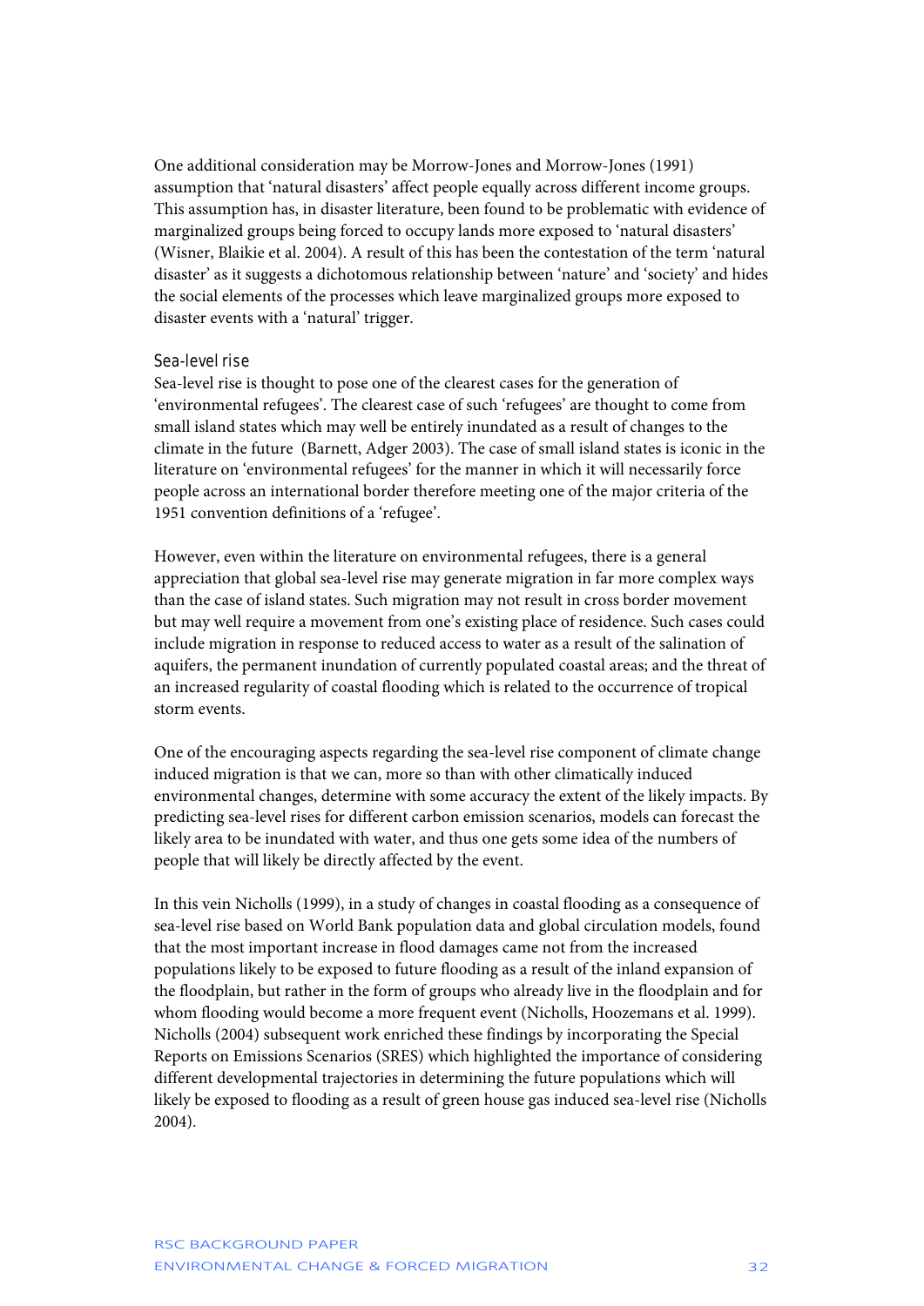One additional consideration may be Morrow-Jones and Morrow-Jones (1991) assumption that 'natural disasters' affect people equally across different income groups. This assumption has, in disaster literature, been found to be problematic with evidence of marginalized groups being forced to occupy lands more exposed to 'natural disasters' (Wisner, Blaikie et al. 2004). A result of this has been the contestation of the term 'natural disaster' as it suggests a dichotomous relationship between 'nature' and 'society' and hides the social elements of the processes which leave marginalized groups more exposed to disaster events with a 'natural' trigger.

### Sea-level rise

Sea-level rise is thought to pose one of the clearest cases for the generation of 'environmental refugees'. The clearest case of such 'refugees' are thought to come from small island states which may well be entirely inundated as a result of changes to the climate in the future (Barnett, Adger 2003). The case of small island states is iconic in the literature on 'environmental refugees' for the manner in which it will necessarily force people across an international border therefore meeting one of the major criteria of the 1951 convention definitions of a 'refugee'.

However, even within the literature on environmental refugees, there is a general appreciation that global sea-level rise may generate migration in far more complex ways than the case of island states. Such migration may not result in cross border movement but may well require a movement from one's existing place of residence. Such cases could include migration in response to reduced access to water as a result of the salination of aquifers, the permanent inundation of currently populated coastal areas; and the threat of an increased regularity of coastal flooding which is related to the occurrence of tropical storm events.

One of the encouraging aspects regarding the sea-level rise component of climate change induced migration is that we can, more so than with other climatically induced environmental changes, determine with some accuracy the extent of the likely impacts. By predicting sea-level rises for different carbon emission scenarios, models can forecast the likely area to be inundated with water, and thus one gets some idea of the numbers of people that will likely be directly affected by the event.

In this vein Nicholls (1999), in a study of changes in coastal flooding as a consequence of sea-level rise based on World Bank population data and global circulation models, found that the most important increase in flood damages came not from the increased populations likely to be exposed to future flooding as a result of the inland expansion of the floodplain, but rather in the form of groups who already live in the floodplain and for whom flooding would become a more frequent event (Nicholls, Hoozemans et al. 1999). Nicholls (2004) subsequent work enriched these findings by incorporating the Special Reports on Emissions Scenarios (SRES) which highlighted the importance of considering different developmental trajectories in determining the future populations which will likely be exposed to flooding as a result of green house gas induced sea-level rise (Nicholls 2004).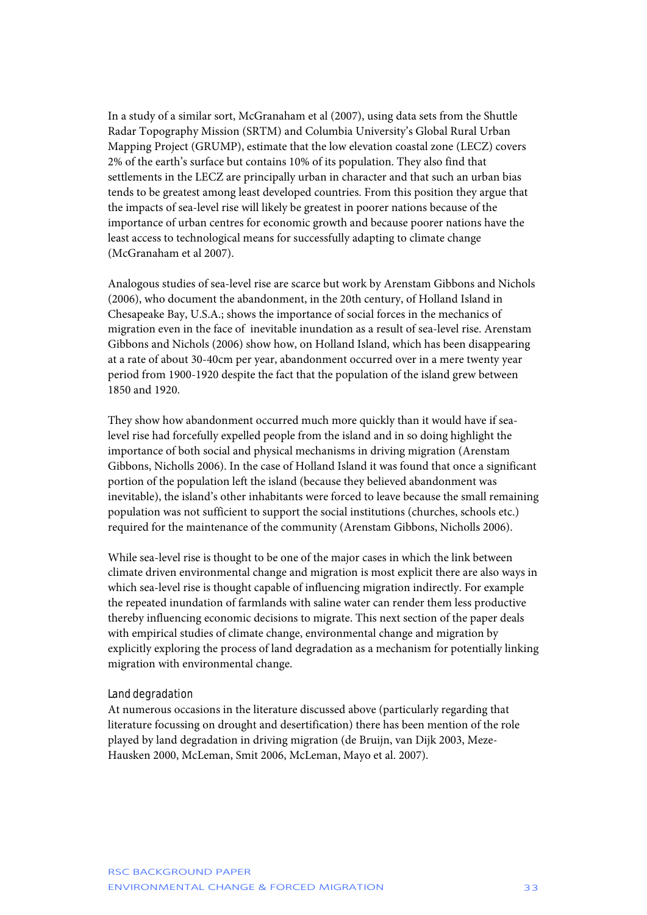In a study of a similar sort, McGranaham et al (2007), using data sets from the Shuttle Radar Topography Mission (SRTM) and Columbia University's Global Rural Urban Mapping Project (GRUMP), estimate that the low elevation coastal zone (LECZ) covers 2% of the earth's surface but contains 10% of its population. They also find that settlements in the LECZ are principally urban in character and that such an urban bias tends to be greatest among least developed countries. From this position they argue that the impacts of sea-level rise will likely be greatest in poorer nations because of the importance of urban centres for economic growth and because poorer nations have the least access to technological means for successfully adapting to climate change (McGranaham et al 2007).

Analogous studies of sea-level rise are scarce but work by Arenstam Gibbons and Nichols (2006), who document the abandonment, in the 20th century, of Holland Island in Chesapeake Bay, U.S.A.; shows the importance of social forces in the mechanics of migration even in the face of inevitable inundation as a result of sea-level rise. Arenstam Gibbons and Nichols (2006) show how, on Holland Island, which has been disappearing at a rate of about 30-40cm per year, abandonment occurred over in a mere twenty year period from 1900-1920 despite the fact that the population of the island grew between 1850 and 1920.

They show how abandonment occurred much more quickly than it would have if sea-level rise had forcefully expelled people from the island and in so doing highlight the importance of both social and physical mechanisms in driving migration (Arenstam Gibbons, Nicholls 2006). In the case of Holland Island it was found that once a significant portion of the population left the island (because they believed abandonment was inevitable), the island's other inhabitants were forced to leave because the small remaining population was not sufficient to support the social institutions (churches, schools etc.) required for the maintenance of the community (Arenstam Gibbons, Nicholls 2006).

While sea-level rise is thought to be one of the major cases in which the link between climate driven environmental change and migration is most explicit there are also ways in which sea-level rise is thought capable of influencing migration indirectly. For example the repeated inundation of farmlands with saline water can render them less productive thereby influencing economic decisions to migrate. This next section of the paper deals with empirical studies of climate change, environmental change and migration by explicitly exploring the process of land degradation as a mechanism for potentially linking migration with environmental change.

### Land degradation

At numerous occasions in the literature discussed above (particularly regarding that literature focussing on drought and desertification) there has been mention of the role played by land degradation in driving migration (de Bruijn, van Dijk 2003, Meze-Hausken 2000, McLeman, Smit 2006, McLeman, Mayo et al. 2007).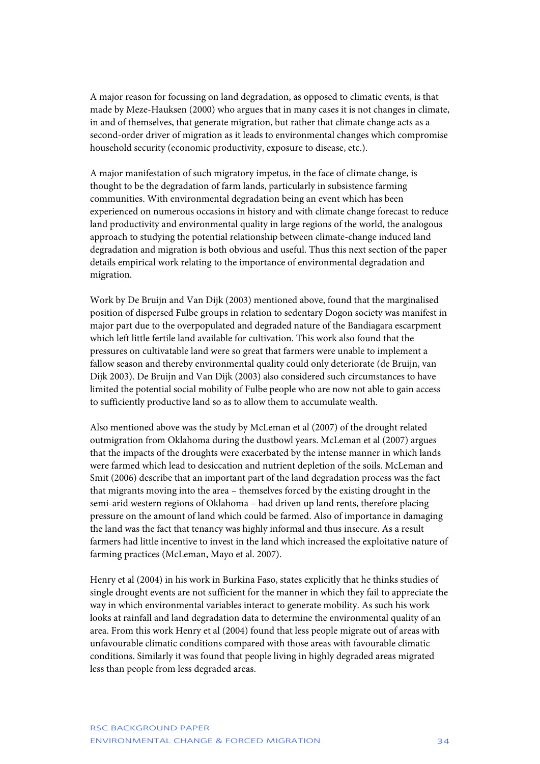A major reason for focussing on land degradation, as opposed to climatic events, is that made by Meze-Hauksen (2000) who argues that in many cases it is not changes in climate, in and of themselves, that generate migration, but rather that climate change acts as a second-order driver of migration as it leads to environmental changes which compromise household security (economic productivity, exposure to disease, etc.).

A major manifestation of such migratory impetus, in the face of climate change, is thought to be the degradation of farm lands, particularly in subsistence farming communities. With environmental degradation being an event which has been experienced on numerous occasions in history and with climate change forecast to reduce land productivity and environmental quality in large regions of the world, the analogous approach to studying the potential relationship between climate-change induced land degradation and migration is both obvious and useful. Thus this next section of the paper details empirical work relating to the importance of environmental degradation and migration.

Work by De Bruijn and Van Dijk (2003) mentioned above, found that the marginalised position of dispersed Fulbe groups in relation to sedentary Dogon society was manifest in major part due to the overpopulated and degraded nature of the Bandiagara escarpment which left little fertile land available for cultivation. This work also found that the pressures on cultivatable land were so great that farmers were unable to implement a fallow season and thereby environmental quality could only deteriorate (de Bruijn, van Dijk 2003). De Bruijn and Van Dijk (2003) also considered such circumstances to have limited the potential social mobility of Fulbe people who are now not able to gain access to sufficiently productive land so as to allow them to accumulate wealth.

Also mentioned above was the study by McLeman et al (2007) of the drought related outmigration from Oklahoma during the dustbowl years. McLeman et al (2007) argues that the impacts of the droughts were exacerbated by the intense manner in which lands were farmed which lead to desiccation and nutrient depletion of the soils. McLeman and Smit (2006) describe that an important part of the land degradation process was the fact that migrants moving into the area – themselves forced by the existing drought in the semi-arid western regions of Oklahoma – had driven up land rents, therefore placing pressure on the amount of land which could be farmed. Also of importance in damaging the land was the fact that tenancy was highly informal and thus insecure. As a result farmers had little incentive to invest in the land which increased the exploitative nature of farming practices (McLeman, Mayo et al. 2007).

Henry et al (2004) in his work in Burkina Faso, states explicitly that he thinks studies of single drought events are not sufficient for the manner in which they fail to appreciate the way in which environmental variables interact to generate mobility. As such his work looks at rainfall and land degradation data to determine the environmental quality of an area. From this work Henry et al (2004) found that less people migrate out of areas with unfavourable climatic conditions compared with those areas with favourable climatic conditions. Similarly it was found that people living in highly degraded areas migrated less than people from less degraded areas.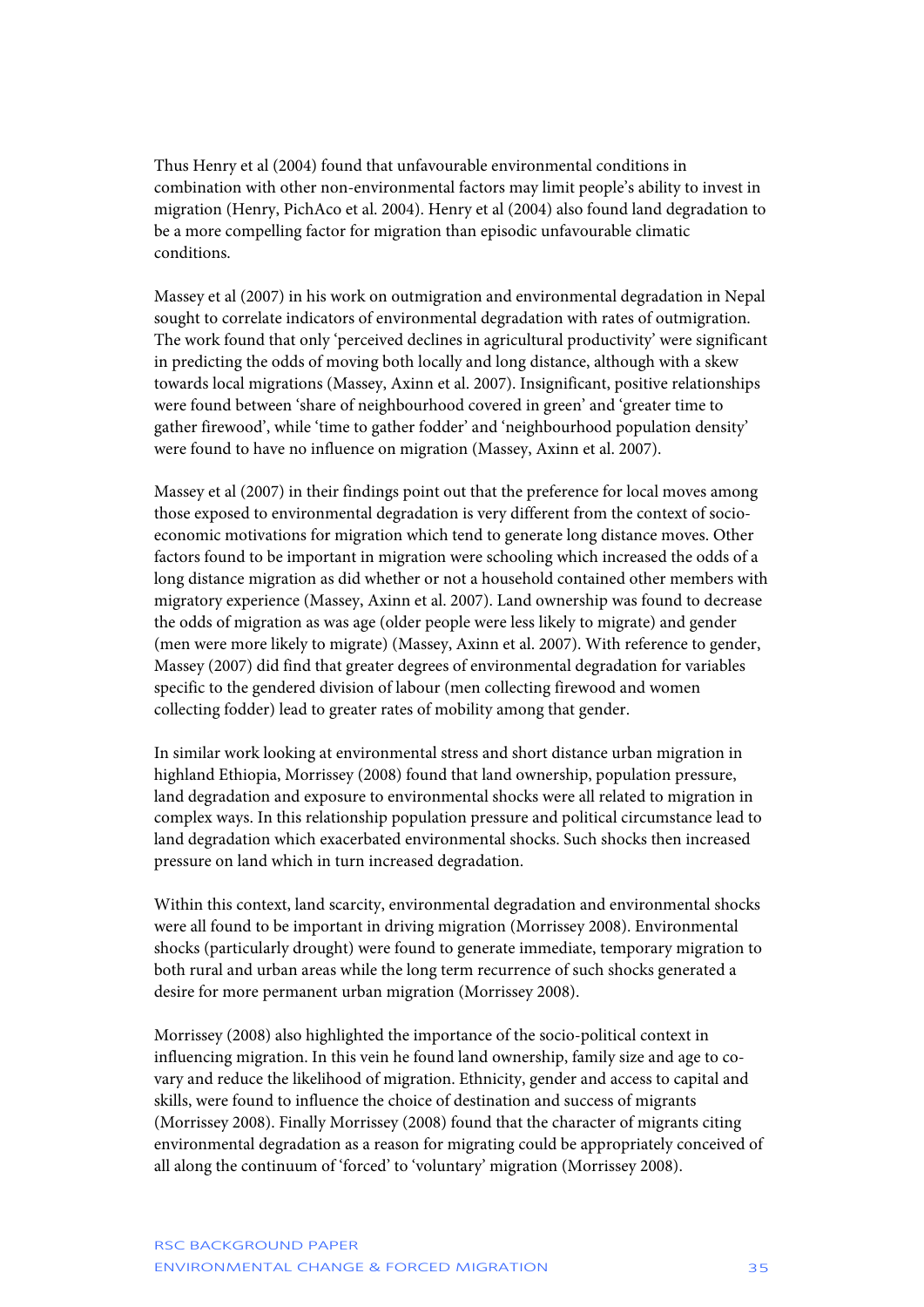Thus Henry et al (2004) found that unfavourable environmental conditions in combination with other non-environmental factors may limit people's ability to invest in migration (Henry, PichAco et al. 2004). Henry et al (2004) also found land degradation to be a more compelling factor for migration than episodic unfavourable climatic conditions.

Massey et al (2007) in his work on outmigration and environmental degradation in Nepal sought to correlate indicators of environmental degradation with rates of outmigration. The work found that only 'perceived declines in agricultural productivity' were significant in predicting the odds of moving both locally and long distance, although with a skew towards local migrations (Massey, Axinn et al. 2007). Insignificant, positive relationships were found between 'share of neighbourhood covered in green' and 'greater time to gather firewood', while 'time to gather fodder' and 'neighbourhood population density' were found to have no influence on migration (Massey, Axinn et al. 2007).

Massey et al (2007) in their findings point out that the preference for local moves among those exposed to environmental degradation is very different from the context of socio-economic motivations for migration which tend to generate long distance moves. Other factors found to be important in migration were schooling which increased the odds of a long distance migration as did whether or not a household contained other members with migratory experience (Massey, Axinn et al. 2007). Land ownership was found to decrease the odds of migration as was age (older people were less likely to migrate) and gender (men were more likely to migrate) (Massey, Axinn et al. 2007). With reference to gender, Massey (2007) did find that greater degrees of environmental degradation for variables specific to the gendered division of labour (men collecting firewood and women collecting fodder) lead to greater rates of mobility among that gender.

In similar work looking at environmental stress and short distance urban migration in highland Ethiopia, Morrissey (2008) found that land ownership, population pressure, land degradation and exposure to environmental shocks were all related to migration in complex ways. In this relationship population pressure and political circumstance lead to land degradation which exacerbated environmental shocks. Such shocks then increased pressure on land which in turn increased degradation.

Within this context, land scarcity, environmental degradation and environmental shocks were all found to be important in driving migration (Morrissey 2008). Environmental shocks (particularly drought) were found to generate immediate, temporary migration to both rural and urban areas while the long term recurrence of such shocks generated a desire for more permanent urban migration (Morrissey 2008).

Morrissey (2008) also highlighted the importance of the socio-political context in influencing migration. In this vein he found land ownership, family size and age to co-vary and reduce the likelihood of migration. Ethnicity, gender and access to capital and skills, were found to influence the choice of destination and success of migrants (Morrissey 2008). Finally Morrissey (2008) found that the character of migrants citing environmental degradation as a reason for migrating could be appropriately conceived of all along the continuum of 'forced' to 'voluntary' migration (Morrissey 2008).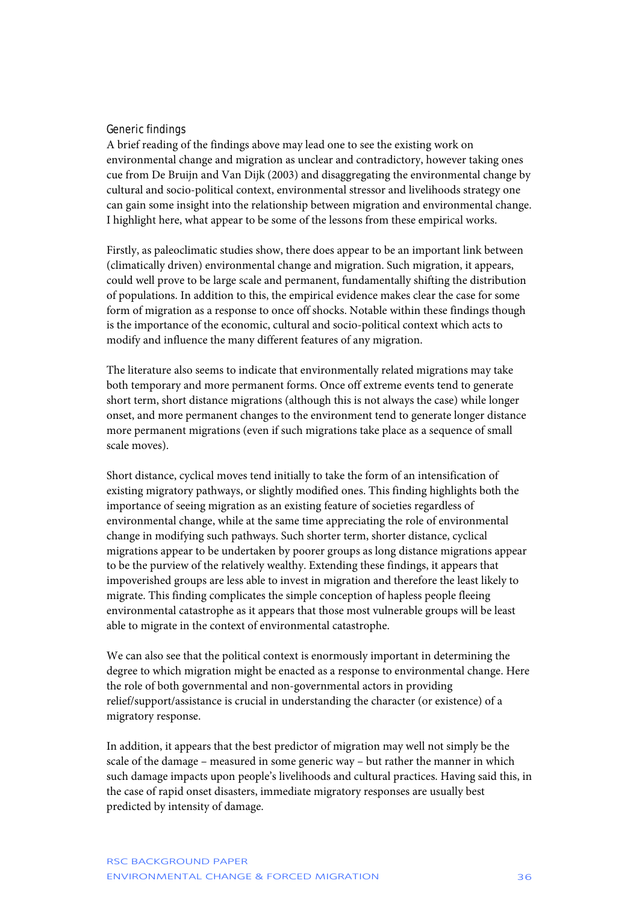### Generic findings

A brief reading of the findings above may lead one to see the existing work on environmental change and migration as unclear and contradictory, however taking ones cue from De Bruijn and Van Dijk (2003) and disaggregating the environmental change by cultural and socio-political context, environmental stressor and livelihoods strategy one can gain some insight into the relationship between migration and environmental change. I highlight here, what appear to be some of the lessons from these empirical works.

Firstly, as paleoclimatic studies show, there does appear to be an important link between (climatically driven) environmental change and migration. Such migration, it appears, could well prove to be large scale and permanent, fundamentally shifting the distribution of populations. In addition to this, the empirical evidence makes clear the case for some form of migration as a response to once off shocks. Notable within these findings though is the importance of the economic, cultural and socio-political context which acts to modify and influence the many different features of any migration.

The literature also seems to indicate that environmentally related migrations may take both temporary and more permanent forms. Once off extreme events tend to generate short term, short distance migrations (although this is not always the case) while longer onset, and more permanent changes to the environment tend to generate longer distance more permanent migrations (even if such migrations take place as a sequence of small scale moves).

Short distance, cyclical moves tend initially to take the form of an intensification of existing migratory pathways, or slightly modified ones. This finding highlights both the importance of seeing migration as an existing feature of societies regardless of environmental change, while at the same time appreciating the role of environmental change in modifying such pathways. Such shorter term, shorter distance, cyclical migrations appear to be undertaken by poorer groups as long distance migrations appear to be the purview of the relatively wealthy. Extending these findings, it appears that impoverished groups are less able to invest in migration and therefore the least likely to migrate. This finding complicates the simple conception of hapless people fleeing environmental catastrophe as it appears that those most vulnerable groups will be least able to migrate in the context of environmental catastrophe.

We can also see that the political context is enormously important in determining the degree to which migration might be enacted as a response to environmental change. Here the role of both governmental and non-governmental actors in providing relief/support/assistance is crucial in understanding the character (or existence) of a migratory response.

In addition, it appears that the best predictor of migration may well not simply be the scale of the damage – measured in some generic way – but rather the manner in which such damage impacts upon people's livelihoods and cultural practices. Having said this, in the case of rapid onset disasters, immediate migratory responses are usually best predicted by intensity of damage.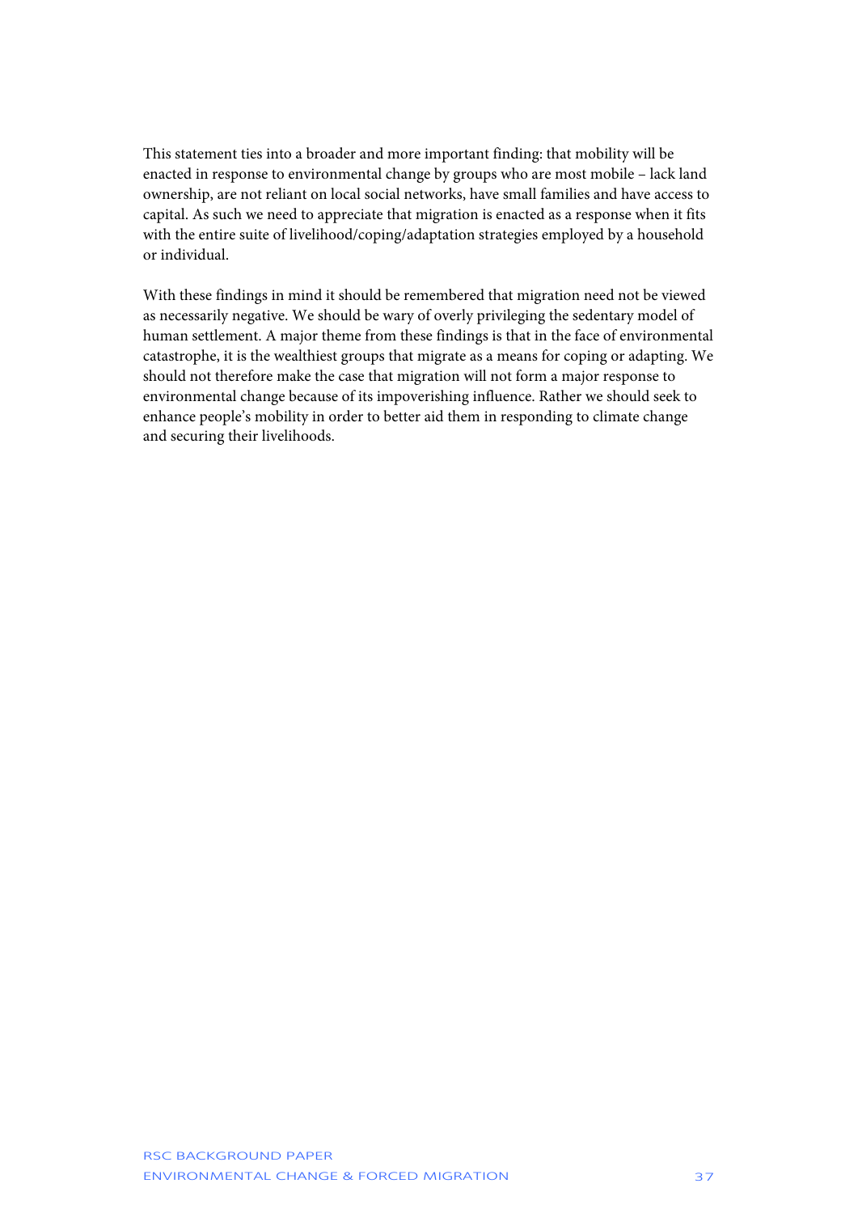This statement ties into a broader and more important finding: that mobility will be enacted in response to environmental change by groups who are most mobile – lack land ownership, are not reliant on local social networks, have small families and have access to capital. As such we need to appreciate that migration is enacted as a response when it fits with the entire suite of livelihood/coping/adaptation strategies employed by a household or individual.

With these findings in mind it should be remembered that migration need not be viewed as necessarily negative. We should be wary of overly privileging the sedentary model of human settlement. A major theme from these findings is that in the face of environmental catastrophe, it is the wealthiest groups that migrate as a means for coping or adapting. We should not therefore make the case that migration will not form a major response to environmental change because of its impoverishing influence. Rather we should seek to enhance people's mobility in order to better aid them in responding to climate change and securing their livelihoods.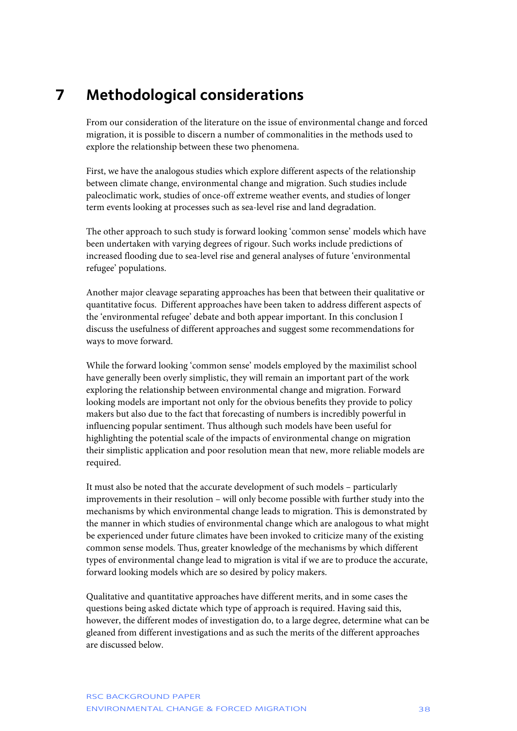# 7 Methodological considerations

From our consideration of the literature on the issue of environmental change and forced migration, it is possible to discern a number of commonalities in the methods used to explore the relationship between these two phenomena.

First, we have the analogous studies which explore different aspects of the relationship between climate change, environmental change and migration. Such studies include paleoclimatic work, studies of once-off extreme weather events, and studies of longer term events looking at processes such as sea-level rise and land degradation.

The other approach to such study is forward looking 'common sense' models which have been undertaken with varying degrees of rigour. Such works include predictions of increased flooding due to sea-level rise and general analyses of future 'environmental refugee' populations.

Another major cleavage separating approaches has been that between their qualitative or quantitative focus. Different approaches have been taken to address different aspects of the 'environmental refugee' debate and both appear important. In this conclusion I discuss the usefulness of different approaches and suggest some recommendations for ways to move forward.

While the forward looking 'common sense' models employed by the maximilist school have generally been overly simplistic, they will remain an important part of the work exploring the relationship between environmental change and migration. Forward looking models are important not only for the obvious benefits they provide to policy makers but also due to the fact that forecasting of numbers is incredibly powerful in influencing popular sentiment. Thus although such models have been useful for highlighting the potential scale of the impacts of environmental change on migration their simplistic application and poor resolution mean that new, more reliable models are required.

It must also be noted that the accurate development of such models – particularly improvements in their resolution – will only become possible with further study into the mechanisms by which environmental change leads to migration. This is demonstrated by the manner in which studies of environmental change which are analogous to what might be experienced under future climates have been invoked to criticize many of the existing common sense models. Thus, greater knowledge of the mechanisms by which different types of environmental change lead to migration is vital if we are to produce the accurate, forward looking models which are so desired by policy makers.

Qualitative and quantitative approaches have different merits, and in some cases the questions being asked dictate which type of approach is required. Having said this, however, the different modes of investigation do, to a large degree, determine what can be gleaned from different investigations and as such the merits of the different approaches are discussed below.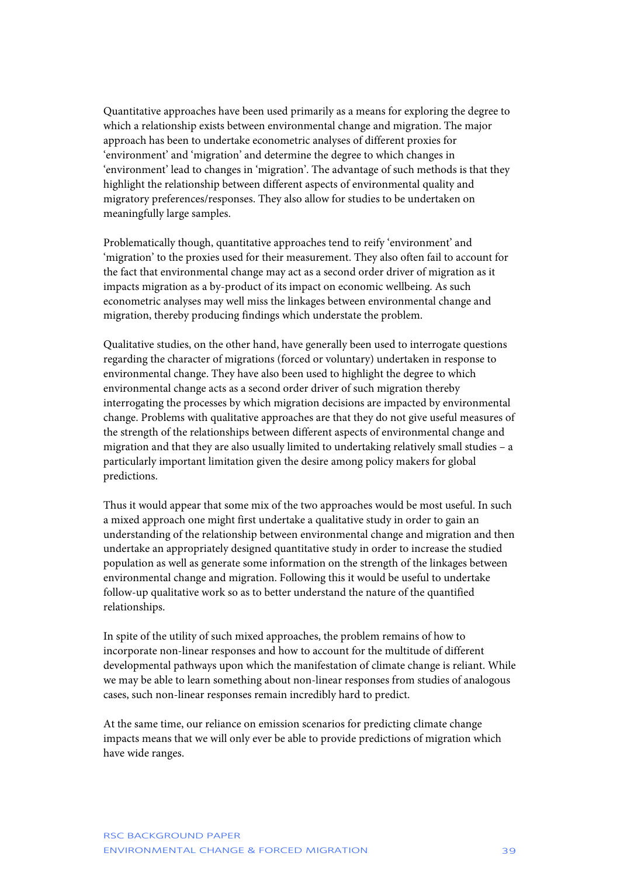Quantitative approaches have been used primarily as a means for exploring the degree to which a relationship exists between environmental change and migration. The major approach has been to undertake econometric analyses of different proxies for 'environment' and 'migration' and determine the degree to which changes in 'environment' lead to changes in 'migration'. The advantage of such methods is that they highlight the relationship between different aspects of environmental quality and migratory preferences/responses. They also allow for studies to be undertaken on meaningfully large samples.

Problematically though, quantitative approaches tend to reify 'environment' and 'migration' to the proxies used for their measurement. They also often fail to account for the fact that environmental change may act as a second order driver of migration as it impacts migration as a by-product of its impact on economic wellbeing. As such econometric analyses may well miss the linkages between environmental change and migration, thereby producing findings which understate the problem.

Qualitative studies, on the other hand, have generally been used to interrogate questions regarding the character of migrations (forced or voluntary) undertaken in response to environmental change. They have also been used to highlight the degree to which environmental change acts as a second order driver of such migration thereby interrogating the processes by which migration decisions are impacted by environmental change. Problems with qualitative approaches are that they do not give useful measures of the strength of the relationships between different aspects of environmental change and migration and that they are also usually limited to undertaking relatively small studies – a particularly important limitation given the desire among policy makers for global predictions.

Thus it would appear that some mix of the two approaches would be most useful. In such a mixed approach one might first undertake a qualitative study in order to gain an understanding of the relationship between environmental change and migration and then undertake an appropriately designed quantitative study in order to increase the studied population as well as generate some information on the strength of the linkages between environmental change and migration. Following this it would be useful to undertake follow-up qualitative work so as to better understand the nature of the quantified relationships.

In spite of the utility of such mixed approaches, the problem remains of how to incorporate non-linear responses and how to account for the multitude of different developmental pathways upon which the manifestation of climate change is reliant. While we may be able to learn something about non-linear responses from studies of analogous cases, such non-linear responses remain incredibly hard to predict.

At the same time, our reliance on emission scenarios for predicting climate change impacts means that we will only ever be able to provide predictions of migration which have wide ranges.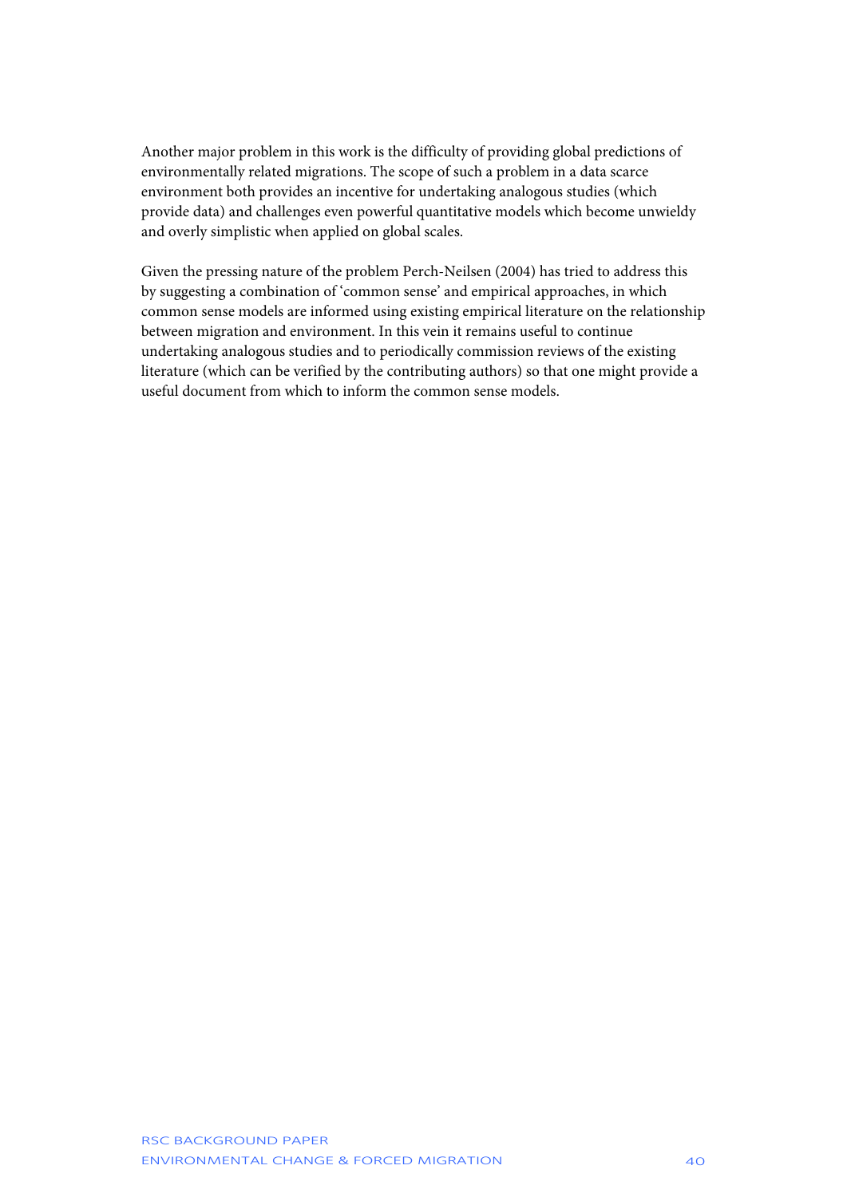Another major problem in this work is the difficulty of providing global predictions of environmentally related migrations. The scope of such a problem in a data scarce environment both provides an incentive for undertaking analogous studies (which provide data) and challenges even powerful quantitative models which become unwieldy and overly simplistic when applied on global scales.

Given the pressing nature of the problem Perch-Neilsen (2004) has tried to address this by suggesting a combination of 'common sense' and empirical approaches, in which common sense models are informed using existing empirical literature on the relationship between migration and environment. In this vein it remains useful to continue undertaking analogous studies and to periodically commission reviews of the existing literature (which can be verified by the contributing authors) so that one might provide a useful document from which to inform the common sense models.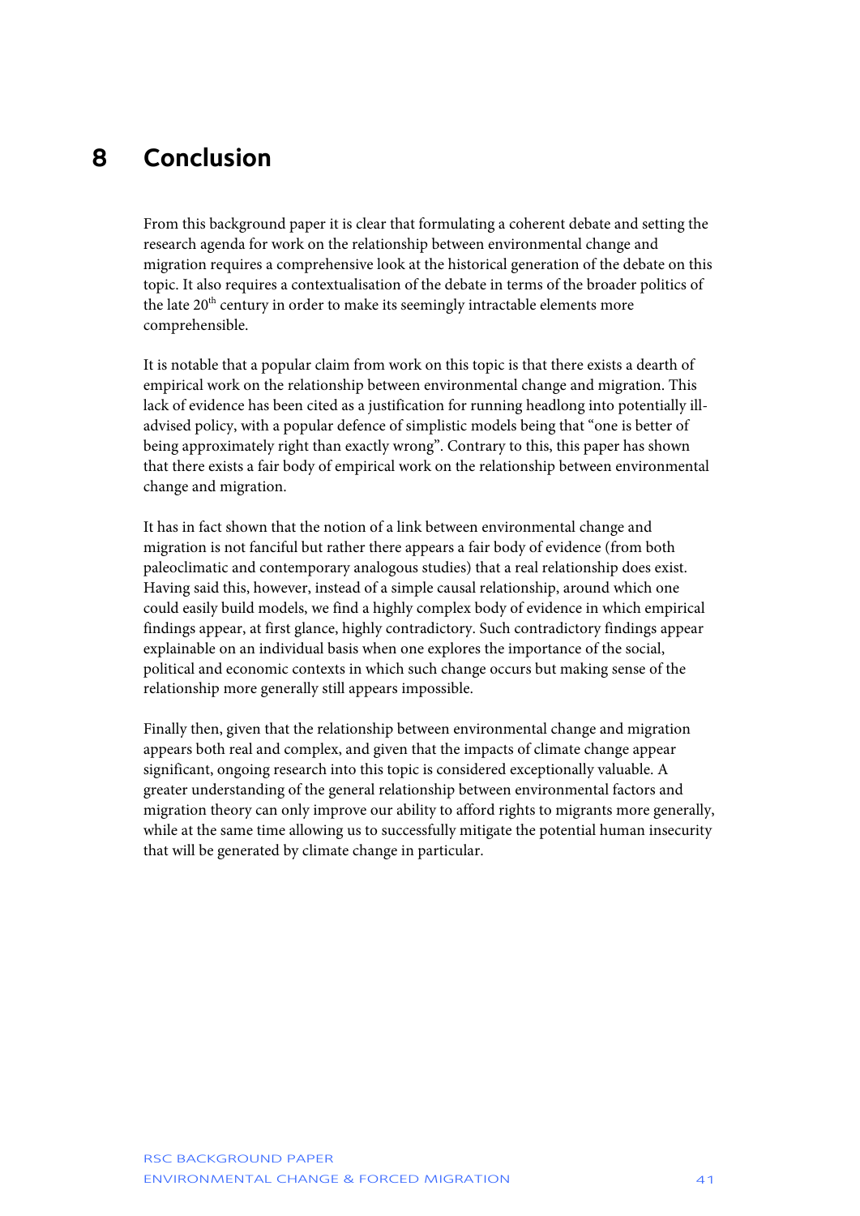# 8 Conclusion

From this background paper it is clear that formulating a coherent debate and setting the research agenda for work on the relationship between environmental change and migration requires a comprehensive look at the historical generation of the debate on this topic. It also requires a contextualisation of the debate in terms of the broader politics of the late 20th century in order to make its seemingly intractable elements more comprehensible.

It is notable that a popular claim from work on this topic is that there exists a dearth of empirical work on the relationship between environmental change and migration. This lack of evidence has been cited as a justification for running headlong into potentially ill-advised policy, with a popular defence of simplistic models being that "one is better of being approximately right than exactly wrong". Contrary to this, this paper has shown that there exists a fair body of empirical work on the relationship between environmental change and migration.

It has in fact shown that the notion of a link between environmental change and migration is not fanciful but rather there appears a fair body of evidence (from both paleoclimatic and contemporary analogous studies) that a real relationship does exist. Having said this, however, instead of a simple causal relationship, around which one could easily build models, we find a highly complex body of evidence in which empirical findings appear, at first glance, highly contradictory. Such contradictory findings appear explainable on an individual basis when one explores the importance of the social, political and economic contexts in which such change occurs but making sense of the relationship more generally still appears impossible.

Finally then, given that the relationship between environmental change and migration appears both real and complex, and given that the impacts of climate change appear significant, ongoing research into this topic is considered exceptionally valuable. A greater understanding of the general relationship between environmental factors and migration theory can only improve our ability to afford rights to migrants more generally, while at the same time allowing us to successfully mitigate the potential human insecurity that will be generated by climate change in particular.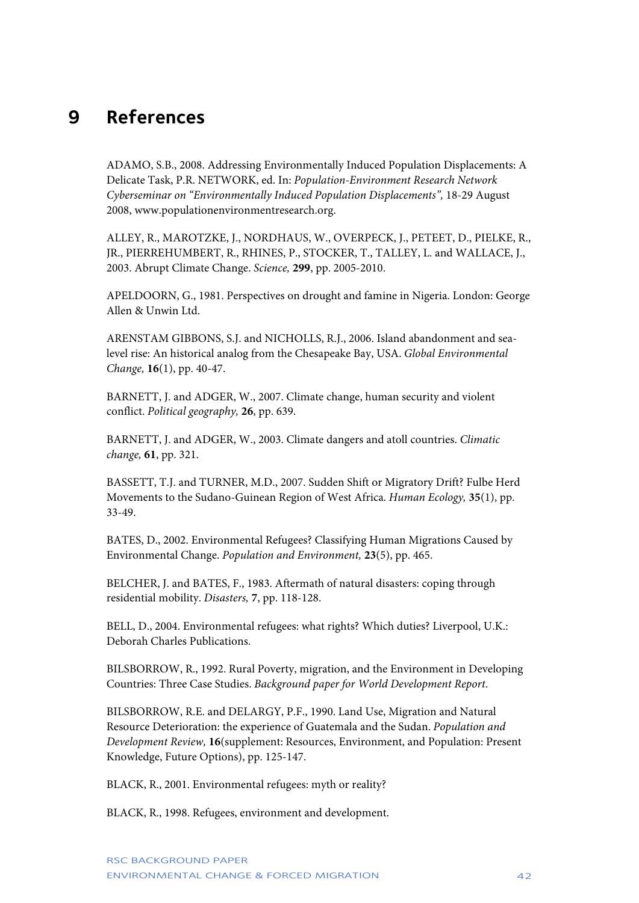# 9 References

ADAMO, S.B., 2008. Addressing Environmentally Induced Population Displacements: A Delicate Task, P.R. NETWORK, ed. In: *Population-Environment Research Network Cyberseminar on "Environmentally Induced Population Displacements",* 18-29 August 2008, www.populationenvironmentresearch.org.

ALLEY, R., MAROTZKE, J., NORDHAUS, W., OVERPECK, J., PETEET, D., PIELKE, R., JR., PIERREHUMBERT, R., RHINES, P., STOCKER, T., TALLEY, L. and WALLACE, J., 2003. Abrupt Climate Change. *Science,* **299**, pp. 2005-2010.

APELDOORN, G., 1981. Perspectives on drought and famine in Nigeria. London: George Allen & Unwin Ltd.

ARENSTAM GIBBONS, S.J. and NICHOLLS, R.J., 2006. Island abandonment and sea-level rise: An historical analog from the Chesapeake Bay, USA. *Global Environmental Change,* **16**(1), pp. 40-47.

BARNETT, J. and ADGER, W., 2007. Climate change, human security and violent conflict. *Political geography,* **26**, pp. 639.

BARNETT, J. and ADGER, W., 2003. Climate dangers and atoll countries. *Climatic change,* **61**, pp. 321.

BASSETT, T.J. and TURNER, M.D., 2007. Sudden Shift or Migratory Drift? Fulbe Herd Movements to the Sudano-Guinean Region of West Africa. *Human Ecology,* **35**(1), pp. 33-49.

BATES, D., 2002. Environmental Refugees? Classifying Human Migrations Caused by Environmental Change. *Population and Environment,* **23**(5), pp. 465.

BELCHER, J. and BATES, F., 1983. Aftermath of natural disasters: coping through residential mobility. *Disasters,* **7**, pp. 118-128.

BELL, D., 2004. Environmental refugees: what rights? Which duties? Liverpool, U.K.: Deborah Charles Publications.

BILSBORROW, R., 1992. Rural Poverty, migration, and the Environment in Developing Countries: Three Case Studies. *Background paper for World Development Report*.

BILSBORROW, R.E. and DELARGY, P.F., 1990. Land Use, Migration and Natural Resource Deterioration: the experience of Guatemala and the Sudan. *Population and Development Review,* **16**(supplement: Resources, Environment, and Population: Present Knowledge, Future Options), pp. 125-147.

BLACK, R., 2001. Environmental refugees: myth or reality?

BLACK, R., 1998. Refugees, environment and development.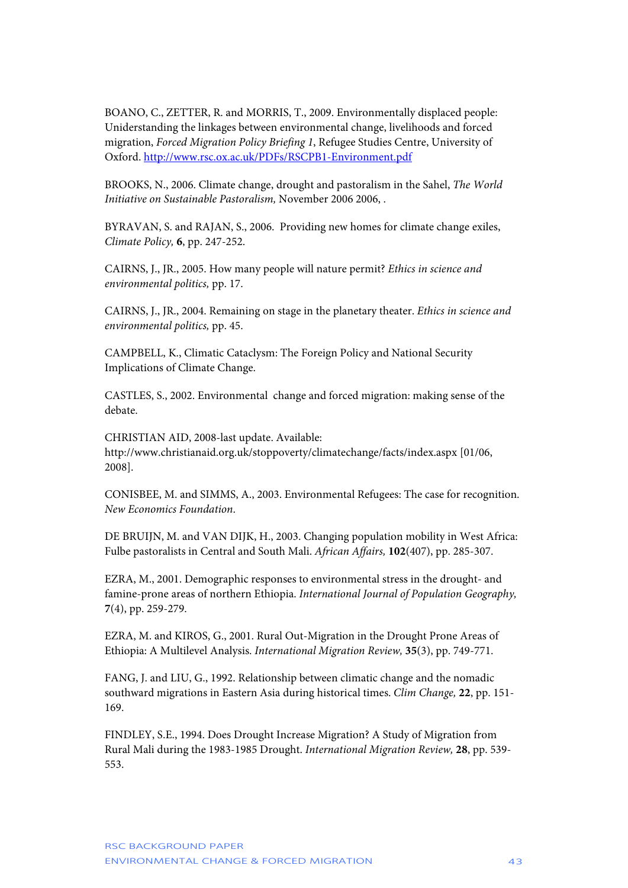BOANO, C., ZETTER, R. and MORRIS, T., 2009. Environmentally displaced people: Understanding the linkages between environmental change, livelihoods and forced migration, *Forced Migration Policy Briefing 1*, Refugee Studies Centre, University of Oxford. http://www.rsc.ox.ac.uk/PDFs/RSCPB1-Environment.pdf

BROOKS, N., 2006. Climate change, drought and pastoralism in the Sahel, *The World Initiative on Sustainable Pastoralism,* November 2006 2006, .

BYRAVAN, S. and RAJAN, S., 2006. Providing new homes for climate change exiles, *Climate Policy,* **6**, pp. 247-252.

CAIRNS, J., JR., 2005. How many people will nature permit? *Ethics in science and environmental politics,* pp. 17.

CAIRNS, J., JR., 2004. Remaining on stage in the planetary theater. *Ethics in science and environmental politics,* pp. 45.

CAMPBELL, K., Climatic Cataclysm: The Foreign Policy and National Security Implications of Climate Change.

CASTLES, S., 2002. Environmental change and forced migration: making sense of the debate.

CHRISTIAN AID, 2008-last update. Available: http://www.christianaid.org.uk/stoppoverty/climatechange/facts/index.aspx [01/06, 2008].

CONISBEE, M. and SIMMS, A., 2003. Environmental Refugees: The case for recognition. *New Economics Foundation.*

DE BRUIJN, M. and VAN DIJK, H., 2003. Changing population mobility in West Africa: Fulbe pastoralists in Central and South Mali. *African Affairs,* **102**(407), pp. 285-307.

EZRA, M., 2001. Demographic responses to environmental stress in the drought- and famine-prone areas of northern Ethiopia. *International Journal of Population Geography,* **7**(4), pp. 259-279.

EZRA, M. and KIROS, G., 2001. Rural Out-Migration in the Drought Prone Areas of Ethiopia: A Multilevel Analysis. *International Migration Review,* **35**(3), pp. 749-771.

FANG, J. and LIU, G., 1992. Relationship between climatic change and the nomadic southward migrations in Eastern Asia during historical times. *Clim Change,* **22**, pp. 151-169.

FINDLEY, S.E., 1994. Does Drought Increase Migration? A Study of Migration from Rural Mali during the 1983-1985 Drought. *International Migration Review,* **28**, pp. 539-553.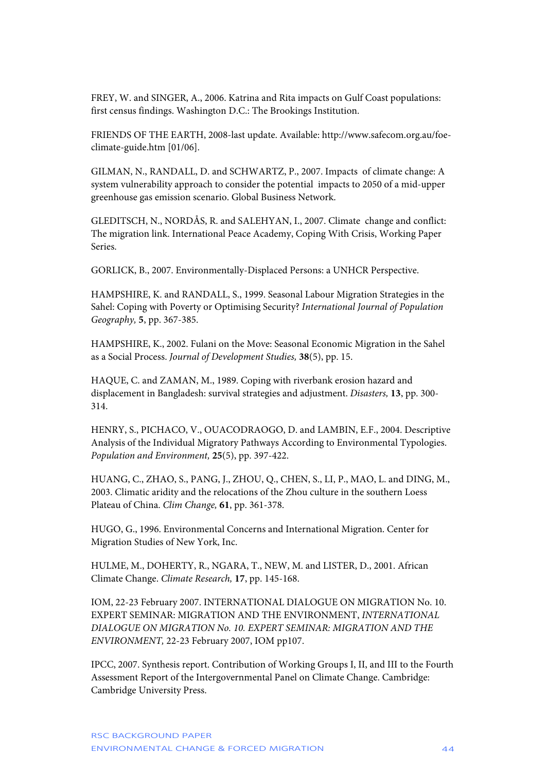FREY, W. and SINGER, A., 2006. Katrina and Rita impacts on Gulf Coast populations: first census findings. Washington D.C.: The Brookings Institution.

FRIENDS OF THE EARTH, 2008-last update. Available: http://www.safecom.org.au/foe-climate-guide.htm [01/06].

GILMAN, N., RANDALL, D. and SCHWARTZ, P., 2007. Impacts of climate change: A system vulnerability approach to consider the potential impacts to 2050 of a mid-upper greenhouse gas emission scenario. Global Business Network.

GLEDITSCH, N., NORDÅS, R. and SALEHYAN, I., 2007. Climate change and conflict: The migration link. International Peace Academy, Coping With Crisis, Working Paper Series.

GORLICK, B., 2007. Environmentally-Displaced Persons: a UNHCR Perspective.

HAMPSHIRE, K. and RANDALL, S., 1999. Seasonal Labour Migration Strategies in the Sahel: Coping with Poverty or Optimising Security? *International Journal of Population Geography,* **5**, pp. 367-385.

HAMPSHIRE, K., 2002. Fulani on the Move: Seasonal Economic Migration in the Sahel as a Social Process. *Journal of Development Studies,* **38**(5), pp. 15.

HAQUE, C. and ZAMAN, M., 1989. Coping with riverbank erosion hazard and displacement in Bangladesh: survival strategies and adjustment. *Disasters,* **13**, pp. 300-314.

HENRY, S., PICHACO, V., OUACODRAOGO, D. and LAMBIN, E.F., 2004. Descriptive Analysis of the Individual Migratory Pathways According to Environmental Typologies. *Population and Environment,* **25**(5), pp. 397-422.

HUANG, C., ZHAO, S., PANG, J., ZHOU, Q., CHEN, S., LI, P., MAO, L. and DING, M., 2003. Climatic aridity and the relocations of the Zhou culture in the southern Loess Plateau of China. *Clim Change,* **61**, pp. 361-378.

HUGO, G., 1996. Environmental Concerns and International Migration. Center for Migration Studies of New York, Inc.

HULME, M., DOHERTY, R., NGARA, T., NEW, M. and LISTER, D., 2001. African Climate Change. *Climate Research,* **17**, pp. 145-168.

IOM, 22-23 February 2007. INTERNATIONAL DIALOGUE ON MIGRATION No. 10. EXPERT SEMINAR: MIGRATION AND THE ENVIRONMENT, *INTERNATIONAL DIALOGUE ON MIGRATION No. 10. EXPERT SEMINAR: MIGRATION AND THE ENVIRONMENT,* 22-23 February 2007, IOM pp107.

IPCC, 2007. Synthesis report. Contribution of Working Groups I, II, and III to the Fourth Assessment Report of the Intergovernmental Panel on Climate Change. Cambridge: Cambridge University Press.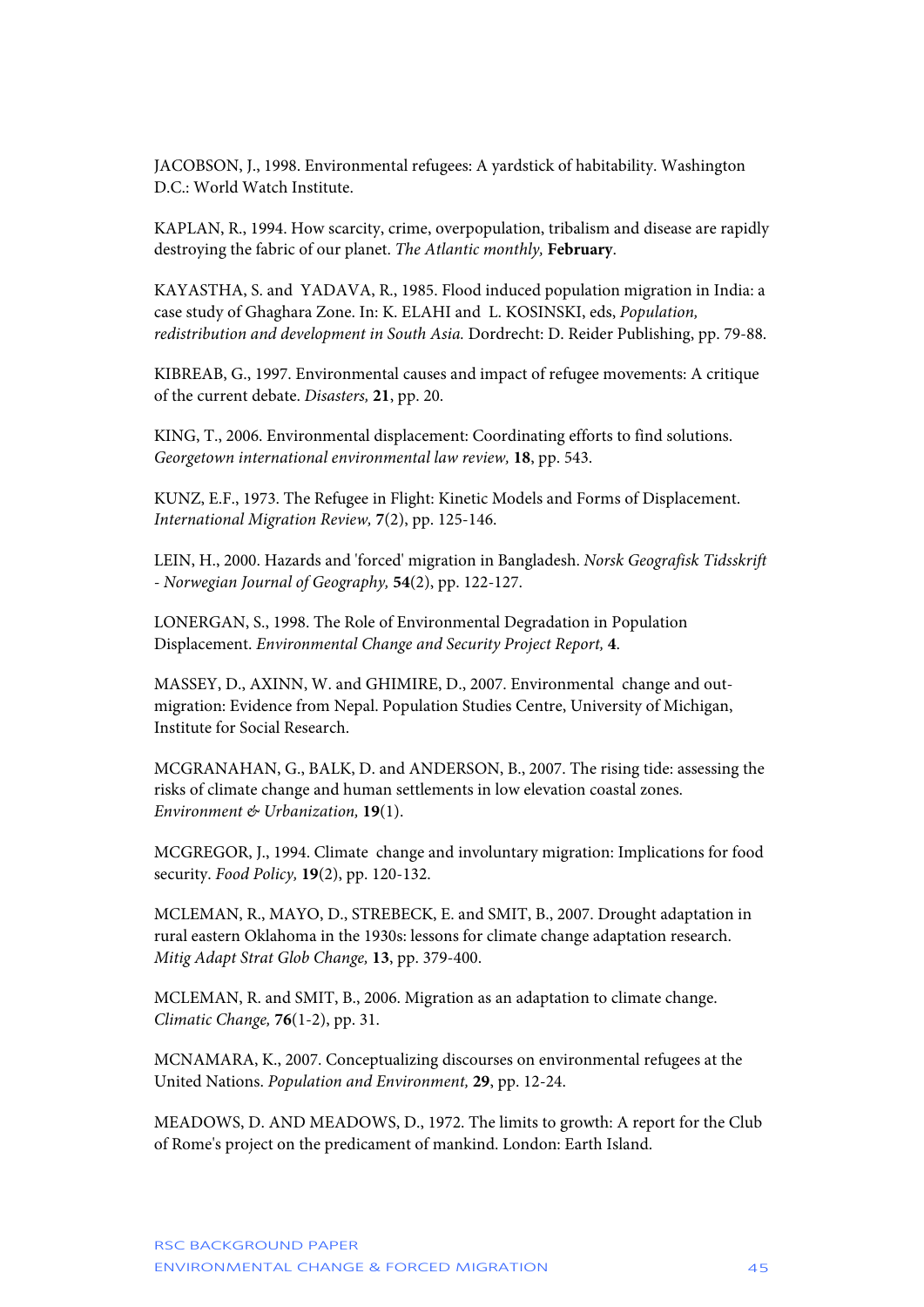JACOBSON, J., 1998. Environmental refugees: A yardstick of habitability. Washington D.C.: World Watch Institute.

KAPLAN, R., 1994. How scarcity, crime, overpopulation, tribalism and disease are rapidly destroying the fabric of our planet. *The Atlantic monthly,* **February**.

KAYASTHA, S. and YADAVA, R., 1985. Flood induced population migration in India: a case study of Ghaghara Zone. In: K. ELAHI and L. KOSINSKI, eds, *Population, redistribution and development in South Asia.* Dordrecht: D. Reider Publishing, pp. 79-88.

KIBREAB, G., 1997. Environmental causes and impact of refugee movements: A critique of the current debate. *Disasters,* **21**, pp. 20.

KING, T., 2006. Environmental displacement: Coordinating efforts to find solutions. *Georgetown international environmental law review,* **18**, pp. 543.

KUNZ, E.F., 1973. The Refugee in Flight: Kinetic Models and Forms of Displacement. *International Migration Review,* **7**(2), pp. 125-146.

LEIN, H., 2000. Hazards and 'forced' migration in Bangladesh. *Norsk Geografisk Tidsskrift - Norwegian Journal of Geography,* **54**(2), pp. 122-127.

LONERGAN, S., 1998. The Role of Environmental Degradation in Population Displacement. *Environmental Change and Security Project Report,* **4**.

MASSEY, D., AXINN, W. and GHIMIRE, D., 2007. Environmental change and out-migration: Evidence from Nepal. Population Studies Centre, University of Michigan, Institute for Social Research.

MCGRANAHAN, G., BALK, D. and ANDERSON, B., 2007. The rising tide: assessing the risks of climate change and human settlements in low elevation coastal zones. *Environment & Urbanization,* **19**(1).

MCGREGOR, J., 1994. Climate change and involuntary migration: Implications for food security. *Food Policy,* **19**(2), pp. 120-132.

MCLEMAN, R., MAYO, D., STREBECK, E. and SMIT, B., 2007. Drought adaptation in rural eastern Oklahoma in the 1930s: lessons for climate change adaptation research. *Mitig Adapt Strat Glob Change,* **13**, pp. 379-400.

MCLEMAN, R. and SMIT, B., 2006. Migration as an adaptation to climate change. *Climatic Change,* **76**(1-2), pp. 31.

MCNAMARA, K., 2007. Conceptualizing discourses on environmental refugees at the United Nations. *Population and Environment,* **29**, pp. 12-24.

MEADOWS, D. AND MEADOWS, D., 1972. The limits to growth: A report for the Club of Rome's project on the predicament of mankind. London: Earth Island.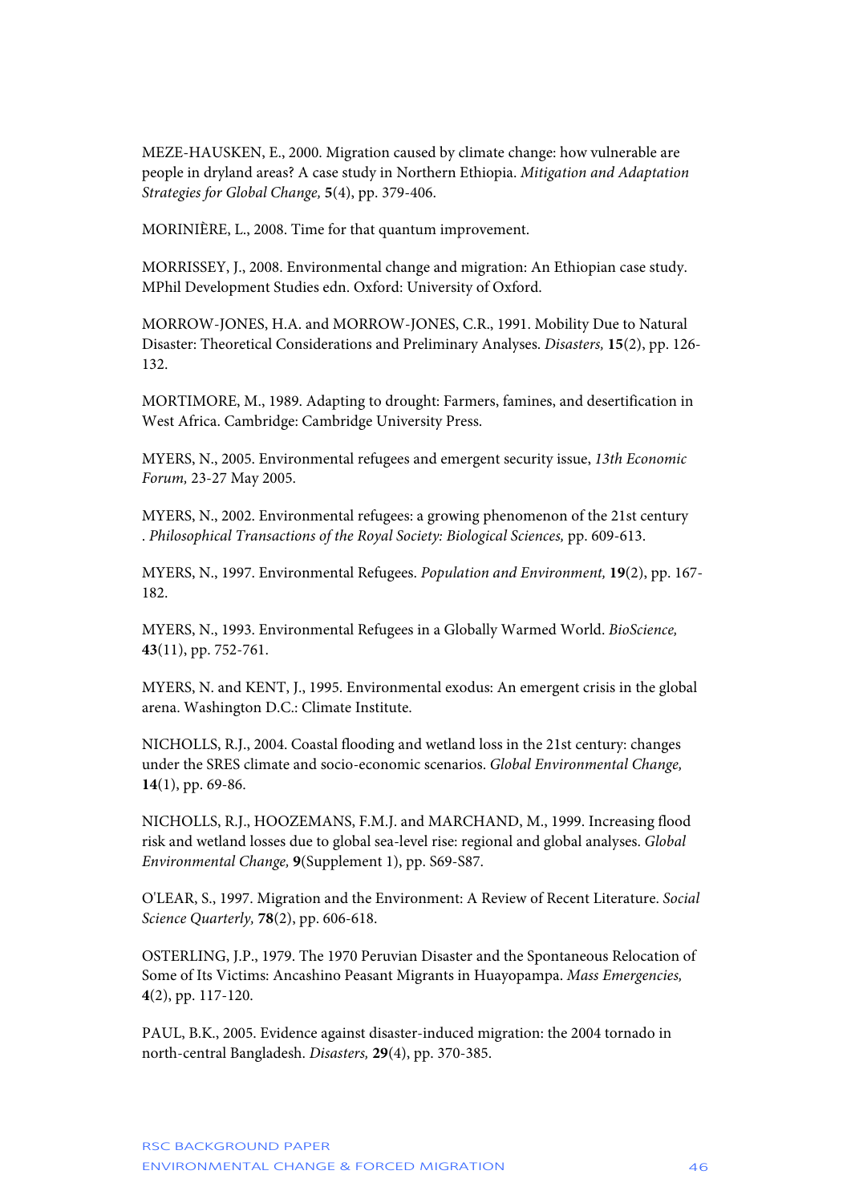MEZE-HAUSKEN, E., 2000. Migration caused by climate change: how vulnerable are people in dryland areas? A case study in Northern Ethiopia. *Mitigation and Adaptation Strategies for Global Change,* **5**(4), pp. 379-406.

MORINIÈRE, L., 2008. Time for that quantum improvement.

MORRISSEY, J., 2008. Environmental change and migration: An Ethiopian case study. MPhil Development Studies edn. Oxford: University of Oxford.

MORROW-JONES, H.A. and MORROW-JONES, C.R., 1991. Mobility Due to Natural Disaster: Theoretical Considerations and Preliminary Analyses. *Disasters,* **15**(2), pp. 126-132.

MORTIMORE, M., 1989. Adapting to drought: Farmers, famines, and desertification in West Africa. Cambridge: Cambridge University Press.

MYERS, N., 2005. Environmental refugees and emergent security issue, *13th Economic Forum,* 23-27 May 2005.

MYERS, N., 2002. Environmental refugees: a growing phenomenon of the 21st century . *Philosophical Transactions of the Royal Society: Biological Sciences,* pp. 609-613.

MYERS, N., 1997. Environmental Refugees. *Population and Environment,* **19**(2), pp. 167-182.

MYERS, N., 1993. Environmental Refugees in a Globally Warmed World. *BioScience,* **43**(11), pp. 752-761.

MYERS, N. and KENT, J., 1995. Environmental exodus: An emergent crisis in the global arena. Washington D.C.: Climate Institute.

NICHOLLS, R.J., 2004. Coastal flooding and wetland loss in the 21st century: changes under the SRES climate and socio-economic scenarios. *Global Environmental Change,* **14**(1), pp. 69-86.

NICHOLLS, R.J., HOOZEMANS, F.M.J. and MARCHAND, M., 1999. Increasing flood risk and wetland losses due to global sea-level rise: regional and global analyses. *Global Environmental Change,* **9**(Supplement 1), pp. S69-S87.

O'LEAR, S., 1997. Migration and the Environment: A Review of Recent Literature. *Social Science Quarterly,* **78**(2), pp. 606-618.

OSTERLING, J.P., 1979. The 1970 Peruvian Disaster and the Spontaneous Relocation of Some of Its Victims: Ancashino Peasant Migrants in Huayopampa. *Mass Emergencies,* **4**(2), pp. 117-120.

PAUL, B.K., 2005. Evidence against disaster-induced migration: the 2004 tornado in north-central Bangladesh. *Disasters,* **29**(4), pp. 370-385.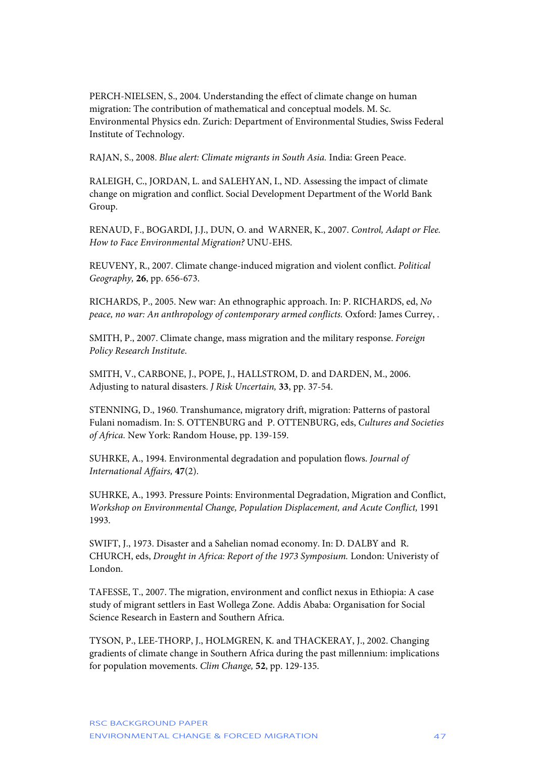PERCH-NIELSEN, S., 2004. Understanding the effect of climate change on human migration: The contribution of mathematical and conceptual models. M. Sc. Environmental Physics edn. Zurich: Department of Environmental Studies, Swiss Federal Institute of Technology.

RAJAN, S., 2008. *Blue alert: Climate migrants in South Asia.* India: Green Peace.

RALEIGH, C., JORDAN, L. and SALEHYAN, I., ND. Assessing the impact of climate change on migration and conflict. Social Development Department of the World Bank Group.

RENAUD, F., BOGARDI, J.J., DUN, O. and WARNER, K., 2007. *Control, Adapt or Flee. How to Face Environmental Migration?* UNU-EHS.

REUVENY, R., 2007. Climate change-induced migration and violent conflict. *Political Geography,* **26**, pp. 656-673.

RICHARDS, P., 2005. New war: An ethnographic approach. In: P. RICHARDS, ed, *No peace, no war: An anthropology of contemporary armed conflicts.* Oxford: James Currey, .

SMITH, P., 2007. Climate change, mass migration and the military response. *Foreign Policy Research Institute.*

SMITH, V., CARBONE, J., POPE, J., HALLSTROM, D. and DARDEN, M., 2006. Adjusting to natural disasters. *J Risk Uncertain,* **33**, pp. 37-54.

STENNING, D., 1960. Transhumance, migratory drift, migration: Patterns of pastoral Fulani nomadism. In: S. OTTENBURG and P. OTTENBURG, eds, *Cultures and Societies of Africa.* New York: Random House, pp. 139-159.

SUHRKE, A., 1994. Environmental degradation and population flows. *Journal of International Affairs,* **47**(2).

SUHRKE, A., 1993. Pressure Points: Environmental Degradation, Migration and Conflict, *Workshop on Environmental Change, Population Displacement, and Acute Conflict,* 1991 1993.

SWIFT, J., 1973. Disaster and a Sahelian nomad economy. In: D. DALBY and R. CHURCH, eds, *Drought in Africa: Report of the 1973 Symposium.* London: Univeristy of London.

TAFESSE, T., 2007. The migration, environment and conflict nexus in Ethiopia: A case study of migrant settlers in East Wollega Zone. Addis Ababa: Organisation for Social Science Research in Eastern and Southern Africa.

TYSON, P., LEE-THORP, J., HOLMGREN, K. and THACKERAY, J., 2002. Changing gradients of climate change in Southern Africa during the past millennium: implications for population movements. *Clim Change,* **52**, pp. 129-135.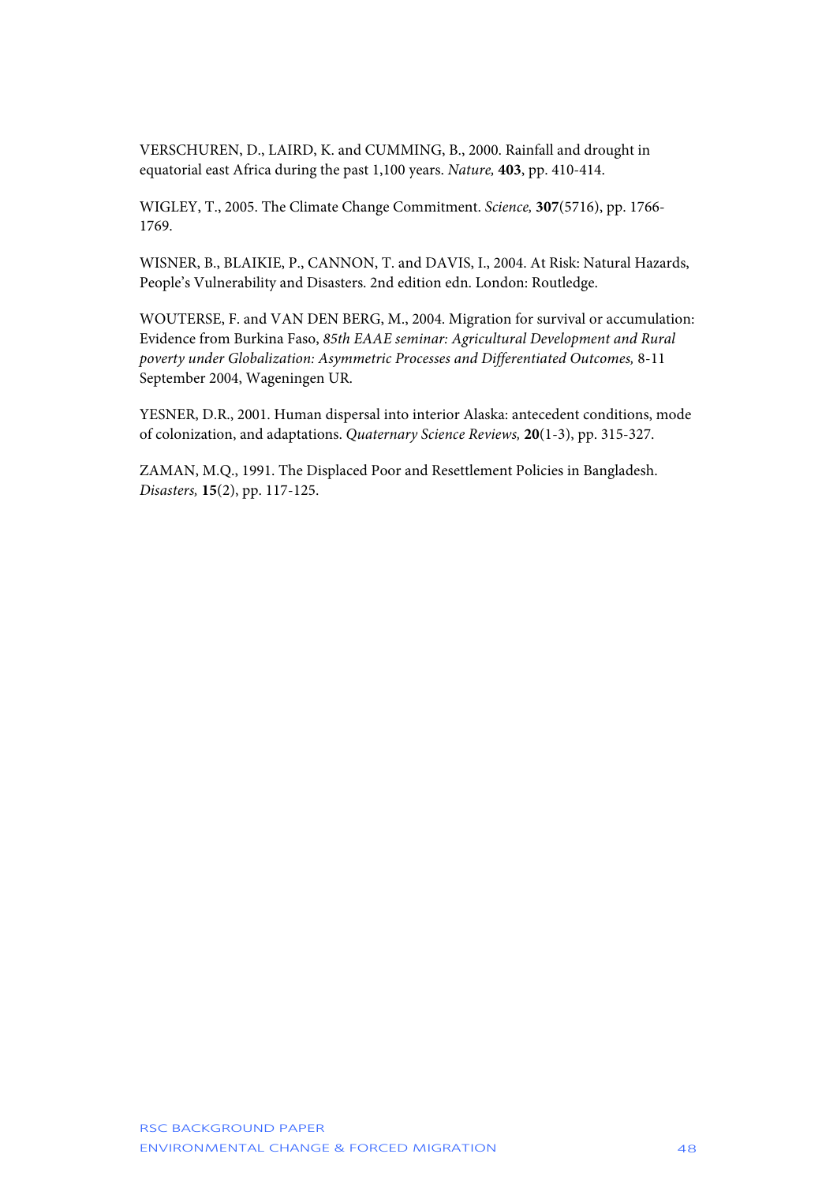VERSCHUREN, D., LAIRD, K. and CUMMING, B., 2000. Rainfall and drought in equatorial east Africa during the past 1,100 years. *Nature,* **403**, pp. 410-414.

WIGLEY, T., 2005. The Climate Change Commitment. *Science,* **307**(5716), pp. 1766-1769.

WISNER, B., BLAIKIE, P., CANNON, T. and DAVIS, I., 2004. At Risk: Natural Hazards, People's Vulnerability and Disasters. 2nd edition edn. London: Routledge.

WOUTERSE, F. and VAN DEN BERG, M., 2004. Migration for survival or accumulation: Evidence from Burkina Faso, *85th EAAE seminar: Agricultural Development and Rural poverty under Globalization: Asymmetric Processes and Differentiated Outcomes,* 8-11 September 2004, Wageningen UR.

YESNER, D.R., 2001. Human dispersal into interior Alaska: antecedent conditions, mode of colonization, and adaptations. *Quaternary Science Reviews,* **20**(1-3), pp. 315-327.

ZAMAN, M.Q., 1991. The Displaced Poor and Resettlement Policies in Bangladesh. *Disasters,* **15**(2), pp. 117-125.